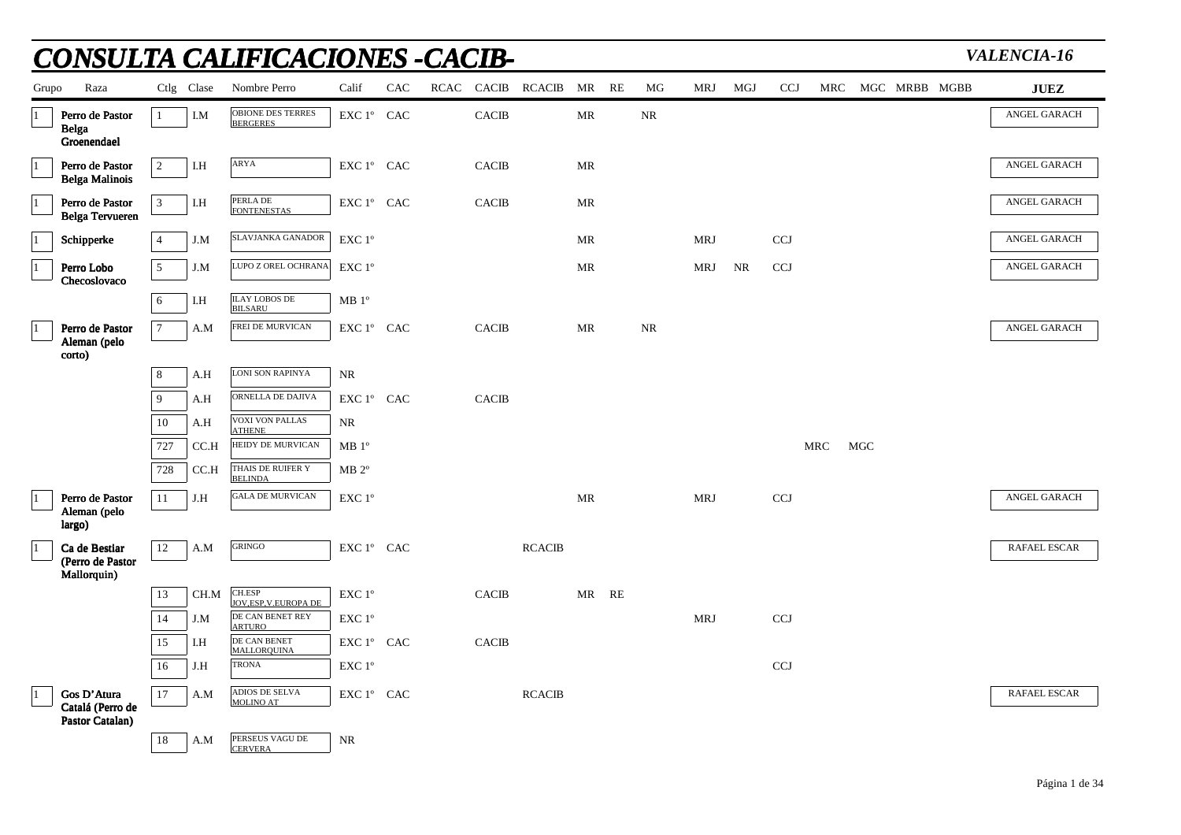# CONSULTA CALIFICACIONES -CACIB-

*VALENCIA-16*

| Grupo | Raza | Ctlg | Clase | Nombre Perro | Calif | CAC | RCAC | CACIB | RCACIB | MR | RE | MG | MRJ | MGJ | CCJ | MRC | MGC | MRBB | MGBB | JUEZ |
|---|---|---|---|---|---|---|---|---|---|---|---|---|---|---|---|---|---|---|---|---|
| 1 | **Perro de Pastor Belga Groenendael** | 1 | I.M | OBIONE DES TERRES BERGERES | EXC 1º | CAC | | CACIB | | MR | | NR | | | | | | | | ANGEL GARACH |
| 1 | **Perro de Pastor Belga Malinois** | 2 | I.H | ARYA | EXC 1º | CAC | | CACIB | | MR | | | | | | | | | | ANGEL GARACH |
| 1 | **Perro de Pastor Belga Tervueren** | 3 | I.H | PERLA DE FONTENESTAS | EXC 1º | CAC | | CACIB | | MR | | | | | | | | | | ANGEL GARACH |
| 1 | **Schipperke** | 4 | J.M | SLAVJANKA GANADOR | EXC 1º | | | | | MR | | | MRJ | | CCJ | | | | | ANGEL GARACH |
| 1 | **Perro Lobo Checoslovaco** | 5 | J.M | LUPO Z OREL OCHRANA | EXC 1º | | | | | MR | | | MRJ | NR | CCJ | | | | | ANGEL GARACH |
| | | 6 | I.H | ILAY LOBOS DE BILSARU | MB 1º | | | | | | | | | | | | | | | |
| 1 | **Perro de Pastor Aleman (pelo corto)** | 7 | A.M | FREI DE MURVICAN | EXC 1º | CAC | | CACIB | | MR | | NR | | | | | | | | ANGEL GARACH |
| | | 8 | A.H | LONI SON RAPINYA | NR | | | | | | | | | | | | | | | |
| | | 9 | A.H | ORNELLA DE DAJIVA | EXC 1º | CAC | | CACIB | | | | | | | | | | | | |
| | | 10 | A.H | VOXI VON PALLAS ATHENE | NR | | | | | | | | | | | | | | | |
| | | 727 | CC.H | HEIDY DE MURVICAN | MB 1º | | | | | | | | | | | MRC | MGC | | | |
| | | 728 | CC.H | THAIS DE RUIFER Y BELINDA | MB 2º | | | | | | | | | | | | | | | |
| 1 | **Perro de Pastor Aleman (pelo largo)** | 11 | J.H | GALA DE MURVICAN | EXC 1º | | | | | MR | | | MRJ | | CCJ | | | | | ANGEL GARACH |
| 1 | **Ca de Bestiar (Perro de Pastor Mallorquin)** | 12 | A.M | GRINGO | EXC 1º | CAC | | | RCACIB | | | | | | | | | | | RAFAEL ESCAR |
| | | 13 | CH.M | CH.ESP JOV,ESP,V.EUROPA DE | EXC 1º | | | CACIB | | MR | RE | | | | | | | | | |
| | | 14 | J.M | DE CAN BENET REY ARTURO | EXC 1º | | | | | | | | MRJ | | CCJ | | | | | |
| | | 15 | I.H | DE CAN BENET MALLORQUINA | EXC 1º | CAC | | CACIB | | | | | | | | | | | | |
| | | 16 | J.H | TRONA | EXC 1º | | | | | | | | | | CCJ | | | | | |
| 1 | **Gos D'Atura Catalá (Perro de Pastor Catalan)** | 17 | A.M | ADIOS DE SELVA MOLINO AT | EXC 1º | CAC | | | RCACIB | | | | | | | | | | | RAFAEL ESCAR |
| | | 18 | A.M | PERSEUS VAGU DE CERVERA | NR | | | | | | | | | | | | | | | |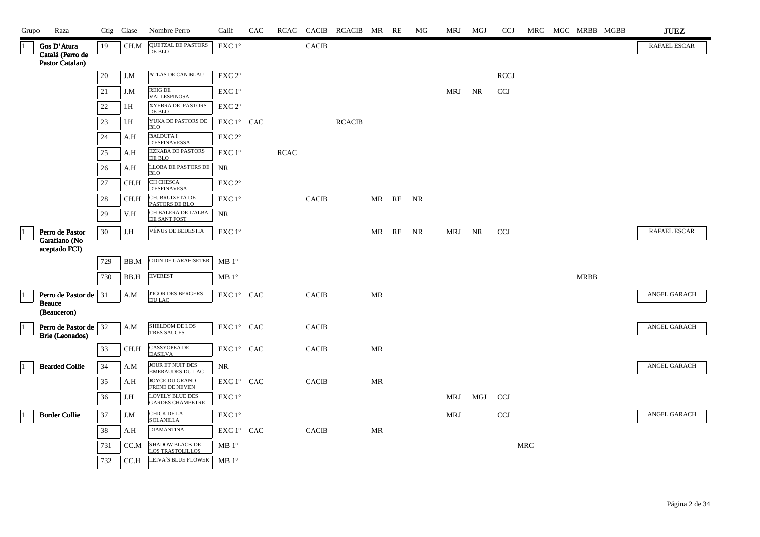| Grupo | Raza | Ctlg | Clase | Nombre Perro | Calif | CAC | RCAC | CACIB | RCACIB | MR | RE | MG | MRJ | MGJ | CCJ | MRC | MGC | MRBB | MGBB | JUEZ |
|---|---|---|---|---|---|---|---|---|---|---|---|---|---|---|---|---|---|---|---|---|
| 1 | Gos D'Atura Catalá (Perro de Pastor Catalan) | 19 | CH.M | QUETZAL DE PASTORS DE BLO | EXC 1º | | | CACIB | | | | | | | | | | | | RAFAEL ESCAR |
| | | 20 | J.M | ATLAS DE CAN BLAU | EXC 2º | | | | | | | | | | RCCJ | | | | | |
| | | 21 | J.M | REIG DE VALLESPINOSA | EXC 1º | | | | | | | | MRJ | NR | CCJ | | | | | |
| | | 22 | I.H | XYEBRA DE PASTORS DE BLO | EXC 2º | | | | | | | | | | | | | | | |
| | | 23 | I.H | YUKA DE PASTORS DE BLO | EXC 1º | CAC | | | RCACIB | | | | | | | | | | | |
| | | 24 | A.H | BALDUFA I D'ESPINAVESSA | EXC 2º | | | | | | | | | | | | | | | |
| | | 25 | A.H | EZKABA DE PASTORS DE BLO | EXC 1º | | RCAC | | | | | | | | | | | | | |
| | | 26 | A.H | LLOBA DE PASTORS DE BLO | NR | | | | | | | | | | | | | | | |
| | | 27 | CH.H | CH CHESCA D'ESPINAVESA | EXC 2º | | | | | | | | | | | | | | | |
| | | 28 | CH.H | CH. BRUIXETA DE PASTORS DE BLO | EXC 1º | | | CACIB | | MR | RE | NR | | | | | | | | |
| | | 29 | V.H | CH BALERA DE L'ALBA DE SANT FOST | NR | | | | | | | | | | | | | | | |
| 1 | Perro de Pastor Garafiano (No aceptado FCI) | 30 | J.H | VÉNUS DE BEDESTIA | EXC 1º | | | | | MR | RE | NR | MRJ | NR | CCJ | | | | | RAFAEL ESCAR |
| | | 729 | BB.M | ODIN DE GARAFISETER | MB 1º | | | | | | | | | | | | | | | |
| | | 730 | BB.H | EVEREST | MB 1º | | | | | | | | | | | | | MRBB | | |
| 1 | Perro de Pastor de Beauce (Beauceron) | 31 | A.M | J'IGOR DES BERGERS DU LAC | EXC 1º | CAC | | CACIB | | MR | | | | | | | | | | ANGEL GARACH |
| 1 | Perro de Pastor de Brie (Leonados) | 32 | A.M | SHELDOM DE LOS TRES SAUCES | EXC 1º | CAC | | CACIB | | | | | | | | | | | | ANGEL GARACH |
| | | 33 | CH.H | CASSYOPEA DE DASILVA | EXC 1º | CAC | | CACIB | | MR | | | | | | | | | | |
| 1 | Bearded Collie | 34 | A.M | JOUR ET NUIT DES EMERAUDES DU LAC | NR | | | | | | | | | | | | | | | ANGEL GARACH |
| | | 35 | A.H | JOYCE DU GRAND FRENE DE NEVEN | EXC 1º | CAC | | CACIB | | MR | | | | | | | | | | |
| | | 36 | J.H | LOVELY BLUE DES GARDES CHAMPETRE | EXC 1º | | | | | | | | MRJ | MGJ | CCJ | | | | | |
| 1 | Border Collie | 37 | J.M | CHICK DE LA SOLANILLA | EXC 1º | | | | | | | | MRJ | | CCJ | | | | | ANGEL GARACH |
| | | 38 | A.H | DIAMANTINA | EXC 1º | CAC | | CACIB | | MR | | | | | | | | | | |
| | | 731 | CC.M | SHADOW BLACK DE LOS TRASTOLILLOS | MB 1º | | | | | | | | | | | MRC | | | | |
| | | 732 | CC.H | LEIVA´S BLUE FLOWER | MB 1º | | | | | | | | | | | | | | | |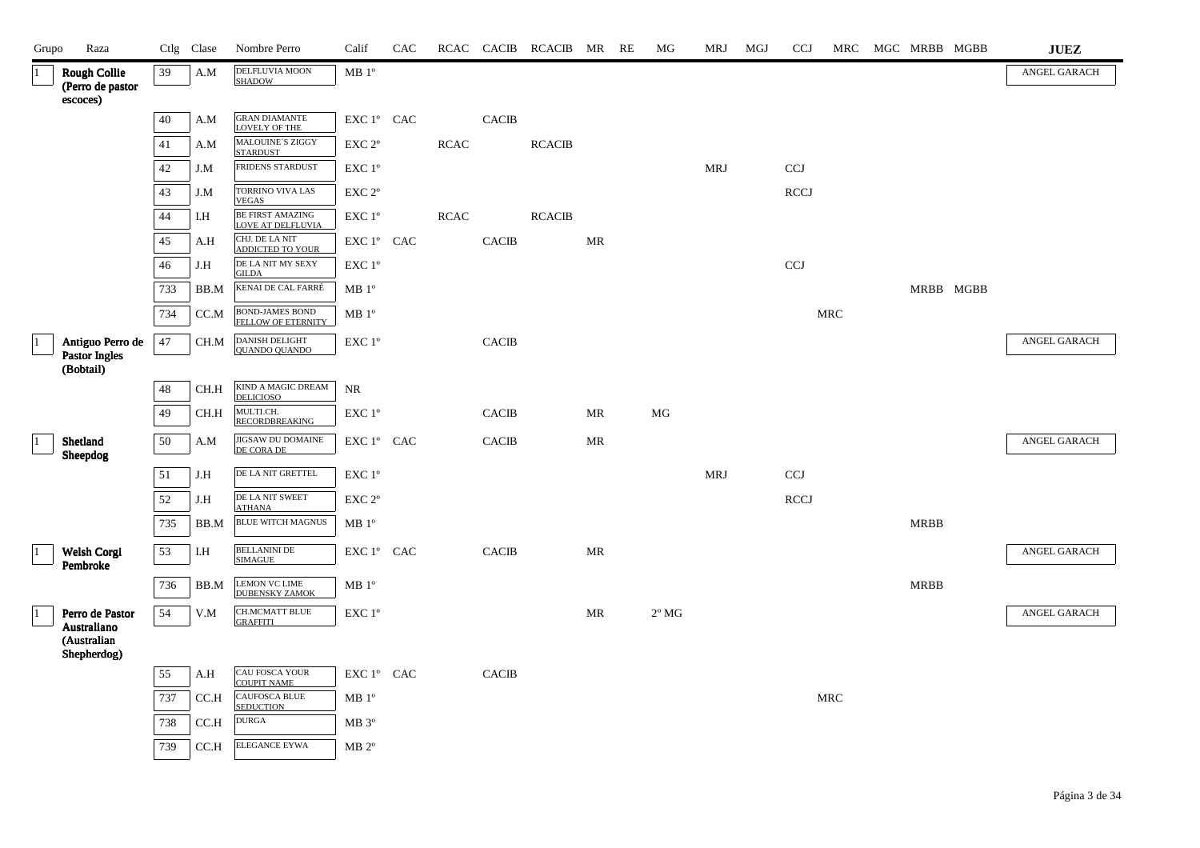| Grupo | Raza | Ctlg | Clase | Nombre Perro | Calif | CAC | RCAC | CACIB | RCACIB | MR | RE | MG | MRJ | MGJ | CCJ | MRC | MGC | MRBB | MGBB | JUEZ |
|---|---|---|---|---|---|---|---|---|---|---|---|---|---|---|---|---|---|---|---|---|
| 1 | **Rough Collie (Perro de pastor escoces)** | 39 | A.M | DELFLUVIA MOON SHADOW | MB 1º | | | | | | | | | | | | | | | ANGEL GARACH |
| | | 40 | A.M | GRAN DIAMANTE LOVELY OF THE | EXC 1º | CAC | | CACIB | | | | | | | | | | | | |
| | | 41 | A.M | MALOUINE´S ZIGGY STARDUST | EXC 2º | | RCAC | | RCACIB | | | | | | | | | | | |
| | | 42 | J.M | FRIDENS STARDUST | EXC 1º | | | | | | | | MRJ | | CCJ | | | | | |
| | | 43 | J.M | TORRINO VIVA LAS VEGAS | EXC 2º | | | | | | | | | | RCCJ | | | | | |
| | | 44 | I.H | BE FIRST AMAZING LOVE AT DELFLUVIA | EXC 1º | | RCAC | | RCACIB | | | | | | | | | | | |
| | | 45 | A.H | CHJ. DE LA NIT ADDICTED TO YOUR | EXC 1º | CAC | | CACIB | | MR | | | | | | | | | | |
| | | 46 | J.H | DE LA NIT MY SEXY GILDA | EXC 1º | | | | | | | | | | CCJ | | | | | |
| | | 733 | BB.M | KENAI DE CAL FARRÉ | MB 1º | | | | | | | | | | | | | MRBB | MGBB | |
| | | 734 | CC.M | BOND-JAMES BOND FELLOW OF ETERNITY | MB 1º | | | | | | | | | | | MRC | | | | |
| 1 | **Antiguo Perro de Pastor Ingles (Bobtail)** | 47 | CH.M | DANISH DELIGHT QUANDO QUANDO | EXC 1º | | | CACIB | | | | | | | | | | | | ANGEL GARACH |
| | | 48 | CH.H | KIND A MAGIC DREAM DELICIOSO | NR | | | | | | | | | | | | | | | |
| | | 49 | CH.H | MULTI.CH. RECORDBREAKING | EXC 1º | | | CACIB | | MR | | MG | | | | | | | | |
| 1 | **Shetland Sheepdog** | 50 | A.M | JIGSAW DU DOMAINE DE CORA DE | EXC 1º | CAC | | CACIB | | MR | | | | | | | | | | ANGEL GARACH |
| | | 51 | J.H | DE LA NIT GRETTEL | EXC 1º | | | | | | | | MRJ | | CCJ | | | | | |
| | | 52 | J.H | DE LA NIT SWEET ATHANA | EXC 2º | | | | | | | | | | RCCJ | | | | | |
| | | 735 | BB.M | BLUE WITCH MAGNUS | MB 1º | | | | | | | | | | | | | MRBB | | |
| 1 | **Welsh Corgi Pembroke** | 53 | I.H | BELLANINI DE SIMAGUE | EXC 1º | CAC | | CACIB | | MR | | | | | | | | | | ANGEL GARACH |
| | | 736 | BB.M | LEMON VC LIME DUBENSKY ZAMOK | MB 1º | | | | | | | | | | | | | MRBB | | |
| 1 | **Perro de Pastor Australiano (Australian Shepherdog)** | 54 | V.M | CH.MCMATT BLUE GRAFFITI | EXC 1º | | | | | MR | | 2º MG | | | | | | | | ANGEL GARACH |
| | | 55 | A.H | CAU FOSCA YOUR COUPIT NAME | EXC 1º | CAC | | CACIB | | | | | | | | | | | | |
| | | 737 | CC.H | CAUFOSCA BLUE SEDUCTION | MB 1º | | | | | | | | | | | MRC | | | | |
| | | 738 | CC.H | DURGA | MB 3º | | | | | | | | | | | | | | | |
| | | 739 | CC.H | ELEGANCE EYWA | MB 2º | | | | | | | | | | | | | | | |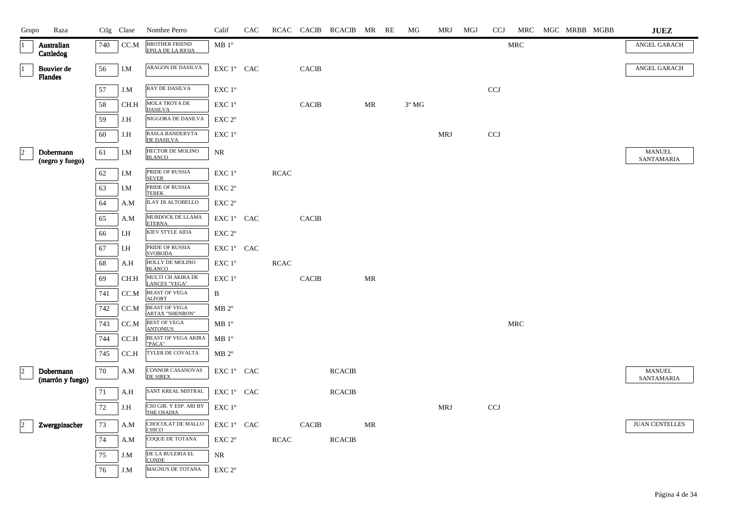| Grupo | Raza | Ctlg | Clase | Nombre Perro | Calif | CAC | RCAC | CACIB | RCACIB | MR | RE | MG | MRJ | MGJ | CCJ | MRC | MGC | MRBB | MGBB | JUEZ |
|---|---|---|---|---|---|---|---|---|---|---|---|---|---|---|---|---|---|---|---|---|
| 1 | **Australian Cattledog** | 740 | CC.M | BROTHER FRIEND EPILA DE LA RIOJA | MB 1º | | | | | | | | | | | MRC | | | | ANGEL GARACH |
| 1 | **Bouvier de Flandes** | 56 | I.M | ARAGON DE DASILVA | EXC 1º | CAC | | CACIB | | | | | | | | | | | | ANGEL GARACH |
| | | 57 | J.M | RAY DE DASILVA | EXC 1º | | | | | | | | | | CCJ | | | | | |
| | | 58 | CH.H | MOLA TROYA DE DASILVA | EXC 1º | | | CACIB | | MR | | 3º MG | | | | | | | | |
| | | 59 | J.H | NIGGORA DE DASILVA | EXC 2º | | | | | | | | | | | | | | | |
| | | 60 | J.H | RASLA BANDERYTA DE DASILVA | EXC 1º | | | | | | | | MRJ | | CCJ | | | | | |
| 2 | **Dobermann (negro y fuego)** | 61 | I.M | HECTOR DE MOLINO BLANCO | NR | | | | | | | | | | | | | | | MANUEL SANTAMARIA |
| | | 62 | I.M | PRIDE OF RUSSIA SEVER | EXC 1º | | RCAC | | | | | | | | | | | | | |
| | | 63 | I.M | PRIDE OF RUSSIA TEREK | EXC 2º | | | | | | | | | | | | | | | |
| | | 64 | A.M | ILAY DI ALTOBELLO | EXC 2º | | | | | | | | | | | | | | | |
| | | 65 | A.M | MURDOCK DE LLAMA ETERNA | EXC 1º | CAC | | CACIB | | | | | | | | | | | | |
| | | 66 | I.H | KIEV STYLE AIDA | EXC 2º | | | | | | | | | | | | | | | |
| | | 67 | I.H | PRIDE OF RUSSIA SVOBODA | EXC 1º | CAC | | | | | | | | | | | | | | |
| | | 68 | A.H | HOLLY DE MOLINO BLANCO | EXC 1º | | RCAC | | | | | | | | | | | | | |
| | | 69 | CH.H | MULTI CH AKIRA DE LANCES "VEGA" | EXC 1º | | | CACIB | | MR | | | | | | | | | | |
| | | 741 | CC.M | BEAST OF VEGA ALFORT | B | | | | | | | | | | | | | | | |
| | | 742 | CC.M | BEAST OF VEGA ARTAX "SHENRON" | MB 2º | | | | | | | | | | | | | | | |
| | | 743 | CC.M | BEST OF VEGA ANTONIUS | MB 1º | | | | | | | | | | | MRC | | | | |
| | | 744 | CC.H | BEAST OF VEGA AKIRA "PACA" | MB 1º | | | | | | | | | | | | | | | |
| | | 745 | CC.H | TYLER DE COVALTA | MB 2º | | | | | | | | | | | | | | | |
| 2 | **Dobermann (marrón y fuego)** | 70 | A.M | CONNOR CASANOVAS DE SIREX | EXC 1º | CAC | | | RCACIB | | | | | | | | | | | MANUEL SANTAMARIA |
| | | 71 | A.H | SANT KREAL MISTRAL | EXC 1º | CAC | | | RCACIB | | | | | | | | | | | |
| | | 72 | J.H | CHJ GIB. Y ESP. ARI BY THE OSADIA | EXC 1º | | | | | | | | MRJ | | CCJ | | | | | |
| 2 | **Zwergpinscher** | 73 | A.M | CHOCOLAT DE MALLO CHICO | EXC 1º | CAC | | CACIB | | MR | | | | | | | | | | JUAN CENTELLES |
| | | 74 | A.M | COQUE DE TOTANA | EXC 2º | | RCAC | | RCACIB | | | | | | | | | | | |
| | | 75 | J.M | DE LA BULERIA EL CONDE | NR | | | | | | | | | | | | | | | |
| | | 76 | J.M | MAGNUS DE TOTANA | EXC 2º | | | | | | | | | | | | | | | |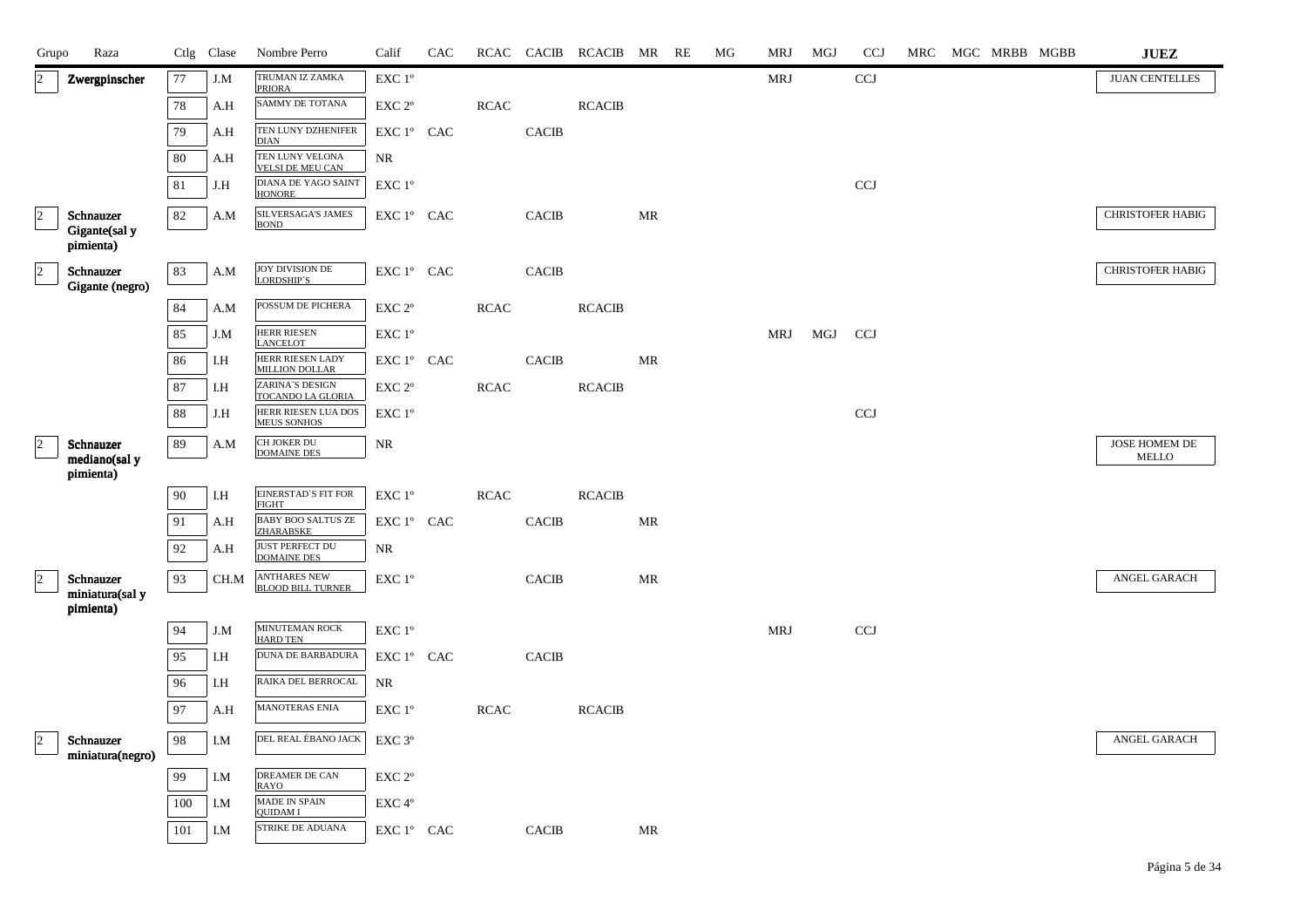| Grupo | Raza | Ctlg | Clase | Nombre Perro | Calif | CAC | RCAC | CACIB | RCACIB | MR | RE | MG | MRJ | MGJ | CCJ | MRC | MGC | MRBB | MGBB | JUEZ |
|---|---|---|---|---|---|---|---|---|---|---|---|---|---|---|---|---|---|---|---|---|
| 2 | Zwergpinscher | 77 | J.M | TRUMAN IZ ZAMKA PRIORA | EXC 1º | | | | | | | | MRJ | | CCJ | | | | | JUAN CENTELLES |
| | | 78 | A.H | SAMMY DE TOTANA | EXC 2º | | RCAC | | RCACIB | | | | | | | | | | | |
| | | 79 | A.H | TEN LUNY DZHENIFER DIAN | EXC 1º | CAC | | CACIB | | | | | | | | | | | | |
| | | 80 | A.H | TEN LUNY VELONA VELSI DE MEU CAN | NR | | | | | | | | | | | | | | | |
| | | 81 | J.H | DIANA DE YAGO SAINT HONORE | EXC 1º | | | | | | | | | | CCJ | | | | | |
| 2 | Schnauzer Gigante(sal y pimienta) | 82 | A.M | SILVERSAGA'S JAMES BOND | EXC 1º | CAC | | CACIB | | MR | | | | | | | | | | CHRISTOFER HABIG |
| 2 | Schnauzer Gigante (negro) | 83 | A.M | JOY DIVISION DE LORDSHIP´S | EXC 1º | CAC | | CACIB | | | | | | | | | | | | CHRISTOFER HABIG |
| | | 84 | A.M | POSSUM DE PICHERA | EXC 2º | | RCAC | | RCACIB | | | | | | | | | | | |
| | | 85 | J.M | HERR RIESEN LANCELOT | EXC 1º | | | | | | | | MRJ | MGJ | CCJ | | | | | |
| | | 86 | I.H | HERR RIESEN LADY MILLION DOLLAR | EXC 1º | CAC | | CACIB | | MR | | | | | | | | | | |
| | | 87 | I.H | ZARINA´S DESIGN TOCANDO LA GLORIA | EXC 2º | | RCAC | | RCACIB | | | | | | | | | | | |
| | | 88 | J.H | HERR RIESEN LUA DOS MEUS SONHOS | EXC 1º | | | | | | | | | | CCJ | | | | | |
| 2 | Schnauzer mediano(sal y pimienta) | 89 | A.M | CH JOKER DU DOMAINE DES | NR | | | | | | | | | | | | | | | JOSE HOMEM DE MELLO |
| | | 90 | I.H | EINERSTAD´S FIT FOR FIGHT | EXC 1º | | RCAC | | RCACIB | | | | | | | | | | | |
| | | 91 | A.H | BABY BOO SALTUS ZE ZHARABSKE | EXC 1º | CAC | | CACIB | | MR | | | | | | | | | | |
| | | 92 | A.H | JUST PERFECT DU DOMAINE DES | NR | | | | | | | | | | | | | | | |
| 2 | Schnauzer miniatura(sal y pimienta) | 93 | CH.M | ANTHARES NEW BLOOD BILL TURNER | EXC 1º | | | CACIB | | MR | | | | | | | | | | ANGEL GARACH |
| | | 94 | J.M | MINUTEMAN ROCK HARD TEN | EXC 1º | | | | | | | | MRJ | | CCJ | | | | | |
| | | 95 | I.H | DUNA DE BARBADURA | EXC 1º | CAC | | CACIB | | | | | | | | | | | | |
| | | 96 | I.H | RAIKA DEL BERROCAL | NR | | | | | | | | | | | | | | | |
| | | 97 | A.H | MANOTERAS ENIA | EXC 1º | | RCAC | | RCACIB | | | | | | | | | | | |
| 2 | Schnauzer miniatura(negro) | 98 | I.M | DEL REAL ÉBANO JACK | EXC 3º | | | | | | | | | | | | | | | ANGEL GARACH |
| | | 99 | I.M | DREAMER DE CAN RAYO | EXC 2º | | | | | | | | | | | | | | | |
| | | 100 | I.M | MADE IN SPAIN QUIDAM I | EXC 4º | | | | | | | | | | | | | | | |
| | | 101 | I.M | STRIKE DE ADUANA | EXC 1º | CAC | | CACIB | | MR | | | | | | | | | | |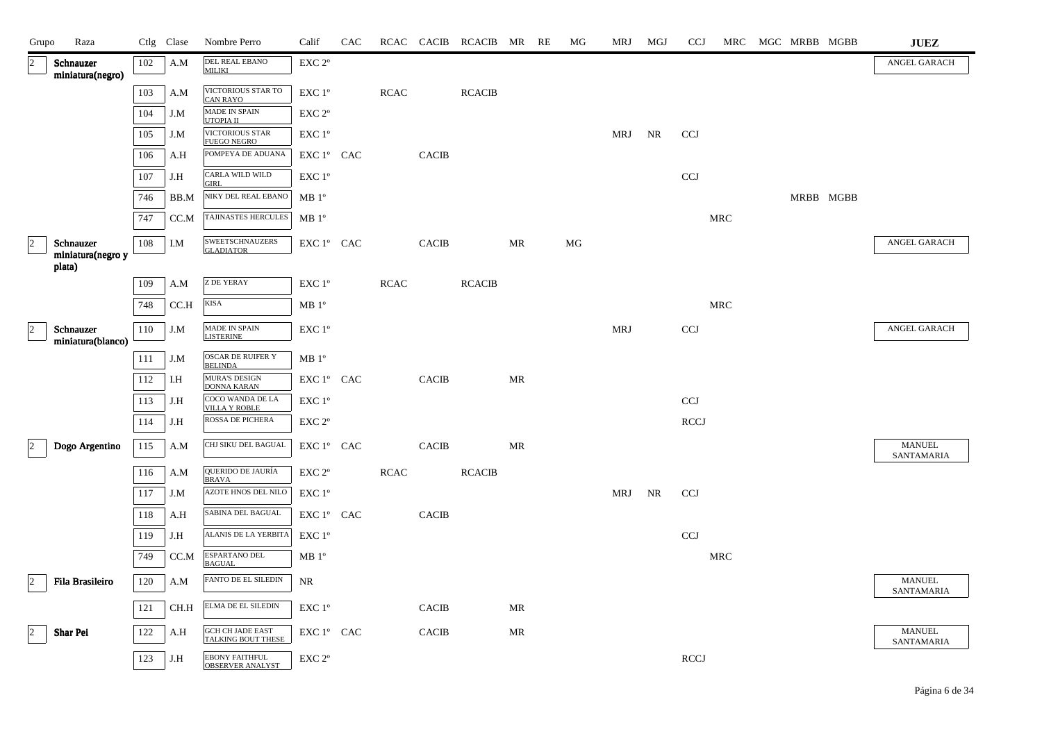| Grupo | Raza | Ctlg | Clase | Nombre Perro | Calif | CAC | RCAC | CACIB | RCACIB | MR | RE | MG | MRJ | MGJ | CCJ | MRC | MGC | MRBB | MGBB | JUEZ |
|---|---|---|---|---|---|---|---|---|---|---|---|---|---|---|---|---|---|---|---|---|
| 2 | **Schnauzer miniatura(negro)** | 102 | A.M | DEL REAL EBANO MILIKI | EXC 2º | | | | | | | | | | | | | | | ANGEL GARACH |
| | | 103 | A.M | VICTORIOUS STAR TO CAN RAYO | EXC 1º | | RCAC | | RCACIB | | | | | | | | | | | |
| | | 104 | J.M | MADE IN SPAIN UTOPIA II | EXC 2º | | | | | | | | | | | | | | | |
| | | 105 | J.M | VICTORIOUS STAR FUEGO NEGRO | EXC 1º | | | | | | | | MRJ | NR | CCJ | | | | | |
| | | 106 | A.H | POMPEYA DE ADUANA | EXC 1º | CAC | | CACIB | | | | | | | | | | | | |
| | | 107 | J.H | CARLA WILD WILD GIRL | EXC 1º | | | | | | | | | | CCJ | | | | | |
| | | 746 | BB.M | NIKY DEL REAL EBANO | MB 1º | | | | | | | | | | | | | MRBB | MGBB | |
| | | 747 | CC.M | TAJINASTES HERCULES | MB 1º | | | | | | | | | | | MRC | | | | |
| 2 | **Schnauzer miniatura(negro y plata)** | 108 | I.M | SWEETSCHNAUZERS GLADIATOR | EXC 1º | CAC | | CACIB | | MR | | MG | | | | | | | | ANGEL GARACH |
| | | 109 | A.M | Z DE YERAY | EXC 1º | | RCAC | | RCACIB | | | | | | | | | | | |
| | | 748 | CC.H | KISA | MB 1º | | | | | | | | | | | MRC | | | | |
| 2 | **Schnauzer miniatura(blanco)** | 110 | J.M | MADE IN SPAIN LISTERINE | EXC 1º | | | | | | | | MRJ | | CCJ | | | | | ANGEL GARACH |
| | | 111 | J.M | OSCAR DE RUIFER Y BELINDA | MB 1º | | | | | | | | | | | | | | | |
| | | 112 | I.H | MURA'S DESIGN DONNA KARAN | EXC 1º | CAC | | CACIB | | MR | | | | | | | | | | |
| | | 113 | J.H | COCO WANDA DE LA VILLA Y ROBLE | EXC 1º | | | | | | | | | | CCJ | | | | | |
| | | 114 | J.H | ROSSA DE PICHERA | EXC 2º | | | | | | | | | | RCCJ | | | | | |
| 2 | **Dogo Argentino** | 115 | A.M | CHJ SIKU DEL BAGUAL | EXC 1º | CAC | | CACIB | | MR | | | | | | | | | | MANUEL SANTAMARIA |
| | | 116 | A.M | QUERIDO DE JAURÍA BRAVA | EXC 2º | | RCAC | | RCACIB | | | | | | | | | | | |
| | | 117 | J.M | AZOTE HNOS DEL NILO | EXC 1º | | | | | | | | MRJ | NR | CCJ | | | | | |
| | | 118 | A.H | SABINA DEL BAGUAL | EXC 1º | CAC | | CACIB | | | | | | | | | | | | |
| | | 119 | J.H | ALANIS DE LA YERBITA | EXC 1º | | | | | | | | | | CCJ | | | | | |
| | | 749 | CC.M | ESPARTANO DEL BAGUAL | MB 1º | | | | | | | | | | | MRC | | | | |
| 2 | **Fila Brasileiro** | 120 | A.M | FANTO DE EL SILEDIN | NR | | | | | | | | | | | | | | | MANUEL SANTAMARIA |
| | | 121 | CH.H | ELMA DE EL SILEDIN | EXC 1º | | | CACIB | | MR | | | | | | | | | | |
| 2 | **Shar Pei** | 122 | A.H | GCH CH JADE EAST TALKING BOUT THESE | EXC 1º | CAC | | CACIB | | MR | | | | | | | | | | MANUEL SANTAMARIA |
| | | 123 | J.H | EBONY FAITHFUL OBSERVER ANALYST | EXC 2º | | | | | | | | | | RCCJ | | | | | |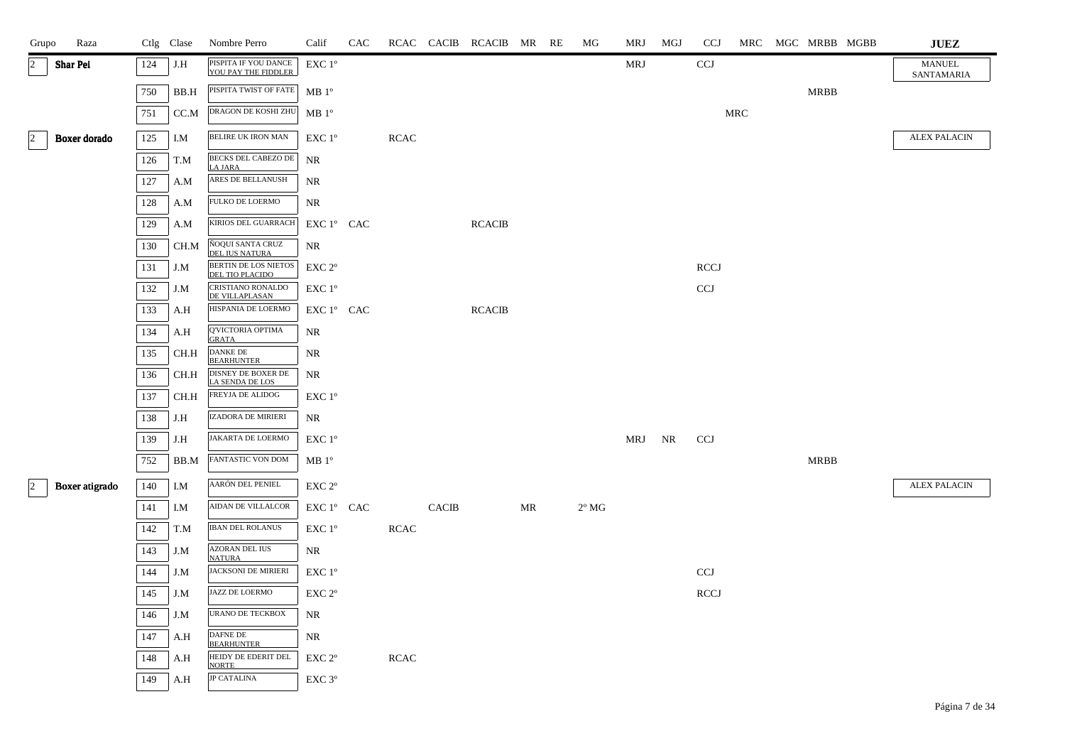| Grupo | Raza | Ctlg | Clase | Nombre Perro | Calif | CAC | RCAC | CACIB | RCACIB | MR | RE | MG | MRJ | MGJ | CCJ | MRC | MGC | MRBB | MGBB | JUEZ |
|---|---|---|---|---|---|---|---|---|---|---|---|---|---|---|---|---|---|---|---|---|
| 2 | Shar Pei | 124 | J.H | PISPITA IF YOU DANCE YOU PAY THE FIDDLER | EXC 1º | | | | | | | | MRJ | | CCJ | | | | | MANUEL SANTAMARIA |
| | | 750 | BB.H | PISPITA TWIST OF FATE | MB 1º | | | | | | | | | | | | | MRBB | | |
| | | 751 | CC.M | DRAGON DE KOSHI ZHU | MB 1º | | | | | | | | | | | MRC | | | | |
| 2 | Boxer dorado | 125 | I.M | BELIRE UK IRON MAN | EXC 1º | | RCAC | | | | | | | | | | | | | ALEX PALACIN |
| | | 126 | T.M | BECKS DEL CABEZO DE LA JARA | NR | | | | | | | | | | | | | | | |
| | | 127 | A.M | ARES DE BELLANUSH | NR | | | | | | | | | | | | | | | |
| | | 128 | A.M | FULKO DE LOERMO | NR | | | | | | | | | | | | | | | |
| | | 129 | A.M | KIRIOS DEL GUARRACH | EXC 1º | CAC | | | RCACIB | | | | | | | | | | | |
| | | 130 | CH.M | ÑOQUI SANTA CRUZ DEL IUS NATURA | NR | | | | | | | | | | | | | | | |
| | | 131 | J.M | BERTIN DE LOS NIETOS DEL TIO PLACIDO | EXC 2º | | | | | | | | | | RCCJ | | | | | |
| | | 132 | J.M | CRISTIANO RONALDO DE VILLAPLASAN | EXC 1º | | | | | | | | | | CCJ | | | | | |
| | | 133 | A.H | HISPANIA DE LOERMO | EXC 1º | CAC | | | RCACIB | | | | | | | | | | | |
| | | 134 | A.H | Q'VICTORIA OPTIMA GRATA | NR | | | | | | | | | | | | | | | |
| | | 135 | CH.H | DANKE DE BEARHUNTER | NR | | | | | | | | | | | | | | | |
| | | 136 | CH.H | DISNEY DE BOXER DE LA SENDA DE LOS | NR | | | | | | | | | | | | | | | |
| | | 137 | CH.H | FREYJA DE ALIDOG | EXC 1º | | | | | | | | | | | | | | | |
| | | 138 | J.H | IZADORA DE MIRIERI | NR | | | | | | | | | | | | | | | |
| | | 139 | J.H | JAKARTA DE LOERMO | EXC 1º | | | | | | | | MRJ | NR | CCJ | | | | | |
| | | 752 | BB.M | FANTASTIC VON DOM | MB 1º | | | | | | | | | | | | | MRBB | | |
| 2 | Boxer atigrado | 140 | I.M | AARÓN DEL PENIEL | EXC 2º | | | | | | | | | | | | | | | ALEX PALACIN |
| | | 141 | I.M | AIDAN DE VILLALCOR | EXC 1º | CAC | | CACIB | | MR | | 2º MG | | | | | | | | |
| | | 142 | T.M | IBAN DEL ROLANUS | EXC 1º | | RCAC | | | | | | | | | | | | | |
| | | 143 | J.M | AZORAN DEL IUS NATURA | NR | | | | | | | | | | | | | | | |
| | | 144 | J.M | JACKSONI DE MIRIERI | EXC 1º | | | | | | | | | | CCJ | | | | | |
| | | 145 | J.M | JAZZ DE LOERMO | EXC 2º | | | | | | | | | | RCCJ | | | | | |
| | | 146 | J.M | URANO DE TECKBOX | NR | | | | | | | | | | | | | | | |
| | | 147 | A.H | DAFNE DE BEARHUNTER | NR | | | | | | | | | | | | | | | |
| | | 148 | A.H | HEIDY DE EDERIT DEL NORTE | EXC 2º | | RCAC | | | | | | | | | | | | | |
| | | 149 | A.H | JP CATALINA | EXC 3º | | | | | | | | | | | | | | | |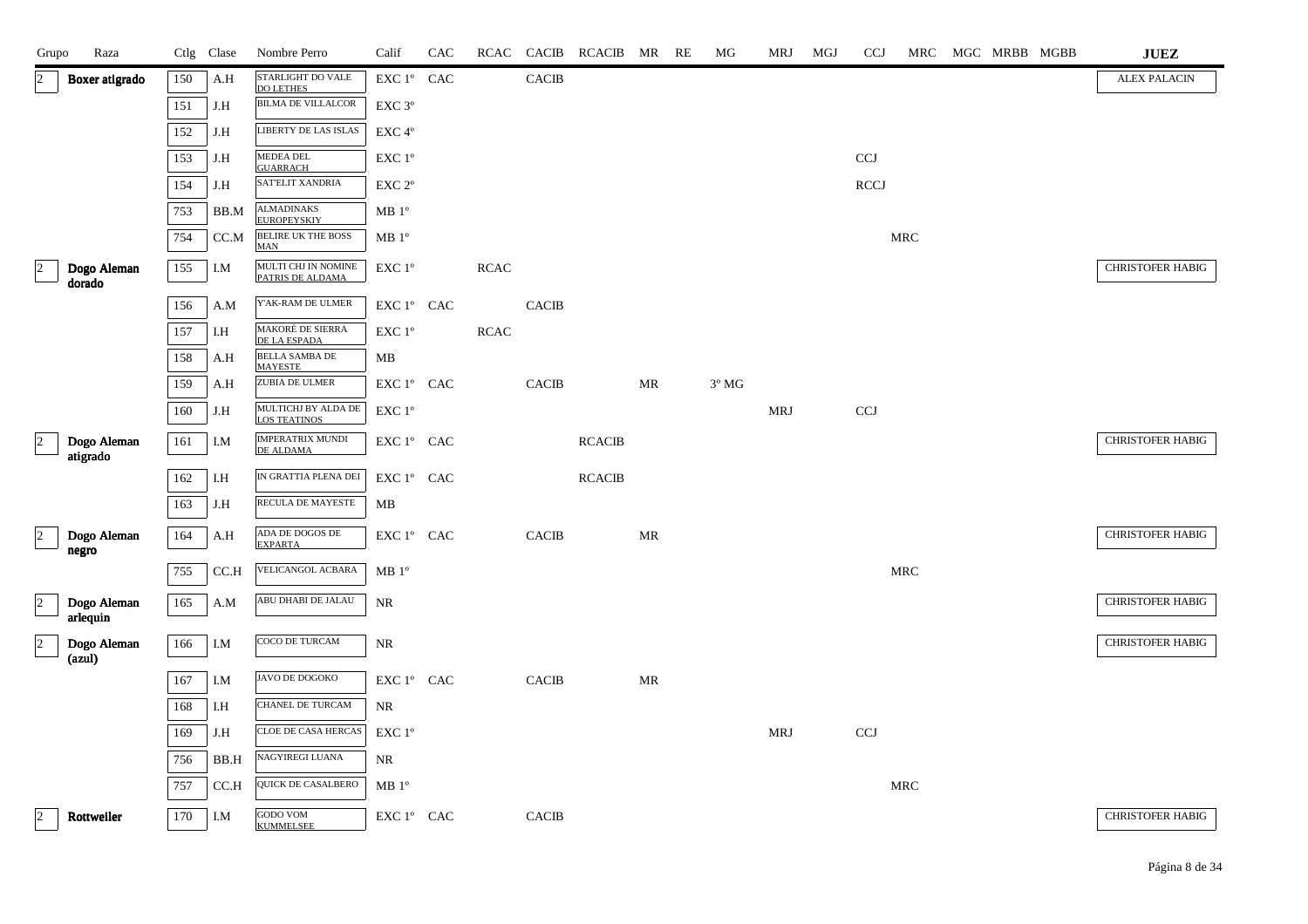| Grupo | Raza | Ctlg | Clase | Nombre Perro | Calif | CAC | RCAC | CACIB | RCACIB | MR | RE | MG | MRJ | MGJ | CCJ | MRC | MGC | MRBB | MGBB | JUEZ |
|---|---|---|---|---|---|---|---|---|---|---|---|---|---|---|---|---|---|---|---|---|
| 2 | Boxer atigrado | 150 | A.H | STARLIGHT DO VALE DO LETHES | EXC 1º | CAC | | CACIB | | | | | | | | | | | | ALEX PALACIN |
| | | 151 | J.H | BILMA DE VILLALCOR | EXC 3º | | | | | | | | | | | | | | | |
| | | 152 | J.H | LIBERTY DE LAS ISLAS | EXC 4º | | | | | | | | | | | | | | | |
| | | 153 | J.H | MEDEA DEL GUARRACH | EXC 1º | | | | | | | | | | CCJ | | | | | |
| | | 154 | J.H | SAT'ELIT XANDRIA | EXC 2º | | | | | | | | | | RCCJ | | | | | |
| | | 753 | BB.M | ALMADINAKS EUROPEYSKIY | MB 1º | | | | | | | | | | | | | | | |
| | | 754 | CC.M | BELIRE UK THE BOSS MAN | MB 1º | | | | | | | | | | | MRC | | | | |
| 2 | Dogo Aleman dorado | 155 | I.M | MULTI CHJ IN NOMINE PATRIS DE ALDAMA | EXC 1º | | RCAC | | | | | | | | | | | | | CHRISTOFER HABIG |
| | | 156 | A.M | Y'AK-RAM DE ULMER | EXC 1º | CAC | | CACIB | | | | | | | | | | | | |
| | | 157 | I.H | MAKORÉ DE SIERRA DE LA ESPADA | EXC 1º | | RCAC | | | | | | | | | | | | | |
| | | 158 | A.H | BELLA SAMBA DE MAYESTE | MB | | | | | | | | | | | | | | | |
| | | 159 | A.H | ZUBIA DE ULMER | EXC 1º | CAC | | CACIB | | MR | | 3º MG | | | | | | | | |
| | | 160 | J.H | MULTICHJ BY ALDA DE LOS TEATINOS | EXC 1º | | | | | | | | MRJ | | CCJ | | | | | |
| 2 | Dogo Aleman atigrado | 161 | I.M | IMPERATRIX MUNDI DE ALDAMA | EXC 1º | CAC | | | RCACIB | | | | | | | | | | | CHRISTOFER HABIG |
| | | 162 | I.H | IN GRATTIA PLENA DEI | EXC 1º | CAC | | | RCACIB | | | | | | | | | | | |
| | | 163 | J.H | RECULA DE MAYESTE | MB | | | | | | | | | | | | | | | |
| 2 | Dogo Aleman negro | 164 | A.H | ADA DE DOGOS DE EXPARTA | EXC 1º | CAC | | CACIB | | MR | | | | | | | | | | CHRISTOFER HABIG |
| | | 755 | CC.H | VELICANGOL ACBARA | MB 1º | | | | | | | | | | | MRC | | | | |
| 2 | Dogo Aleman arlequin | 165 | A.M | ABU DHABI DE JALAU | NR | | | | | | | | | | | | | | | CHRISTOFER HABIG |
| 2 | Dogo Aleman (azul) | 166 | I.M | COCO DE TURCAM | NR | | | | | | | | | | | | | | | CHRISTOFER HABIG |
| | | 167 | I.M | JAVO DE DOGOKO | EXC 1º | CAC | | CACIB | | MR | | | | | | | | | | |
| | | 168 | I.H | CHANEL DE TURCAM | NR | | | | | | | | | | | | | | | |
| | | 169 | J.H | CLOE DE CASA HERCAS | EXC 1º | | | | | | | | MRJ | | CCJ | | | | | |
| | | 756 | BB.H | NAGYIREGI LUANA | NR | | | | | | | | | | | | | | | |
| | | 757 | CC.H | QUICK DE CASALBERO | MB 1º | | | | | | | | | | | MRC | | | | |
| 2 | Rottweiler | 170 | I.M | GODO VOM KUMMELSEE | EXC 1º | CAC | | CACIB | | | | | | | | | | | | CHRISTOFER HABIG |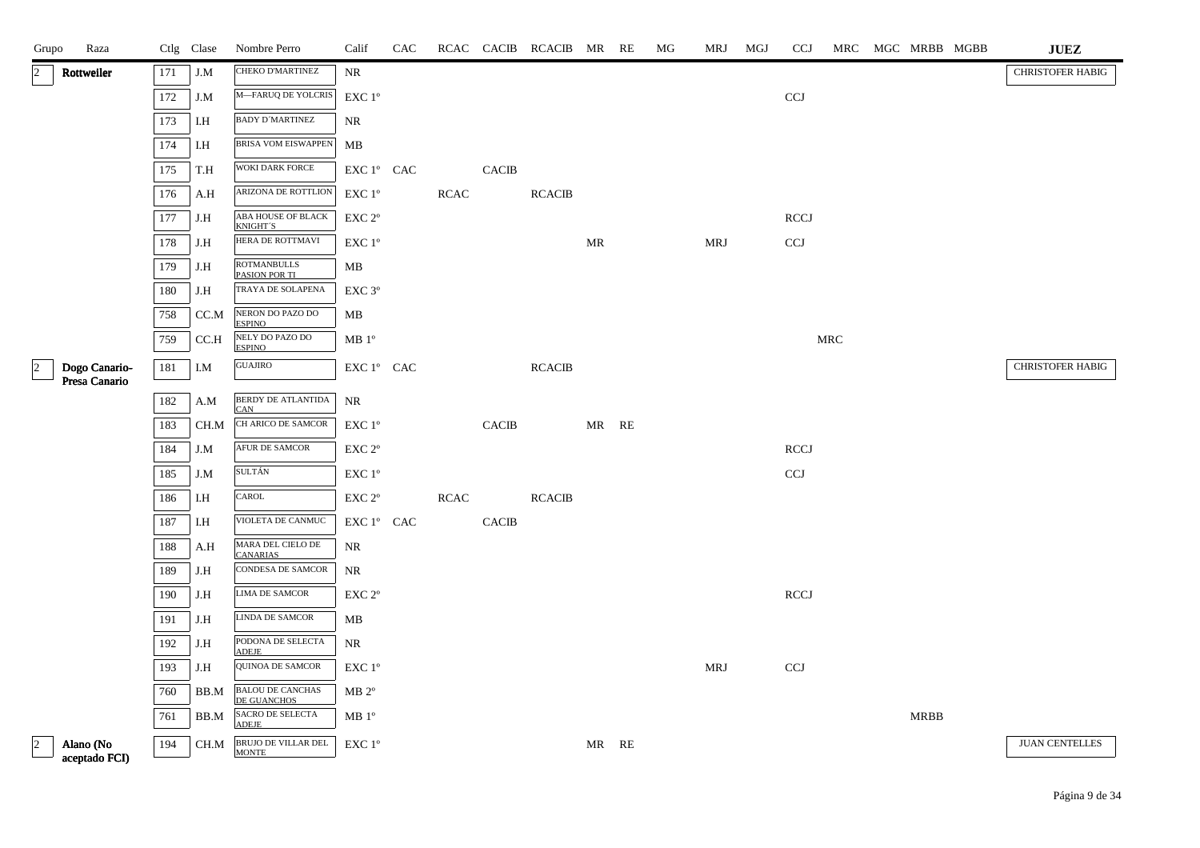| Grupo | Raza | Ctlg | Clase | Nombre Perro | Calif | CAC | RCAC | CACIB | RCACIB | MR | RE | MG | MRJ | MGJ | CCJ | MRC | MGC | MRBB | MGBB | JUEZ |
|---|---|---|---|---|---|---|---|---|---|---|---|---|---|---|---|---|---|---|---|---|
| 2 | **Rottweiler** | 171 | J.M | CHEKO D'MARTINEZ | NR | | | | | | | | | | | | | | | CHRISTOFER HABIG |
| | | 172 | J.M | M—FARUQ DE YOLCRIS | EXC 1º | | | | | | | | | | CCJ | | | | | |
| | | 173 | I.H | BADY D´MARTINEZ | NR | | | | | | | | | | | | | | | |
| | | 174 | I.H | BRISA VOM EISWAPPEN | MB | | | | | | | | | | | | | | | |
| | | 175 | T.H | WOKI DARK FORCE | EXC 1º | CAC | | CACIB | | | | | | | | | | | | |
| | | 176 | A.H | ARIZONA DE ROTTLION | EXC 1º | | RCAC | | RCACIB | | | | | | | | | | | |
| | | 177 | J.H | ABA HOUSE OF BLACK KNIGHT´S | EXC 2º | | | | | | | | | | RCCJ | | | | | |
| | | 178 | J.H | HERA DE ROTTMAVI | EXC 1º | | | | | MR | | | MRJ | | CCJ | | | | | |
| | | 179 | J.H | ROTMANBULLS PASION POR TI | MB | | | | | | | | | | | | | | | |
| | | 180 | J.H | TRAYA DE SOLAPENA | EXC 3º | | | | | | | | | | | | | | | |
| | | 758 | CC.M | NERON DO PAZO DO ESPINO | MB | | | | | | | | | | | | | | | |
| | | 759 | CC.H | NELY DO PAZO DO ESPINO | MB 1º | | | | | | | | | | | MRC | | | | |
| 2 | **Dogo Canario-Presa Canario** | 181 | I.M | GUAJIRO | EXC 1º | CAC | | | RCACIB | | | | | | | | | | | CHRISTOFER HABIG |
| | | 182 | A.M | BERDY DE ATLANTIDA CAN | NR | | | | | | | | | | | | | | | |
| | | 183 | CH.M | CH ARICO DE SAMCOR | EXC 1º | | | CACIB | | MR | RE | | | | | | | | | |
| | | 184 | J.M | AFUR DE SAMCOR | EXC 2º | | | | | | | | | | RCCJ | | | | | |
| | | 185 | J.M | SULTÁN | EXC 1º | | | | | | | | | | CCJ | | | | | |
| | | 186 | I.H | CAROL | EXC 2º | | RCAC | | RCACIB | | | | | | | | | | | |
| | | 187 | I.H | VIOLETA DE CANMUC | EXC 1º | CAC | | CACIB | | | | | | | | | | | | |
| | | 188 | A.H | MARA DEL CIELO DE CANARIAS | NR | | | | | | | | | | | | | | | |
| | | 189 | J.H | CONDESA DE SAMCOR | NR | | | | | | | | | | | | | | | |
| | | 190 | J.H | LIMA DE SAMCOR | EXC 2º | | | | | | | | | | RCCJ | | | | | |
| | | 191 | J.H | LINDA DE SAMCOR | MB | | | | | | | | | | | | | | | |
| | | 192 | J.H | PODONA DE SELECTA ADEJE | NR | | | | | | | | | | | | | | | |
| | | 193 | J.H | QUINOA DE SAMCOR | EXC 1º | | | | | | | | MRJ | | CCJ | | | | | |
| | | 760 | BB.M | BALOU DE CANCHAS DE GUANCHOS | MB 2º | | | | | | | | | | | | | | | |
| | | 761 | BB.M | SACRO DE SELECTA ADEJE | MB 1º | | | | | | | | | | | | | MRBB | | |
| 2 | **Alano (No aceptado FCI)** | 194 | CH.M | BRUJO DE VILLAR DEL MONTE | EXC 1º | | | | | MR | RE | | | | | | | | | JUAN CENTELLES |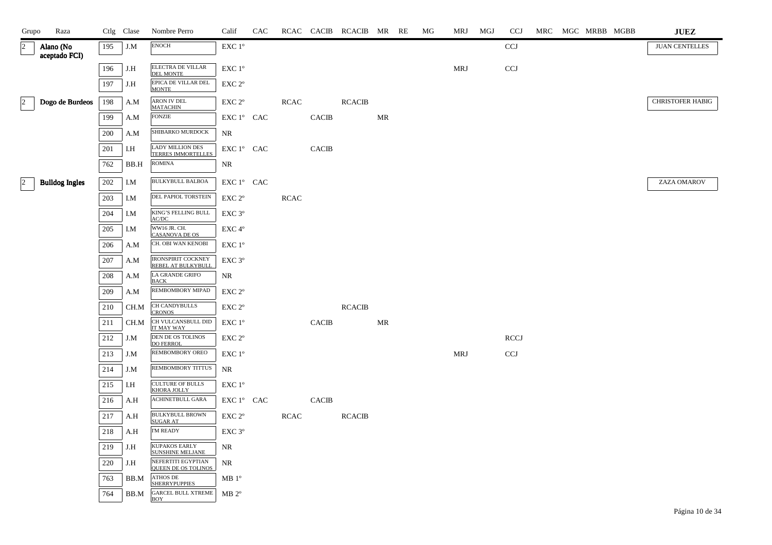| Grupo | Raza | Ctlg | Clase | Nombre Perro | Calif | CAC | RCAC | CACIB | RCACIB | MR | RE | MG | MRJ | MGJ | CCJ | MRC | MGC | MRBB | MGBB | JUEZ |
|---|---|---|---|---|---|---|---|---|---|---|---|---|---|---|---|---|---|---|---|---|
| 2 | **Alano (No aceptado FCI)** | 195 | J.M | ENOCH | EXC 1º | | | | | | | | | | CCJ | | | | | JUAN CENTELLES |
| | | 196 | J.H | ELECTRA DE VILLAR DEL MONTE | EXC 1º | | | | | | | | MRJ | | CCJ | | | | | |
| | | 197 | J.H | EPICA DE VILLAR DEL MONTE | EXC 2º | | | | | | | | | | | | | | | |
| 2 | **Dogo de Burdeos** | 198 | A.M | ARON IV DEL MATACHIN | EXC 2º | | RCAC | | RCACIB | | | | | | | | | | | CHRISTOFER HABIG |
| | | 199 | A.M | FONZIE | EXC 1º | CAC | | CACIB | | MR | | | | | | | | | | |
| | | 200 | A.M | SHIBARKO MURDOCK | NR | | | | | | | | | | | | | | | |
| | | 201 | I.H | LADY MILLION DES TERRES IMMORTELLES | EXC 1º | CAC | | CACIB | | | | | | | | | | | | |
| | | 762 | BB.H | ROMINA | NR | | | | | | | | | | | | | | | |
| 2 | **Bulldog Ingles** | 202 | I.M | BULKYBULL BALBOA | EXC 1º | CAC | | | | | | | | | | | | | | ZAZA OMAROV |
| | | 203 | I.M | DEL PAPIOL TORSTEIN | EXC 2º | | RCAC | | | | | | | | | | | | | |
| | | 204 | I.M | KING'S FELLING BULL AC/DC | EXC 3º | | | | | | | | | | | | | | | |
| | | 205 | I.M | WW16 JR. CH. CASANOVA DE OS | EXC 4º | | | | | | | | | | | | | | | |
| | | 206 | A.M | CH. OBI WAN KENOBI | EXC 1º | | | | | | | | | | | | | | | |
| | | 207 | A.M | IRONSPIRIT COCKNEY REBEL AT BULKYBULL | EXC 3º | | | | | | | | | | | | | | | |
| | | 208 | A.M | LA GRANDE GRIFO BACK | NR | | | | | | | | | | | | | | | |
| | | 209 | A.M | REMBOMBORY MIPAD | EXC 2º | | | | | | | | | | | | | | | |
| | | 210 | CH.M | CH CANDYBULLS CRONOS | EXC 2º | | | | RCACIB | | | | | | | | | | | |
| | | 211 | CH.M | CH VULCANSBULL DID IT MAY WAY | EXC 1º | | | CACIB | | MR | | | | | | | | | | |
| | | 212 | J.M | DEN DE OS TOLINOS DO FERROL | EXC 2º | | | | | | | | | | RCCJ | | | | | |
| | | 213 | J.M | REMBOMBORY OREO | EXC 1º | | | | | | | | MRJ | | CCJ | | | | | |
| | | 214 | J.M | REMBOMBORY TITTUS | NR | | | | | | | | | | | | | | | |
| | | 215 | I.H | CULTURE OF BULLS KHORA JOLLY | EXC 1º | | | | | | | | | | | | | | | |
| | | 216 | A.H | ACHINETBULL GARA | EXC 1º | CAC | | CACIB | | | | | | | | | | | | |
| | | 217 | A.H | BULKYBULL BROWN SUGAR AT | EXC 2º | | RCAC | | RCACIB | | | | | | | | | | | |
| | | 218 | A.H | I'M READY | EXC 3º | | | | | | | | | | | | | | | |
| | | 219 | J.H | KUPAKOS EARLY SUNSHINE MELJANE | NR | | | | | | | | | | | | | | | |
| | | 220 | J.H | NEFERTITI EGYPTIAN QUEEN DE OS TOLINOS | NR | | | | | | | | | | | | | | | |
| | | 763 | BB.M | ATHOS DE SHERRYPUPPIES | MB 1º | | | | | | | | | | | | | | | |
| | | 764 | BB.M | GARCEL BULL XTREME BOY | MB 2º | | | | | | | | | | | | | | | |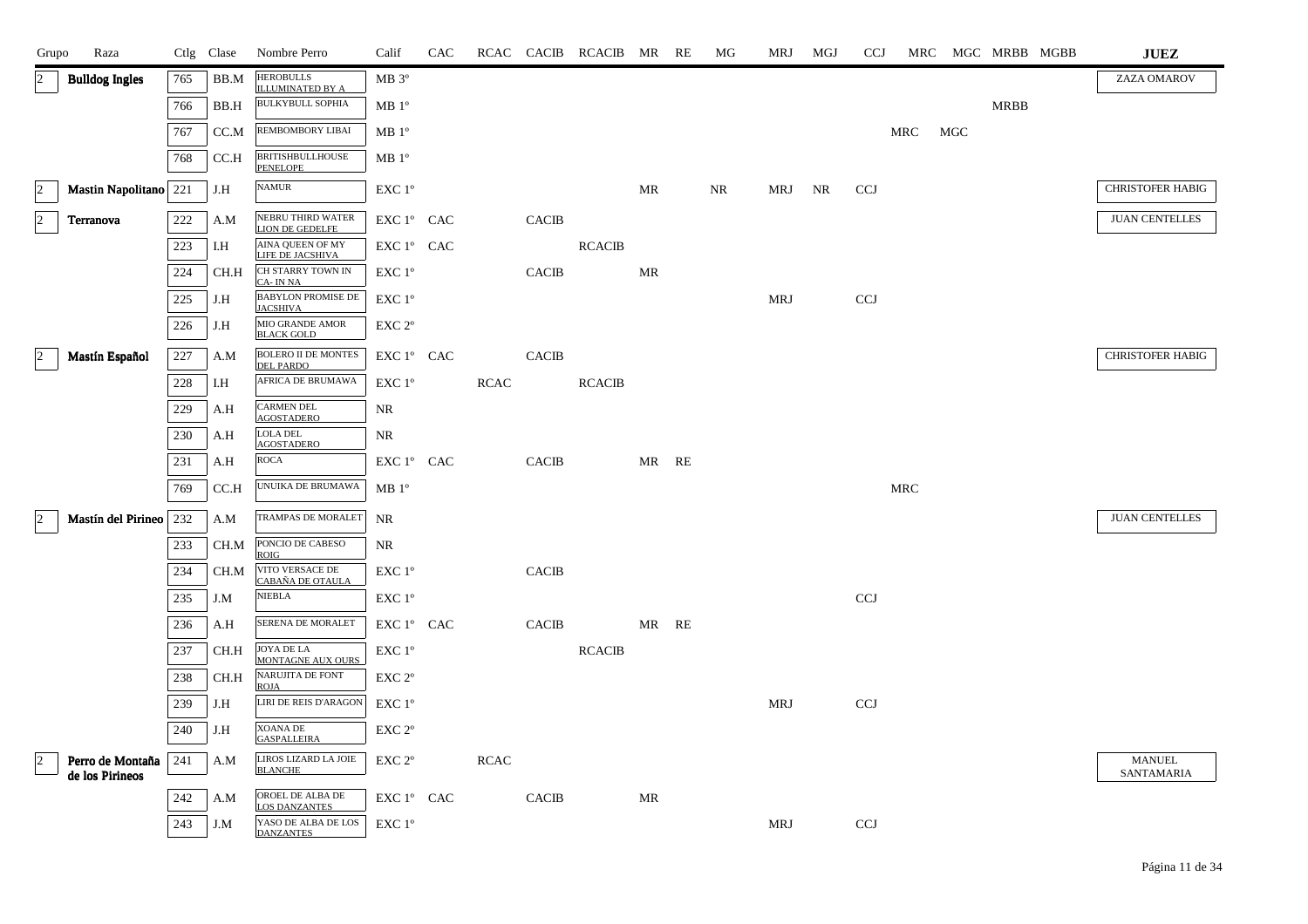| Grupo | Raza | Ctlg | Clase | Nombre Perro | Calif | CAC | RCAC | CACIB | RCACIB | MR | RE | MG | MRJ | MGJ | CCJ | MRC | MGC | MRBB | MGBB | JUEZ |
|---|---|---|---|---|---|---|---|---|---|---|---|---|---|---|---|---|---|---|---|---|
| 2 | **Bulldog Ingles** | 765 | BB.M | HEROBULLS ILLUMINATED BY A | MB 3º | | | | | | | | | | | | | | | ZAZA OMAROV |
| | | 766 | BB.H | BULKYBULL SOPHIA | MB 1º | | | | | | | | | | | | | MRBB | | |
| | | 767 | CC.M | REMBOMBORY LIBAI | MB 1º | | | | | | | | | | | MRC | MGC | | | |
| | | 768 | CC.H | BRITISHBULLHOUSE PENELOPE | MB 1º | | | | | | | | | | | | | | | |
| 2 | **Mastin Napolitano** | 221 | J.H | NAMUR | EXC 1º | | | | | MR | | NR | MRJ | NR | CCJ | | | | | CHRISTOFER HABIG |
| 2 | **Terranova** | 222 | A.M | NEBRU THIRD WATER LION DE GEDELFE | EXC 1º | CAC | | CACIB | | | | | | | | | | | | JUAN CENTELLES |
| | | 223 | I.H | AINA QUEEN OF MY LIFE DE JACSHIVA | EXC 1º | CAC | | | RCACIB | | | | | | | | | | | |
| | | 224 | CH.H | CH STARRY TOWN IN CA- IN NA | EXC 1º | | | CACIB | | MR | | | | | | | | | | |
| | | 225 | J.H | BABYLON PROMISE DE JACSHIVA | EXC 1º | | | | | | | | MRJ | | CCJ | | | | | |
| | | 226 | J.H | MIO GRANDE AMOR BLACK GOLD | EXC 2º | | | | | | | | | | | | | | | |
| 2 | **Mastín Español** | 227 | A.M | BOLERO II DE MONTES DEL PARDO | EXC 1º | CAC | | CACIB | | | | | | | | | | | | CHRISTOFER HABIG |
| | | 228 | I.H | AFRICA DE BRUMAWA | EXC 1º | | RCAC | | RCACIB | | | | | | | | | | | |
| | | 229 | A.H | CARMEN DEL AGOSTADERO | NR | | | | | | | | | | | | | | | |
| | | 230 | A.H | LOLA DEL AGOSTADERO | NR | | | | | | | | | | | | | | | |
| | | 231 | A.H | ROCA | EXC 1º | CAC | | CACIB | | MR | RE | | | | | | | | | |
| | | 769 | CC.H | UNUIKA DE BRUMAWA | MB 1º | | | | | | | | | | | MRC | | | | |
| 2 | **Mastín del Pirineo** | 232 | A.M | TRAMPAS DE MORALET | NR | | | | | | | | | | | | | | | JUAN CENTELLES |
| | | 233 | CH.M | PONCIO DE CABESO ROIG | NR | | | | | | | | | | | | | | | |
| | | 234 | CH.M | VITO VERSACE DE CABAÑA DE OTAULA | EXC 1º | | | CACIB | | | | | | | | | | | | |
| | | 235 | J.M | NIEBLA | EXC 1º | | | | | | | | | | CCJ | | | | | |
| | | 236 | A.H | SERENA DE MORALET | EXC 1º | CAC | | CACIB | | MR | RE | | | | | | | | | |
| | | 237 | CH.H | JOYA DE LA MONTAGNE AUX OURS | EXC 1º | | | | RCACIB | | | | | | | | | | | |
| | | 238 | CH.H | NARUJITA DE FONT ROJA | EXC 2º | | | | | | | | | | | | | | | |
| | | 239 | J.H | LIRI DE REIS D'ARAGON | EXC 1º | | | | | | | | MRJ | | CCJ | | | | | |
| | | 240 | J.H | XOANA DE GASPALLEIRA | EXC 2º | | | | | | | | | | | | | | | |
| 2 | **Perro de Montaña de los Pirineos** | 241 | A.M | LIROS LIZARD LA JOIE BLANCHE | EXC 2º | | RCAC | | | | | | | | | | | | | MANUEL SANTAMARIA |
| | | 242 | A.M | OROEL DE ALBA DE LOS DANZANTES | EXC 1º | CAC | | CACIB | | MR | | | | | | | | | | |
| | | 243 | J.M | YASO DE ALBA DE LOS DANZANTES | EXC 1º | | | | | | | | MRJ | | CCJ | | | | | |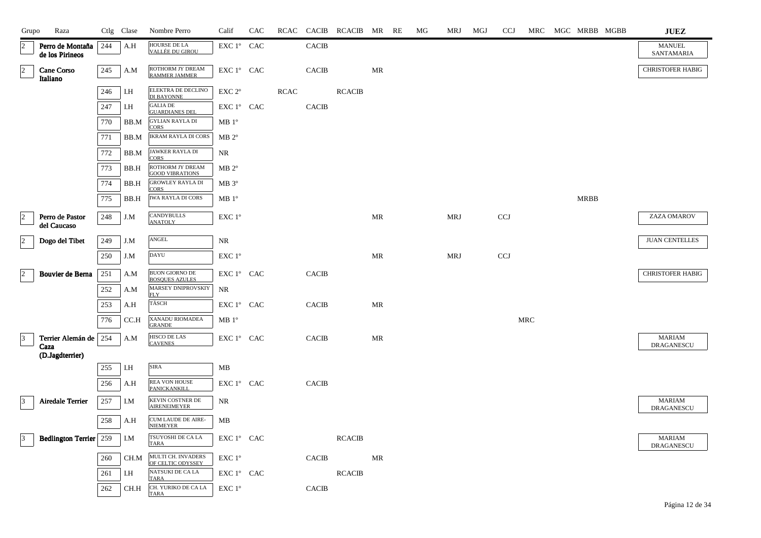| Grupo | Raza | Ctlg | Clase | Nombre Perro | Calif | CAC | RCAC | CACIB | RCACIB | MR | RE | MG | MRJ | MGJ | CCJ | MRC | MGC | MRBB | MGBB | JUEZ |
|---|---|---|---|---|---|---|---|---|---|---|---|---|---|---|---|---|---|---|---|---|
| 2 | Perro de Montaña de los Pirineos | 244 | A.H | HOURSE DE LA VALLÉE DU GIROU | EXC 1º | CAC | | CACIB | | | | | | | | | | | | MANUEL SANTAMARIA |
| 2 | Cane Corso Italiano | 245 | A.M | ROTHORM JY DREAM RAMMER JAMMER | EXC 1º | CAC | | CACIB | | MR | | | | | | | | | | CHRISTOFER HABIG |
| | | 246 | I.H | ELEKTRA DE DECLINO DI BAYONNE | EXC 2º | | RCAC | | RCACIB | | | | | | | | | | | |
| | | 247 | I.H | GALIA DE GUARDIANES DEL | EXC 1º | CAC | | CACIB | | | | | | | | | | | | |
| | | 770 | BB.M | GYLIAN RAYLA DI CORS | MB 1º | | | | | | | | | | | | | | | |
| | | 771 | BB.M | IKRAM RAYLA DI CORS | MB 2º | | | | | | | | | | | | | | | |
| | | 772 | BB.M | JAWKER RAYLA DI CORS | NR | | | | | | | | | | | | | | | |
| | | 773 | BB.H | ROTHORM JY DREAM GOOD VIBRATIONS | MB 2º | | | | | | | | | | | | | | | |
| | | 774 | BB.H | GROWLEY RAYLA DI CORS | MB 3º | | | | | | | | | | | | | | | |
| | | 775 | BB.H | IWA RAYLA DI CORS | MB 1º | | | | | | | | | | | | | MRBB | | |
| 2 | Perro de Pastor del Caucaso | 248 | J.M | CANDYBULLS ANATOLY | EXC 1º | | | | | MR | | | MRJ | | CCJ | | | | | ZAZA OMAROV |
| 2 | Dogo del Tibet | 249 | J.M | ANGEL | NR | | | | | | | | | | | | | | | JUAN CENTELLES |
| | | 250 | J.M | DAYU | EXC 1º | | | | | MR | | | MRJ | | CCJ | | | | | |
| 2 | Bouvier de Berna | 251 | A.M | BUON GIORNO DE BOSQUES AZULES | EXC 1º | CAC | | CACIB | | | | | | | | | | | | CHRISTOFER HABIG |
| | | 252 | A.M | MARSEY DNIPROVSKIY FLY | NR | | | | | | | | | | | | | | | |
| | | 253 | A.H | TÄSCH | EXC 1º | CAC | | CACIB | | MR | | | | | | | | | | |
| | | 776 | CC.H | XANADU RIOMADEA GRANDE | MB 1º | | | | | | | | | | | MRC | | | | |
| 3 | Terrier Alemán de Caza (D.Jagdterrier) | 254 | A.M | HISCO DE LAS CAVENES | EXC 1º | CAC | | CACIB | | MR | | | | | | | | | | MARIAM DRAGANESCU |
| | | 255 | I.H | SIRA | MB | | | | | | | | | | | | | | | |
| | | 256 | A.H | REA VON HOUSE PANICKANKILL | EXC 1º | CAC | | CACIB | | | | | | | | | | | | |
| 3 | Airedale Terrier | 257 | I.M | KEVIN COSTNER DE AIRENEIMEYER | NR | | | | | | | | | | | | | | | MARIAM DRAGANESCU |
| | | 258 | A.H | CUM LAUDE DE AIRE-NIEMEYER | MB | | | | | | | | | | | | | | | |
| 3 | Bedlington Terrier | 259 | I.M | TSUYOSHI DE CA LA TARA | EXC 1º | CAC | | | RCACIB | | | | | | | | | | | MARIAM DRAGANESCU |
| | | 260 | CH.M | MULTI CH. INVADERS OF CELTIC ODYSSEY | EXC 1º | | | CACIB | | MR | | | | | | | | | | |
| | | 261 | I.H | NATSUKI DE CA LA TARA | EXC 1º | CAC | | | RCACIB | | | | | | | | | | | |
| | | 262 | CH.H | CH. YURIKO DE CA LA TARA | EXC 1º | | | CACIB | | | | | | | | | | | | |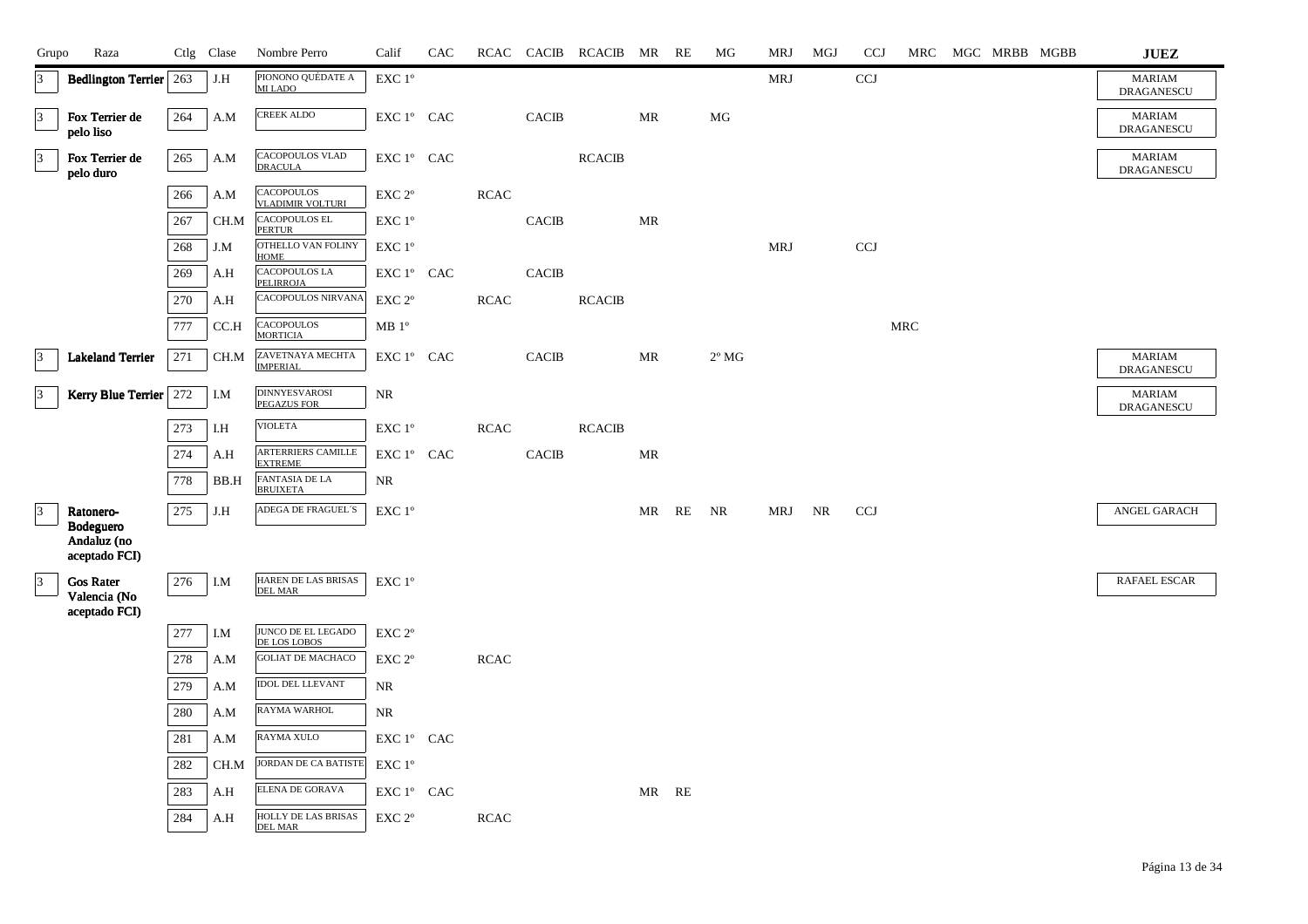| Grupo | Raza | Ctlg | Clase | Nombre Perro | Calif | CAC | RCAC | CACIB | RCACIB | MR | RE | MG | MRJ | MGJ | CCJ | MRC | MGC | MRBB | MGBB | JUEZ |
|---|---|---|---|---|---|---|---|---|---|---|---|---|---|---|---|---|---|---|---|---|
| 3 | **Bedlington Terrier** | 263 | J.H | PIONONO QUÉDATE A MI LADO | EXC 1º | | | | | | | | MRJ | | CCJ | | | | | MARIAM DRAGANESCU |
| 3 | **Fox Terrier de pelo liso** | 264 | A.M | CREEK ALDO | EXC 1º | CAC | | CACIB | | MR | | MG | | | | | | | | MARIAM DRAGANESCU |
| 3 | **Fox Terrier de pelo duro** | 265 | A.M | CACOPOULOS VLAD DRACULA | EXC 1º | CAC | | | RCACIB | | | | | | | | | | | MARIAM DRAGANESCU |
| | | 266 | A.M | CACOPOULOS VLADIMIR VOLTURI | EXC 2º | | RCAC | | | | | | | | | | | | | |
| | | 267 | CH.M | CACOPOULOS EL PERTUR | EXC 1º | | | CACIB | | MR | | | | | | | | | | |
| | | 268 | J.M | OTHELLO VAN FOLINY HOME | EXC 1º | | | | | | | | MRJ | | CCJ | | | | | |
| | | 269 | A.H | CACOPOULOS LA PELIRROJA | EXC 1º | CAC | | CACIB | | | | | | | | | | | | |
| | | 270 | A.H | CACOPOULOS NIRVANA | EXC 2º | | RCAC | | RCACIB | | | | | | | | | | | |
| | | 777 | CC.H | CACOPOULOS MORTICIA | MB 1º | | | | | | | | | | | MRC | | | | |
| 3 | **Lakeland Terrier** | 271 | CH.M | ZAVETNAYA MECHTA IMPERIAL | EXC 1º | CAC | | CACIB | | MR | | 2º MG | | | | | | | | MARIAM DRAGANESCU |
| 3 | **Kerry Blue Terrier** | 272 | I.M | DINNYESVAROSI PEGAZUS FOR | NR | | | | | | | | | | | | | | | MARIAM DRAGANESCU |
| | | 273 | I.H | VIOLETA | EXC 1º | | RCAC | | RCACIB | | | | | | | | | | | |
| | | 274 | A.H | ARTERRIERS CAMILLE EXTREME | EXC 1º | CAC | | CACIB | | MR | | | | | | | | | | |
| | | 778 | BB.H | FANTASIA DE LA BRUIXETA | NR | | | | | | | | | | | | | | | |
| 3 | **Ratonero-Bodeguero Andaluz (no aceptado FCI)** | 275 | J.H | ADEGA DE FRAGUEL´S | EXC 1º | | | | | MR | RE | NR | MRJ | NR | CCJ | | | | | ANGEL GARACH |
| 3 | **Gos Rater Valencia (No aceptado FCI)** | 276 | I.M | HAREN DE LAS BRISAS DEL MAR | EXC 1º | | | | | | | | | | | | | | | RAFAEL ESCAR |
| | | 277 | I.M | JUNCO DE EL LEGADO DE LOS LOBOS | EXC 2º | | | | | | | | | | | | | | | |
| | | 278 | A.M | GOLIAT DE MACHACO | EXC 2º | | RCAC | | | | | | | | | | | | | |
| | | 279 | A.M | IDOL DEL LLEVANT | NR | | | | | | | | | | | | | | | |
| | | 280 | A.M | RAYMA WARHOL | NR | | | | | | | | | | | | | | | |
| | | 281 | A.M | RAYMA XULO | EXC 1º | CAC | | | | | | | | | | | | | | |
| | | 282 | CH.M | JORDAN DE CA BATISTE | EXC 1º | | | | | | | | | | | | | | | |
| | | 283 | A.H | ELENA DE GORAVA | EXC 1º | CAC | | | | MR | RE | | | | | | | | | |
| | | 284 | A.H | HOLLY DE LAS BRISAS DEL MAR | EXC 2º | | RCAC | | | | | | | | | | | | | |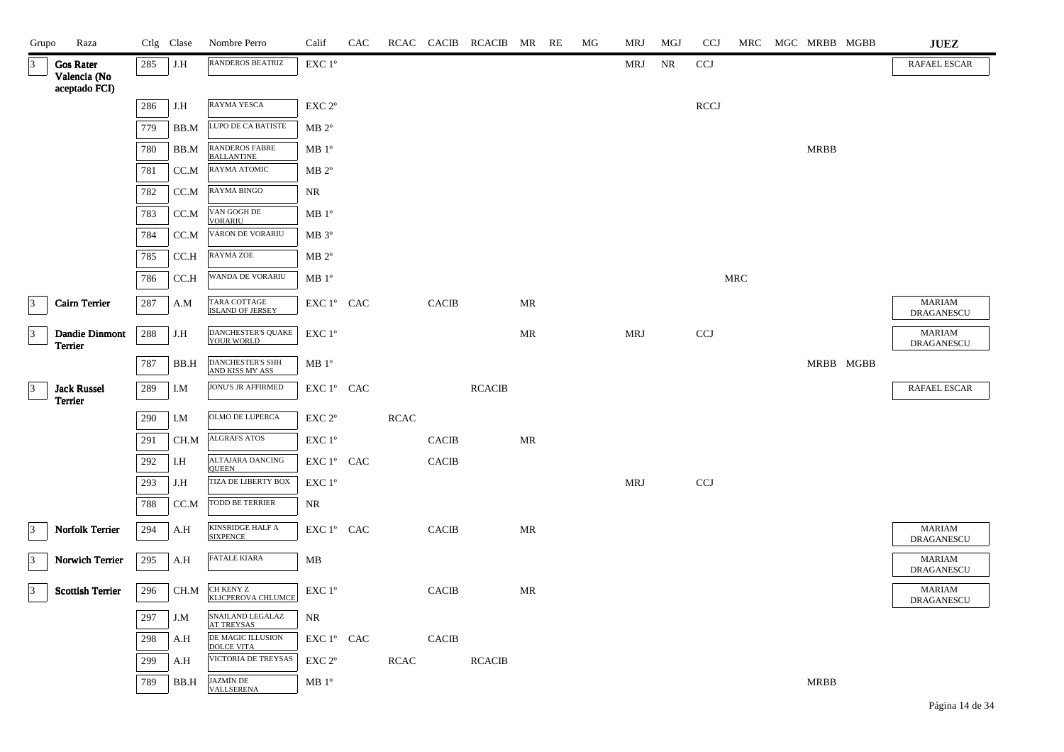| Grupo | Raza | Ctlg | Clase | Nombre Perro | Calif | CAC | RCAC | CACIB | RCACIB | MR | RE | MG | MRJ | MGJ | CCJ | MRC | MGC | MRBB | MGBB | JUEZ |
|---|---|---|---|---|---|---|---|---|---|---|---|---|---|---|---|---|---|---|---|---|
| 3 | Gos Rater Valencia (No aceptado FCI) | 285 | J.H | RANDEROS BEATRIZ | EXC 1º | | | | | | | | MRJ | NR | CCJ | | | | | RAFAEL ESCAR |
| | | 286 | J.H | RAYMA YESCA | EXC 2º | | | | | | | | | | RCCJ | | | | | |
| | | 779 | BB.M | LUPO DE CA BATISTE | MB 2º | | | | | | | | | | | | | | | |
| | | 780 | BB.M | RANDEROS FABRE BALLANTINE | MB 1º | | | | | | | | | | | | | MRBB | | |
| | | 781 | CC.M | RAYMA ATOMIC | MB 2º | | | | | | | | | | | | | | | |
| | | 782 | CC.M | RAYMA BINGO | NR | | | | | | | | | | | | | | | |
| | | 783 | CC.M | VAN GOGH DE VORARIU | MB 1º | | | | | | | | | | | | | | | |
| | | 784 | CC.M | VARON DE VORARIU | MB 3º | | | | | | | | | | | | | | | |
| | | 785 | CC.H | RAYMA ZOE | MB 2º | | | | | | | | | | | | | | | |
| | | 786 | CC.H | WANDA DE VORARIU | MB 1º | | | | | | | | | | | MRC | | | | |
| 3 | Cairn Terrier | 287 | A.M | TARA COTTAGE ISLAND OF JERSEY | EXC 1º | CAC | | CACIB | | MR | | | | | | | | | | MARIAM DRAGANESCU |
| 3 | Dandie Dinmont Terrier | 288 | J.H | DANCHESTER'S QUAKE YOUR WORLD | EXC 1º | | | | | MR | | | MRJ | | CCJ | | | | | MARIAM DRAGANESCU |
| | | 787 | BB.H | DANCHESTER'S SHH AND KISS MY ASS | MB 1º | | | | | | | | | | | | | MRBB | MGBB | |
| 3 | Jack Russel Terrier | 289 | I.M | JONU'S JR AFFIRMED | EXC 1º | CAC | | | RCACIB | | | | | | | | | | | RAFAEL ESCAR |
| | | 290 | I.M | OLMO DE LUPERCA | EXC 2º | | RCAC | | | | | | | | | | | | | |
| | | 291 | CH.M | ALGRAFS ATOS | EXC 1º | | | CACIB | | MR | | | | | | | | | | |
| | | 292 | I.H | ALTAJARA DANCING QUEEN | EXC 1º | CAC | | CACIB | | | | | | | | | | | | |
| | | 293 | J.H | TIZA DE LIBERTY BOX | EXC 1º | | | | | | | | MRJ | | CCJ | | | | | |
| | | 788 | CC.M | TODD BE TERRIER | NR | | | | | | | | | | | | | | | |
| 3 | Norfolk Terrier | 294 | A.H | KINSRIDGE HALF A SIXPENCE | EXC 1º | CAC | | CACIB | | MR | | | | | | | | | | MARIAM DRAGANESCU |
| 3 | Norwich Terrier | 295 | A.H | FATALE KIARA | MB | | | | | | | | | | | | | | | MARIAM DRAGANESCU |
| 3 | Scottish Terrier | 296 | CH.M | CH KENY Z KLICPEROVA CHLUMCE | EXC 1º | | | CACIB | | MR | | | | | | | | | | MARIAM DRAGANESCU |
| | | 297 | J.M | SNAILAND LEGALAZ AT TREYSAS | NR | | | | | | | | | | | | | | | |
| | | 298 | A.H | DE MAGIC ILLUSION DOLCE VITA | EXC 1º | CAC | | CACIB | | | | | | | | | | | | |
| | | 299 | A.H | VICTORIA DE TREYSAS | EXC 2º | | RCAC | | RCACIB | | | | | | | | | | | |
| | | 789 | BB.H | JAZMÍN DE VALLSERENA | MB 1º | | | | | | | | | | | | | MRBB | | |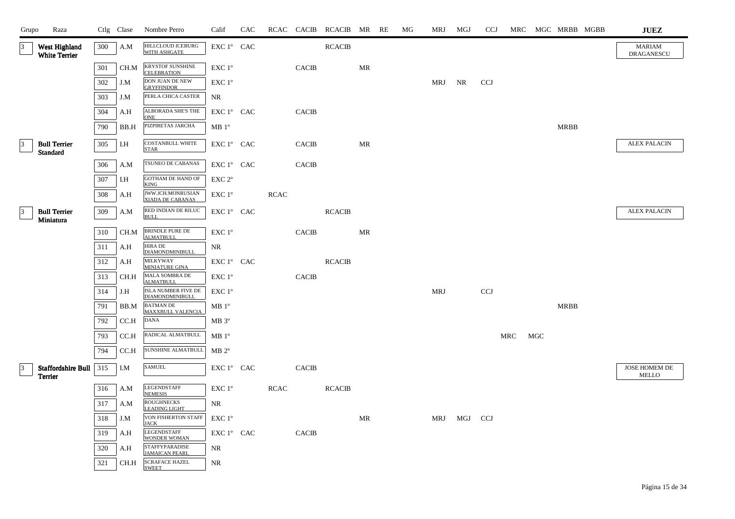| Grupo | Raza | Ctlg | Clase | Nombre Perro | Calif | CAC | RCAC | CACIB | RCACIB | MR | RE | MG | MRJ | MGJ | CCJ | MRC | MGC | MRBB | MGBB | JUEZ |
|---|---|---|---|---|---|---|---|---|---|---|---|---|---|---|---|---|---|---|---|---|
| 3 | **West Highland White Terrier** | 300 | A.M | HILLCLOUD ICEBURG WITH ASHGATE | EXC 1º | CAC | | | RCACIB | | | | | | | | | | | MARIAM DRAGANESCU |
| | | 301 | CH.M | KRYSTOF SUNSHINE CELEBRATION | EXC 1º | | | CACIB | | MR | | | | | | | | | | |
| | | 302 | J.M | DON JUAN DE NEW GRYFFINDOR | EXC 1º | | | | | | | | MRJ | NR | CCJ | | | | | |
| | | 303 | J.M | PERLA CHICA CASTER | NR | | | | | | | | | | | | | | | |
| | | 304 | A.H | ALBORADA SHE'S THE ONE | EXC 1º | CAC | | CACIB | | | | | | | | | | | | |
| | | 790 | BB.H | PIZPIRETAS JARCHA | MB 1º | | | | | | | | | | | | | MRBB | | |
| 3 | **Bull Terrier Standard** | 305 | I.H | COSTANBULL WHITE STAR | EXC 1º | CAC | | CACIB | | MR | | | | | | | | | | ALEX PALACIN |
| | | 306 | A.M | TSUNEO DE CABANAS | EXC 1º | CAC | | CACIB | | | | | | | | | | | | |
| | | 307 | I.H | GOTHAM DE HAND OF KING | EXC 2º | | | | | | | | | | | | | | | |
| | | 308 | A.H | JWW.JCH.MONRUSIAN XIADA DE CABANAS | EXC 1º | | RCAC | | | | | | | | | | | | | |
| 3 | **Bull Terrier Miniatura** | 309 | A.M | RED INDIAN DE RILUC BULL | EXC 1º | CAC | | | RCACIB | | | | | | | | | | | ALEX PALACIN |
| | | 310 | CH.M | BRINDLE PURE DE ALMATBULL | EXC 1º | | | CACIB | | MR | | | | | | | | | | |
| | | 311 | A.H | HIRA DE DIAMONDMINIBULL | NR | | | | | | | | | | | | | | | |
| | | 312 | A.H | MILKYWAY MINIATURE GINA | EXC 1º | CAC | | | RCACIB | | | | | | | | | | | |
| | | 313 | CH.H | MALA SOMBRA DE ALMATBULL | EXC 1º | | | CACIB | | | | | | | | | | | | |
| | | 314 | J.H | ISLA NUMBER FIVE DE DIAMONDMINIBULL | EXC 1º | | | | | | | | MRJ | | CCJ | | | | | |
| | | 791 | BB.M | BATMAN DE MAXXBULL VALENCIA | MB 1º | | | | | | | | | | | | | MRBB | | |
| | | 792 | CC.H | DANA | MB 3º | | | | | | | | | | | | | | | |
| | | 793 | CC.H | RADICAL ALMATBULL | MB 1º | | | | | | | | | | | MRC | MGC | | | |
| | | 794 | CC.H | SUNSHINE ALMATBULL | MB 2º | | | | | | | | | | | | | | | |
| 3 | **Staffordshire Bull Terrier** | 315 | I.M | SAMUEL | EXC 1º | CAC | | CACIB | | | | | | | | | | | | JOSE HOMEM DE MELLO |
| | | 316 | A.M | LEGENDSTAFF NEMESIS | EXC 1º | | RCAC | | RCACIB | | | | | | | | | | | |
| | | 317 | A.M | ROUGHNECKS LEADING LIGHT | NR | | | | | | | | | | | | | | | |
| | | 318 | J.M | VON FISHERTON STAFF JACK | EXC 1º | | | | | MR | | | MRJ | MGJ | CCJ | | | | | |
| | | 319 | A.H | LEGENDSTAFF WONDER WOMAN | EXC 1º | CAC | | CACIB | | | | | | | | | | | | |
| | | 320 | A.H | STAFFYPARADISE JAMAICAN PEARL | NR | | | | | | | | | | | | | | | |
| | | 321 | CH.H | SCRAFACE HAZEL SWEET | NR | | | | | | | | | | | | | | | |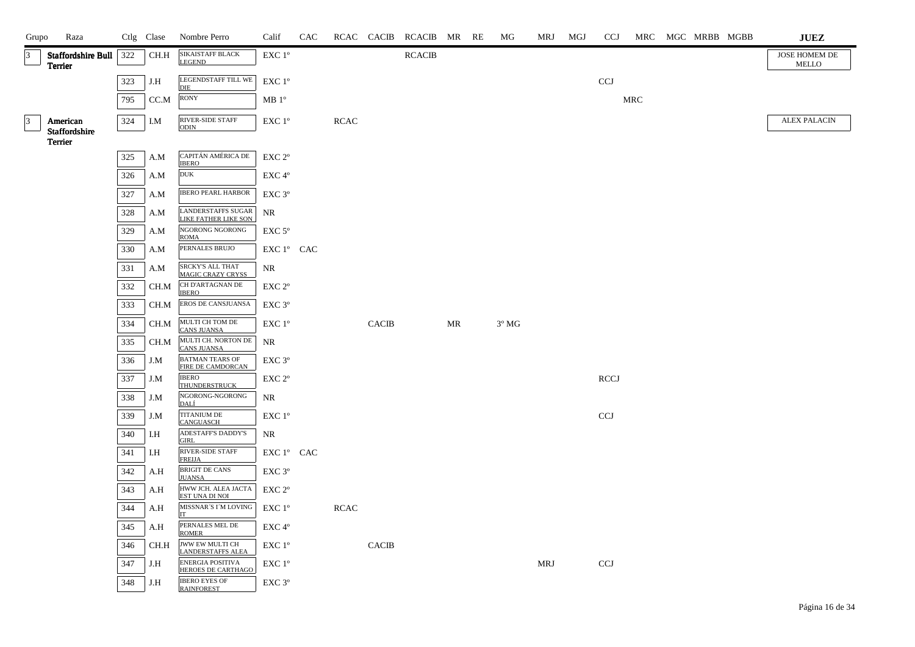| Grupo | Raza | Ctlg | Clase | Nombre Perro | Calif | CAC | RCAC | CACIB | RCACIB | MR | RE | MG | MRJ | MGJ | CCJ | MRC | MGC | MRBB | MGBB | JUEZ |
|---|---|---|---|---|---|---|---|---|---|---|---|---|---|---|---|---|---|---|---|---|
| 3 | **Staffordshire Bull Terrier** | 322 | CH.H | SIKAISTAFF BLACK LEGEND | EXC 1º | | | | RCACIB | | | | | | | | | | | JOSE HOMEM DE MELLO |
| | | 323 | J.H | LEGENDSTAFF TILL WE DIE | EXC 1º | | | | | | | | | | CCJ | | | | | |
| | | 795 | CC.M | RONY | MB 1º | | | | | | | | | | | MRC | | | | |
| 3 | **American Staffordshire Terrier** | 324 | I.M | RIVER-SIDE STAFF ODIN | EXC 1º | | RCAC | | | | | | | | | | | | | ALEX PALACIN |
| | | 325 | A.M | CAPITÁN AMÉRICA DE IBERO | EXC 2º | | | | | | | | | | | | | | | |
| | | 326 | A.M | DUK | EXC 4º | | | | | | | | | | | | | | | |
| | | 327 | A.M | IBERO PEARL HARBOR | EXC 3º | | | | | | | | | | | | | | | |
| | | 328 | A.M | LANDERSTAFFS SUGAR LIKE FATHER LIKE SON | NR | | | | | | | | | | | | | | | |
| | | 329 | A.M | NGORONG NGORONG ROMA | EXC 5º | | | | | | | | | | | | | | | |
| | | 330 | A.M | PERNALES BRUJO | EXC 1º | CAC | | | | | | | | | | | | | | |
| | | 331 | A.M | SRCKY'S ALL THAT MAGIC CRAZY CRYSS | NR | | | | | | | | | | | | | | | |
| | | 332 | CH.M | CH D'ARTAGNAN DE IBERO | EXC 2º | | | | | | | | | | | | | | | |
| | | 333 | CH.M | EROS DE CANSJUANSA | EXC 3º | | | | | | | | | | | | | | | |
| | | 334 | CH.M | MULTI CH TOM DE CANS JUANSA | EXC 1º | | | CACIB | | MR | | 3º MG | | | | | | | | |
| | | 335 | CH.M | MULTI CH. NORTON DE CANS JUANSA | NR | | | | | | | | | | | | | | | |
| | | 336 | J.M | BATMAN TEARS OF FIRE DE CAMDORCAN | EXC 3º | | | | | | | | | | | | | | | |
| | | 337 | J.M | IBERO THUNDERSTRUCK | EXC 2º | | | | | | | | | | RCCJ | | | | | |
| | | 338 | J.M | NGORONG-NGORONG DALÍ | NR | | | | | | | | | | | | | | | |
| | | 339 | J.M | TITANIUM DE CANGUASCH | EXC 1º | | | | | | | | | | CCJ | | | | | |
| | | 340 | I.H | ADESTAFF'S DADDY'S GIRL | NR | | | | | | | | | | | | | | | |
| | | 341 | I.H | RIVER-SIDE STAFF FREIJA | EXC 1º | CAC | | | | | | | | | | | | | | |
| | | 342 | A.H | BRIGIT DE CANS JUANSA | EXC 3º | | | | | | | | | | | | | | | |
| | | 343 | A.H | HWW JCH. ALEA JACTA EST UNA DI NOI | EXC 2º | | | | | | | | | | | | | | | |
| | | 344 | A.H | MISSNAR´S I´M LOVING IT | EXC 1º | | RCAC | | | | | | | | | | | | | |
| | | 345 | A.H | PERNALES MEL DE ROMER | EXC 4º | | | | | | | | | | | | | | | |
| | | 346 | CH.H | JWW EW MULTI CH LANDERSTAFFS ALEA | EXC 1º | | | CACIB | | | | | | | | | | | | |
| | | 347 | J.H | ENERGIA POSITIVA HEROES DE CARTHAGO | EXC 1º | | | | | | | | MRJ | | CCJ | | | | | |
| | | 348 | J.H | IBERO EYES OF RAINFOREST | EXC 3º | | | | | | | | | | | | | | | |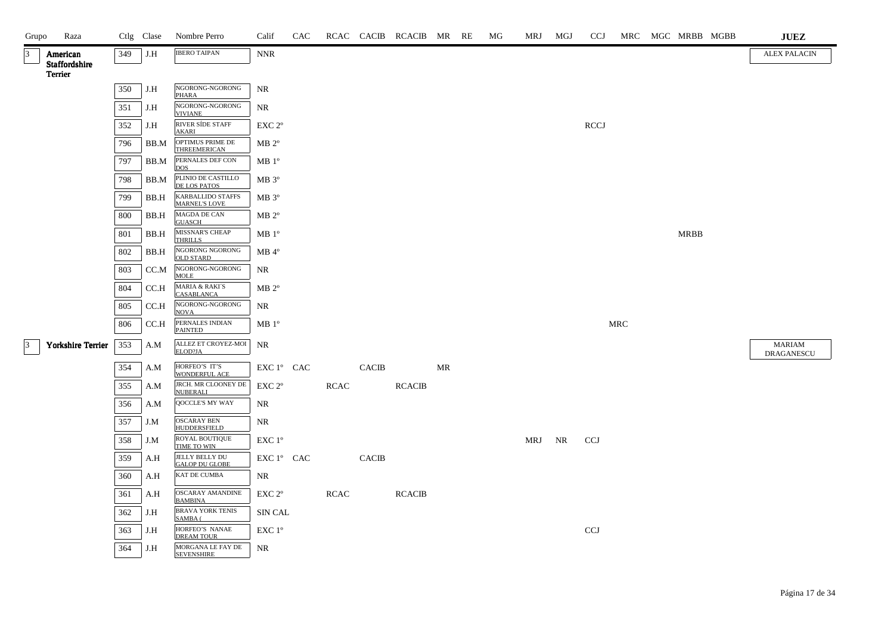| Grupo | Raza | Ctlg | Clase | Nombre Perro | Calif | CAC | RCAC | CACIB | RCACIB | MR | RE | MG | MRJ | MGJ | CCJ | MRC | MGC | MRBB | MGBB | JUEZ |
|---|---|---|---|---|---|---|---|---|---|---|---|---|---|---|---|---|---|---|---|---|
| 3 | **American Staffordshire Terrier** | 349 | J.H | IBERO TAIPAN | NNR | | | | | | | | | | | | | | | ALEX PALACIN |
| | | 350 | J.H | NGORONG-NGORONG PHARA | NR | | | | | | | | | | | | | | | |
| | | 351 | J.H | NGORONG-NGORONG VIVIANE | NR | | | | | | | | | | | | | | | |
| | | 352 | J.H | RIVER SÍDE STAFF AKARI | EXC 2º | | | | | | | | | | RCCJ | | | | | |
| | | 796 | BB.M | OPTIMUS PRIME DE THREEMERICAN | MB 2º | | | | | | | | | | | | | | | |
| | | 797 | BB.M | PERNALES DEF CON DOS | MB 1º | | | | | | | | | | | | | | | |
| | | 798 | BB.M | PLINIO DE CASTILLO DE LOS PATOS | MB 3º | | | | | | | | | | | | | | | |
| | | 799 | BB.H | KARBALLIDO STAFFS MARNEL'S LOVE | MB 3º | | | | | | | | | | | | | | | |
| | | 800 | BB.H | MAGDA DE CAN GUASCH | MB 2º | | | | | | | | | | | | | | | |
| | | 801 | BB.H | MISSNAR'S CHEAP THRILLS | MB 1º | | | | | | | | | | | | | MRBB | | |
| | | 802 | BB.H | NGORONG NGORONG OLD STARD | MB 4º | | | | | | | | | | | | | | | |
| | | 803 | CC.M | NGORONG-NGORONG MOLE | NR | | | | | | | | | | | | | | | |
| | | 804 | CC.H | MARIA & RAKI´S CASABLANCA | MB 2º | | | | | | | | | | | | | | | |
| | | 805 | CC.H | NGORONG-NGORONG NOVA | NR | | | | | | | | | | | | | | | |
| | | 806 | CC.H | PERNALES INDIAN PAINTED | MB 1º | | | | | | | | | | | MRC | | | | |
| 3 | **Yorkshire Terrier** | 353 | A.M | ALLEZ ET CROYEZ-MOI ELOD?JA | NR | | | | | | | | | | | | | | | MARIAM DRAGANESCU |
| | | 354 | A.M | HORFEO'S IT'S WONDERFUL ACE | EXC 1º | CAC | | CACIB | | MR | | | | | | | | | | |
| | | 355 | A.M | JRCH. MR CLOONEY DE NUBERALI | EXC 2º | | RCAC | | RCACIB | | | | | | | | | | | |
| | | 356 | A.M | QOCCLE'S MY WAY | NR | | | | | | | | | | | | | | | |
| | | 357 | J.M | OSCARAY BEN HUDDERSFIELD | NR | | | | | | | | | | | | | | | |
| | | 358 | J.M | ROYAL BOUTIQUE TIME TO WIN | EXC 1º | | | | | | | | MRJ | NR | CCJ | | | | | |
| | | 359 | A.H | JELLY BELLY DU GALOP DU GLOBE | EXC 1º | CAC | | CACIB | | | | | | | | | | | | |
| | | 360 | A.H | KAT DE CUMBA | NR | | | | | | | | | | | | | | | |
| | | 361 | A.H | OSCARAY AMANDINE BAMBINA | EXC 2º | | RCAC | | RCACIB | | | | | | | | | | | |
| | | 362 | J.H | BRAVA YORK TENIS SAMBA ( | SIN CAL | | | | | | | | | | | | | | | |
| | | 363 | J.H | HORFEO'S NANAE DREAM TOUR | EXC 1º | | | | | | | | | | CCJ | | | | | |
| | | 364 | J.H | MORGANA LE FAY DE SEVENSHIRE | NR | | | | | | | | | | | | | | | |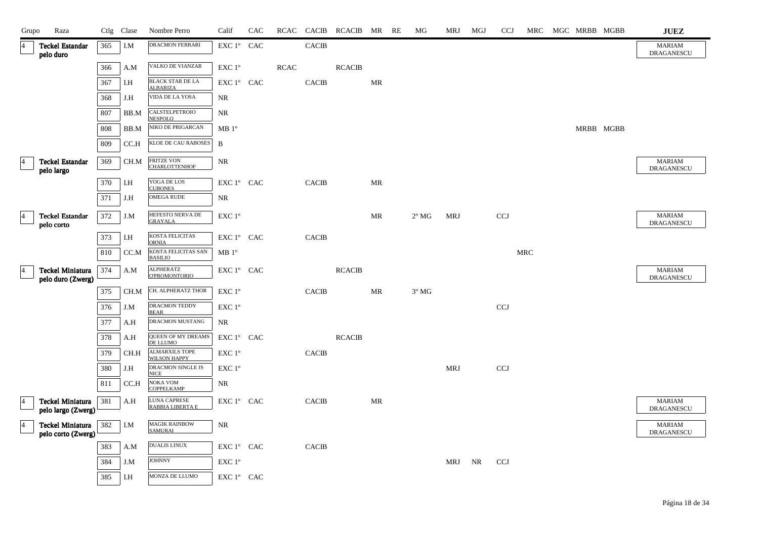| Grupo | Raza | Ctlg | Clase | Nombre Perro | Calif | CAC | RCAC | CACIB | RCACIB | MR | RE | MG | MRJ | MGJ | CCJ | MRC | MGC | MRBB | MGBB | JUEZ |
|---|---|---|---|---|---|---|---|---|---|---|---|---|---|---|---|---|---|---|---|---|
| 4 | Teckel Estandar pelo duro | 365 | I.M | DRACMON FERRARI | EXC 1º | CAC | | CACIB | | | | | | | | | | | | MARIAM DRAGANESCU |
| | | 366 | A.M | VALKO DE VIANZAR | EXC 1º | | RCAC | | RCACIB | | | | | | | | | | | |
| | | 367 | I.H | BLACK STAR DE LA ALBARIZA | EXC 1º | CAC | | CACIB | | MR | | | | | | | | | | |
| | | 368 | J.H | VIDA DE LA YOSA | NR | | | | | | | | | | | | | | | |
| | | 807 | BB.M | CALSTELPETROIO NESPOLO | NR | | | | | | | | | | | | | | | |
| | | 808 | BB.M | NIKO DE PRIGARCAN | MB 1º | | | | | | | | | | | | | MRBB | MGBB | |
| | | 809 | CC.H | KLOE DE CAU RABOSES | B | | | | | | | | | | | | | | | |
| 4 | Teckel Estandar pelo largo | 369 | CH.M | FRITZE VON CHARLOTTENHOF | NR | | | | | | | | | | | | | | | MARIAM DRAGANESCU |
| | | 370 | I.H | YOGA DE LOS CUBONES | EXC 1º | CAC | | CACIB | | MR | | | | | | | | | | |
| | | 371 | J.H | OMEGA RUDE | NR | | | | | | | | | | | | | | | |
| 4 | Teckel Estandar pelo corto | 372 | J.M | HEFESTO NERVA DE GRAYALA | EXC 1º | | | | | MR | | 2º MG | MRJ | | CCJ | | | | | MARIAM DRAGANESCU |
| | | 373 | I.H | KOSTA FELICITAS ORNIA | EXC 1º | CAC | | CACIB | | | | | | | | | | | | |
| | | 810 | CC.M | KOSTA FELICITAS SAN BASILIO | MB 1º | | | | | | | | | | | MRC | | | | |
| 4 | Teckel Miniatura pelo duro (Zwerg) | 374 | A.M | ALPHERATZ O'PROMONTORIO | EXC 1º | CAC | | | RCACIB | | | | | | | | | | | MARIAM DRAGANESCU |
| | | 375 | CH.M | CH. ALPHERATZ THOR | EXC 1º | | | CACIB | | MR | | 3º MG | | | | | | | | |
| | | 376 | J.M | DRACMON TEDDY BEAR | EXC 1º | | | | | | | | | | CCJ | | | | | |
| | | 377 | A.H | DRACMON MUSTANG | NR | | | | | | | | | | | | | | | |
| | | 378 | A.H | QUEEN OF MY DREAMS DE LLUMO | EXC 1º | CAC | | | RCACIB | | | | | | | | | | | |
| | | 379 | CH.H | ALMARXILS TOPE WILSON HAPPY | EXC 1º | | | CACIB | | | | | | | | | | | | |
| | | 380 | J.H | DRACMON SINGLE IS NICE | EXC 1º | | | | | | | | MRJ | | CCJ | | | | | |
| | | 811 | CC.H | NOKA VOM COPPELKAMP | NR | | | | | | | | | | | | | | | |
| 4 | Teckel Miniatura pelo largo (Zwerg) | 381 | A.H | LUNA CAPRESE RABBIA LIBERTA E | EXC 1º | CAC | | CACIB | | MR | | | | | | | | | | MARIAM DRAGANESCU |
| 4 | Teckel Miniatura pelo corto (Zwerg) | 382 | I.M | MAGIK RAINBOW SAMURAI | NR | | | | | | | | | | | | | | | MARIAM DRAGANESCU |
| | | 383 | A.M | DUALIS LINUX | EXC 1º | CAC | | CACIB | | | | | | | | | | | | |
| | | 384 | J.M | JOHNNY | EXC 1º | | | | | | | | MRJ | NR | CCJ | | | | | |
| | | 385 | I.H | MONZA DE LLUMO | EXC 1º | CAC | | | | | | | | | | | | | | |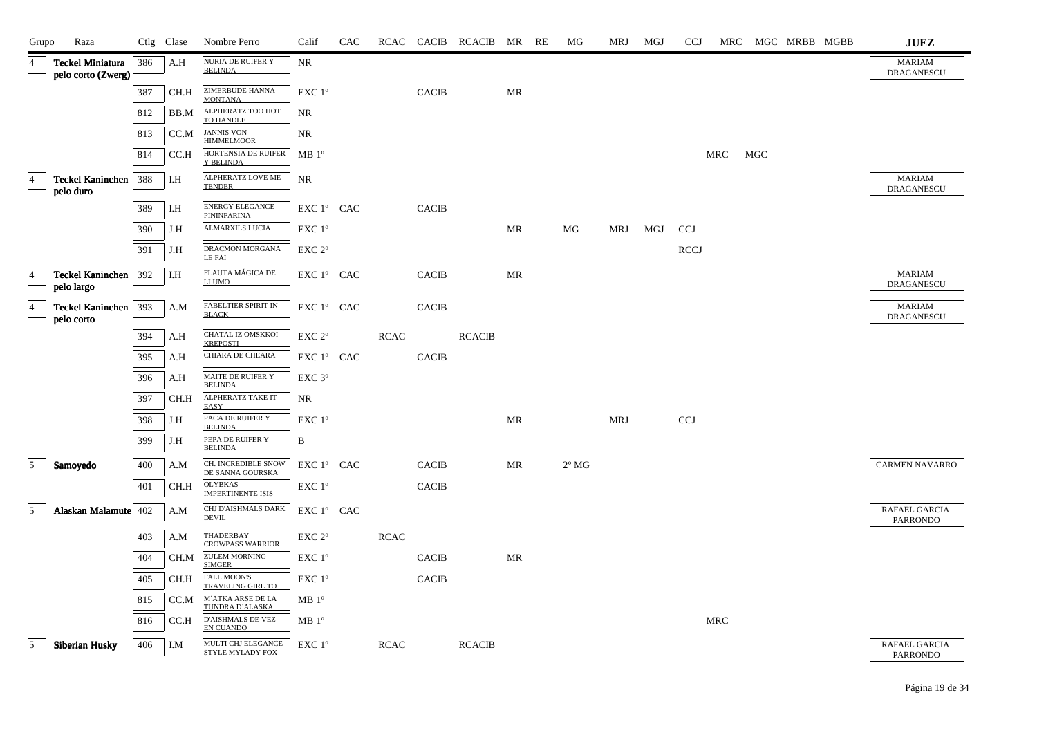| Grupo | Raza | Ctlg | Clase | Nombre Perro | Calif | CAC | RCAC | CACIB | RCACIB | MR | RE | MG | MRJ | MGJ | CCJ | MRC | MGC | MRBB | MGBB | JUEZ |
|---|---|---|---|---|---|---|---|---|---|---|---|---|---|---|---|---|---|---|---|---|
| 4 | **Teckel Miniatura pelo corto (Zwerg)** | 386 | A.H | NURIA DE RUIFER Y BELINDA | NR | | | | | | | | | | | | | | | MARIAM DRAGANESCU |
| | | 387 | CH.H | ZIMERBUDE HANNA MONTANA | EXC 1º | | | CACIB | | MR | | | | | | | | | | |
| | | 812 | BB.M | ALPHERATZ TOO HOT TO HANDLE | NR | | | | | | | | | | | | | | | |
| | | 813 | CC.M | JANNIS VON HIMMELMOOR | NR | | | | | | | | | | | | | | | |
| | | 814 | CC.H | HORTENSIA DE RUIFER Y BELINDA | MB 1º | | | | | | | | | | | MRC | MGC | | | |
| 4 | **Teckel Kaninchen pelo duro** | 388 | I.H | ALPHERATZ LOVE ME TENDER | NR | | | | | | | | | | | | | | | MARIAM DRAGANESCU |
| | | 389 | I.H | ENERGY ELEGANCE PININFARINA | EXC 1º | CAC | | CACIB | | | | | | | | | | | | |
| | | 390 | J.H | ALMARXILS LUCIA | EXC 1º | | | | | MR | | MG | MRJ | MGJ | CCJ | | | | | |
| | | 391 | J.H | DRACMON MORGANA LE FAI | EXC 2º | | | | | | | | | | RCCJ | | | | | |
| 4 | **Teckel Kaninchen pelo largo** | 392 | I.H | FLAUTA MÁGICA DE LLUMO | EXC 1º | CAC | | CACIB | | MR | | | | | | | | | | MARIAM DRAGANESCU |
| 4 | **Teckel Kaninchen pelo corto** | 393 | A.M | FABELTIER SPIRIT IN BLACK | EXC 1º | CAC | | CACIB | | | | | | | | | | | | MARIAM DRAGANESCU |
| | | 394 | A.H | CHATAL IZ OMSKKOI KREPOSTI | EXC 2º | | RCAC | | RCACIB | | | | | | | | | | | |
| | | 395 | A.H | CHIARA DE CHEARA | EXC 1º | CAC | | CACIB | | | | | | | | | | | | |
| | | 396 | A.H | MAITE DE RUIFER Y BELINDA | EXC 3º | | | | | | | | | | | | | | | |
| | | 397 | CH.H | ALPHERATZ TAKE IT EASY | NR | | | | | | | | | | | | | | | |
| | | 398 | J.H | PACA DE RUIFER Y BELINDA | EXC 1º | | | | | MR | | | MRJ | | CCJ | | | | | |
| | | 399 | J.H | PEPA DE RUIFER Y BELINDA | B | | | | | | | | | | | | | | | |
| 5 | **Samoyedo** | 400 | A.M | CH. INCREDIBLE SNOW DE SANNA GOURSKA | EXC 1º | CAC | | CACIB | | MR | | 2º MG | | | | | | | | CARMEN NAVARRO |
| | | 401 | CH.H | OLYBKAS IMPERTINENTE ISIS | EXC 1º | | | CACIB | | | | | | | | | | | | |
| 5 | **Alaskan Malamute** | 402 | A.M | CHJ D'AISHMALS DARK DEVIL | EXC 1º | CAC | | | | | | | | | | | | | | RAFAEL GARCIA PARRONDO |
| | | 403 | A.M | THADERBAY CROWPASS WARRIOR | EXC 2º | | RCAC | | | | | | | | | | | | | |
| | | 404 | CH.M | ZULEM MORNING SIMGER | EXC 1º | | | CACIB | | MR | | | | | | | | | | |
| | | 405 | CH.H | FALL MOON'S TRAVELING GIRL TO | EXC 1º | | | CACIB | | | | | | | | | | | | |
| | | 815 | CC.M | M´ATKA ARSE DE LA TUNDRA D´ALASKA | MB 1º | | | | | | | | | | | | | | | |
| | | 816 | CC.H | D'AISHMALS DE VEZ EN CUANDO | MB 1º | | | | | | | | | | | MRC | | | | |
| 5 | **Siberian Husky** | 406 | I.M | MULTI CHJ ELEGANCE STYLE MYLADY FOX | EXC 1º | | RCAC | | RCACIB | | | | | | | | | | | RAFAEL GARCIA PARRONDO |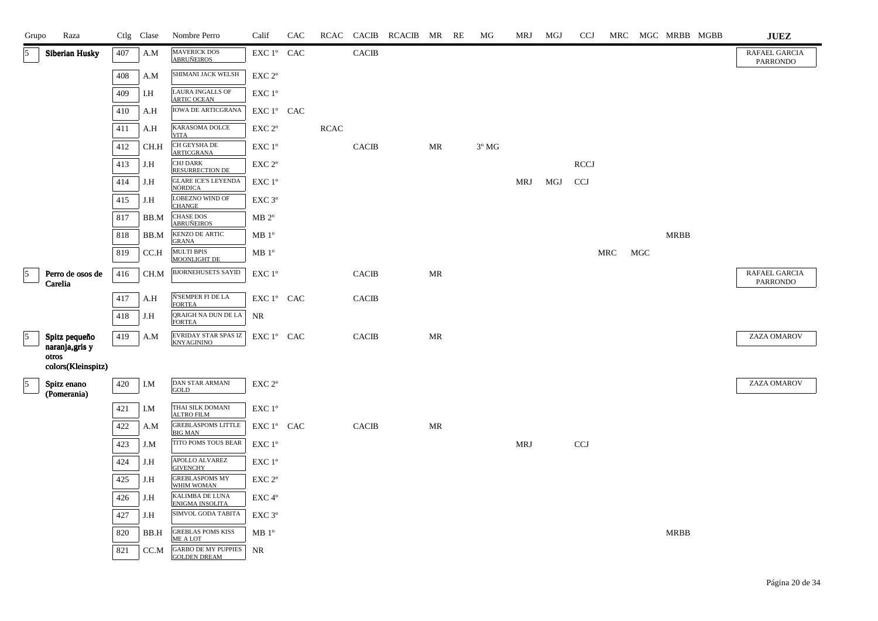| Grupo | Raza | Ctlg | Clase | Nombre Perro | Calif | CAC | RCAC | CACIB | RCACIB | MR | RE | MG | MRJ | MGJ | CCJ | MRC | MGC | MRBB | MGBB | JUEZ |
|---|---|---|---|---|---|---|---|---|---|---|---|---|---|---|---|---|---|---|---|---|
| 5 | **Siberian Husky** | 407 | A.M | MAVERICK DOS ABRUÑEIROS | EXC 1º | CAC | | CACIB | | | | | | | | | | | | RAFAEL GARCIA PARRONDO |
| | | 408 | A.M | SHIMANI JACK WELSH | EXC 2º | | | | | | | | | | | | | | | |
| | | 409 | I.H | LAURA INGALLS OF ARTIC OCEAN | EXC 1º | | | | | | | | | | | | | | | |
| | | 410 | A.H | IOWA DE ARTICGRANA | EXC 1º | CAC | | | | | | | | | | | | | | |
| | | 411 | A.H | KARASOMA DOLCE VITA | EXC 2º | | RCAC | | | | | | | | | | | | | |
| | | 412 | CH.H | CH GEYSHA DE ARTICGRANA | EXC 1º | | | CACIB | | MR | | 3º MG | | | | | | | | |
| | | 413 | J.H | CHJ DARK RESURRECTION DE | EXC 2º | | | | | | | | | | RCCJ | | | | | |
| | | 414 | J.H | GLARE ICE'S LEYENDA NÓRDICA | EXC 1º | | | | | | | | MRJ | MGJ | CCJ | | | | | |
| | | 415 | J.H | LOBEZNO WIND OF CHANGE | EXC 3º | | | | | | | | | | | | | | | |
| | | 817 | BB.M | CHASE DOS ABRUÑEIROS | MB 2º | | | | | | | | | | | | | | | |
| | | 818 | BB.M | KENZO DE ARTIC GRANA | MB 1º | | | | | | | | | | | | | MRBB | | |
| | | 819 | CC.H | MULTI BPIS MOONLIGHT DE | MB 1º | | | | | | | | | | | MRC | MGC | | | |
| 5 | **Perro de osos de Carelia** | 416 | CH.M | BJORNEHUSETS SAYID | EXC 1º | | | CACIB | | MR | | | | | | | | | | RAFAEL GARCIA PARRONDO |
| | | 417 | A.H | ÑSEMPER FI DE LA FORTEA | EXC 1º | CAC | | CACIB | | | | | | | | | | | | |
| | | 418 | J.H | QRAIGH NA DUN DE LA FORTEA | NR | | | | | | | | | | | | | | | |
| 5 | **Spitz pequeño naranja,gris y otros colors(Kleinspitz)** | 419 | A.M | EVRIDAY STAR SPAS IZ KNYAGININO | EXC 1º | CAC | | CACIB | | MR | | | | | | | | | | ZAZA OMAROV |
| 5 | **Spitz enano (Pomerania)** | 420 | I.M | DAN STAR ARMANI GOLD | EXC 2º | | | | | | | | | | | | | | | ZAZA OMAROV |
| | | 421 | I.M | THAI SILK DOMANI ALTRO FILM | EXC 1º | | | | | | | | | | | | | | | |
| | | 422 | A.M | GREBLASPOMS LITTLE BIG MAN | EXC 1º | CAC | | CACIB | | MR | | | | | | | | | | |
| | | 423 | J.M | TITO POMS TOUS BEAR | EXC 1º | | | | | | | | MRJ | | CCJ | | | | | |
| | | 424 | J.H | APOLLO ALVAREZ GIVENCHY | EXC 1º | | | | | | | | | | | | | | | |
| | | 425 | J.H | GREBLASPOMS MY WHIM WOMAN | EXC 2º | | | | | | | | | | | | | | | |
| | | 426 | J.H | KALIMBA DE LUNA ENIGMA INSOLITA | EXC 4º | | | | | | | | | | | | | | | |
| | | 427 | J.H | SIMVOL GODA TABITA | EXC 3º | | | | | | | | | | | | | | | |
| | | 820 | BB.H | GREBLAS POMS KISS ME A LOT | MB 1º | | | | | | | | | | | | | MRBB | | |
| | | 821 | CC.M | GARBO DE MY PUPPIES GOLDEN DREAM | NR | | | | | | | | | | | | | | | |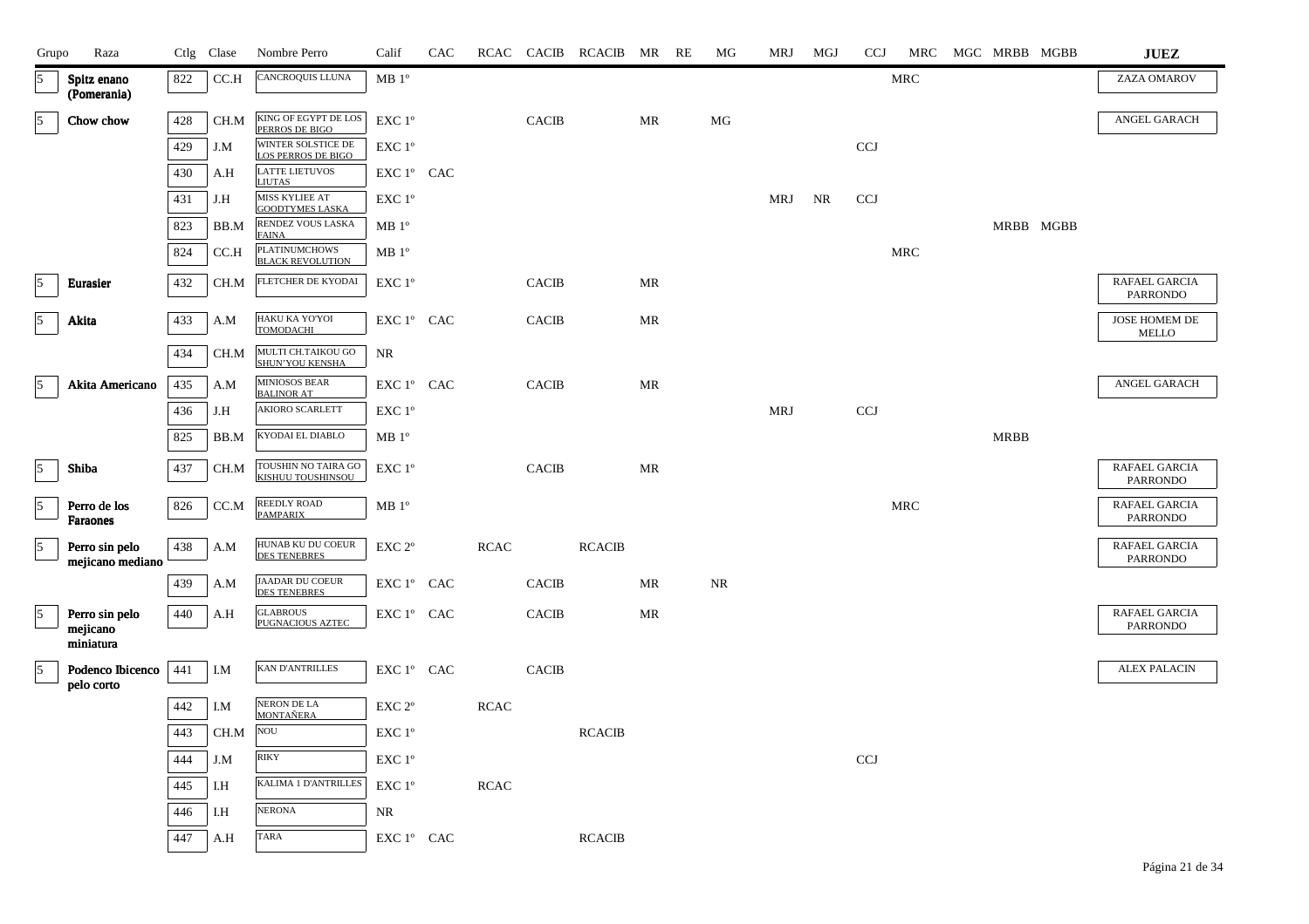| Grupo | Raza | Ctlg | Clase | Nombre Perro | Calif | CAC | RCAC | CACIB | RCACIB | MR | RE | MG | MRJ | MGJ | CCJ | MRC | MGC | MRBB | MGBB | JUEZ |
|---|---|---|---|---|---|---|---|---|---|---|---|---|---|---|---|---|---|---|---|---|
| 5 | **Spitz enano (Pomerania)** | 822 | CC.H | CANCROQUIS LLUNA | MB 1º | | | | | | | | | | | MRC | | | | ZAZA OMAROV |
| 5 | **Chow chow** | 428 | CH.M | KING OF EGYPT DE LOS PERROS DE BIGO | EXC 1º | | | CACIB | | MR | | MG | | | | | | | | ANGEL GARACH |
| | | 429 | J.M | WINTER SOLSTICE DE LOS PERROS DE BIGO | EXC 1º | | | | | | | | | | CCJ | | | | | |
| | | 430 | A.H | LATTE LIETUVOS LIUTAS | EXC 1º | CAC | | | | | | | | | | | | | | |
| | | 431 | J.H | MISS KYLIEE AT GOODTYMES LASKA | EXC 1º | | | | | | | | MRJ | NR | CCJ | | | | | |
| | | 823 | BB.M | RENDEZ VOUS LASKA FAINA | MB 1º | | | | | | | | | | | | | MRBB | MGBB | |
| | | 824 | CC.H | PLATINUMCHOWS BLACK REVOLUTION | MB 1º | | | | | | | | | | | MRC | | | | |
| 5 | **Eurasier** | 432 | CH.M | FLETCHER DE KYODAI | EXC 1º | | | CACIB | | MR | | | | | | | | | | RAFAEL GARCIA PARRONDO |
| 5 | **Akita** | 433 | A.M | HAKU KA YO'YOI TOMODACHI | EXC 1º | CAC | | CACIB | | MR | | | | | | | | | | JOSE HOMEM DE MELLO |
| | | 434 | CH.M | MULTI CH.TAIKOU GO SHUN'YOU KENSHA | NR | | | | | | | | | | | | | | | |
| 5 | **Akita Americano** | 435 | A.M | MINIOSOS BEAR BALINOR AT | EXC 1º | CAC | | CACIB | | MR | | | | | | | | | | ANGEL GARACH |
| | | 436 | J.H | AKIORO SCARLETT | EXC 1º | | | | | | | | MRJ | | CCJ | | | | | |
| | | 825 | BB.M | KYODAI EL DIABLO | MB 1º | | | | | | | | | | | | | MRBB | | |
| 5 | **Shiba** | 437 | CH.M | TOUSHIN NO TAIRA GO KISHUU TOUSHINSOU | EXC 1º | | | CACIB | | MR | | | | | | | | | | RAFAEL GARCIA PARRONDO |
| 5 | **Perro de los Faraones** | 826 | CC.M | REEDLY ROAD PAMPARIX | MB 1º | | | | | | | | | | | MRC | | | | RAFAEL GARCIA PARRONDO |
| 5 | **Perro sin pelo mejicano mediano** | 438 | A.M | HUNAB KU DU COEUR DES TENEBRES | EXC 2º | | RCAC | | RCACIB | | | | | | | | | | | RAFAEL GARCIA PARRONDO |
| | | 439 | A.M | JAADAR DU COEUR DES TENEBRES | EXC 1º | CAC | | CACIB | | MR | | NR | | | | | | | | |
| 5 | **Perro sin pelo mejicano miniatura** | 440 | A.H | GLABROUS PUGNACIOUS AZTEC | EXC 1º | CAC | | CACIB | | MR | | | | | | | | | | RAFAEL GARCIA PARRONDO |
| 5 | **Podenco Ibicenco pelo corto** | 441 | I.M | KAN D'ANTRILLES | EXC 1º | CAC | | CACIB | | | | | | | | | | | | ALEX PALACIN |
| | | 442 | I.M | NERON DE LA MONTAÑERA | EXC 2º | | RCAC | | | | | | | | | | | | | |
| | | 443 | CH.M | NOU | EXC 1º | | | | RCACIB | | | | | | | | | | | |
| | | 444 | J.M | RIKY | EXC 1º | | | | | | | | | | CCJ | | | | | |
| | | 445 | I.H | KALIMA 1 D'ANTRILLES | EXC 1º | | RCAC | | | | | | | | | | | | | |
| | | 446 | I.H | NERONA | NR | | | | | | | | | | | | | | | |
| | | 447 | A.H | TARA | EXC 1º | CAC | | | RCACIB | | | | | | | | | | | |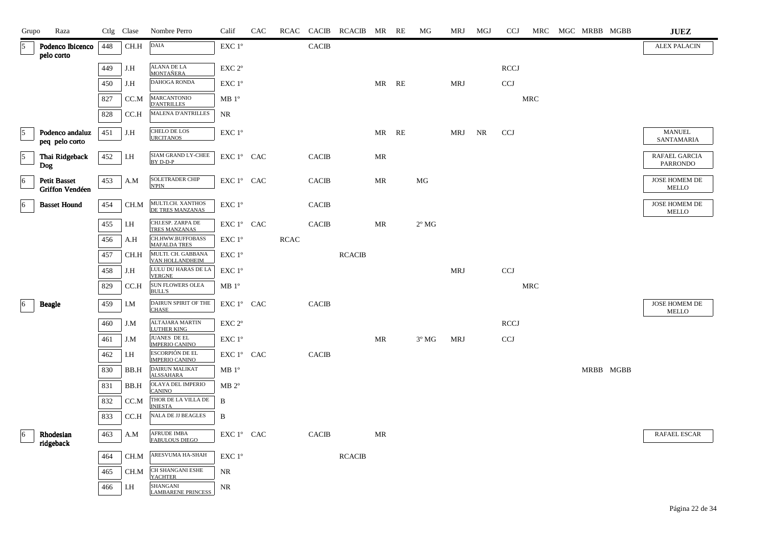| Grupo | Raza | Ctlg | Clase | Nombre Perro | Calif | CAC | RCAC | CACIB | RCACIB | MR | RE | MG | MRJ | MGJ | CCJ | MRC | MGC | MRBB | MGBB | JUEZ |
|---|---|---|---|---|---|---|---|---|---|---|---|---|---|---|---|---|---|---|---|---|
| 5 | Podenco Ibicenco pelo corto | 448 | CH.H | DAIA | EXC 1º | | | CACIB | | | | | | | | | | | | ALEX PALACIN |
| | | 449 | J.H | ALANA DE LA MONTAÑERA | EXC 2º | | | | | | | | | | RCCJ | | | | | |
| | | 450 | J.H | DAHOGA RONDA | EXC 1º | | | | | MR | RE | | MRJ | | CCJ | | | | | |
| | | 827 | CC.M | MARCANTONIO D'ANTRILLES | MB 1º | | | | | | | | | | | MRC | | | | |
| | | 828 | CC.H | MALENA D'ANTRILLES | NR | | | | | | | | | | | | | | | |
| 5 | Podenco andaluz peq pelo corto | 451 | J.H | CHELO DE LOS URCITANOS | EXC 1º | | | | | MR | RE | | MRJ | NR | CCJ | | | | | MANUEL SANTAMARIA |
| 5 | Thai Ridgeback Dog | 452 | I.H | SIAM GRAND LY-CHEE BY D-D-P | EXC 1º | CAC | | CACIB | | MR | | | | | | | | | | RAFAEL GARCIA PARRONDO |
| 6 | Petit Basset Griffon Vendéen | 453 | A.M | SOLETRADER CHIP N'PIN | EXC 1º | CAC | | CACIB | | MR | | MG | | | | | | | | JOSE HOMEM DE MELLO |
| 6 | Basset Hound | 454 | CH.M | MULTI.CH. XANTHOS DE TRES MANZANAS | EXC 1º | | | CACIB | | | | | | | | | | | | JOSE HOMEM DE MELLO |
| | | 455 | I.H | CHJ.ESP. ZARPA DE TRES MANZANAS | EXC 1º | CAC | | CACIB | | MR | | 2º MG | | | | | | | | |
| | | 456 | A.H | CH.HWW.BUFFOBASS MAFALDA TRES | EXC 1º | | RCAC | | | | | | | | | | | | | |
| | | 457 | CH.H | MULTI. CH. GABBANA VAN HOLLANDHEIM | EXC 1º | | | | RCACIB | | | | | | | | | | | |
| | | 458 | J.H | LULU DU HARAS DE LA VERGNE | EXC 1º | | | | | | | | MRJ | | CCJ | | | | | |
| | | 829 | CC.H | SUN FLOWERS OLEA BULL'S | MB 1º | | | | | | | | | | | MRC | | | | |
| 6 | Beagle | 459 | I.M | DAIRUN SPIRIT OF THE CHASE | EXC 1º | CAC | | CACIB | | | | | | | | | | | | JOSE HOMEM DE MELLO |
| | | 460 | J.M | ALTAJARA MARTIN LUTHER KING | EXC 2º | | | | | | | | | | RCCJ | | | | | |
| | | 461 | J.M | JUANES DE EL IMPERIO CANINO | EXC 1º | | | | | MR | | 3º MG | MRJ | | CCJ | | | | | |
| | | 462 | I.H | ESCORPIÓN DE EL IMPERIO CANINO | EXC 1º | CAC | | CACIB | | | | | | | | | | | | |
| | | 830 | BB.H | DAIRUN MALIKAT ALSSAHARA | MB 1º | | | | | | | | | | | | | MRBB | MGBB | |
| | | 831 | BB.H | OLAYA DEL IMPERIO CANINO | MB 2º | | | | | | | | | | | | | | | |
| | | 832 | CC.M | THOR DE LA VILLA DE INIESTA | B | | | | | | | | | | | | | | | |
| | | 833 | CC.H | NALA DE JJ BEAGLES | B | | | | | | | | | | | | | | | |
| 6 | Rhodesian ridgeback | 463 | A.M | AFRUDE IMBA FABULOUS DIEGO | EXC 1º | CAC | | CACIB | | MR | | | | | | | | | | RAFAEL ESCAR |
| | | 464 | CH.M | ARESVUMA HA-SHAH | EXC 1º | | | | RCACIB | | | | | | | | | | | |
| | | 465 | CH.M | CH SHANGANI ESHE YACHTER | NR | | | | | | | | | | | | | | | |
| | | 466 | I.H | SHANGANI LAMBARENE PRINCESS | NR | | | | | | | | | | | | | | | |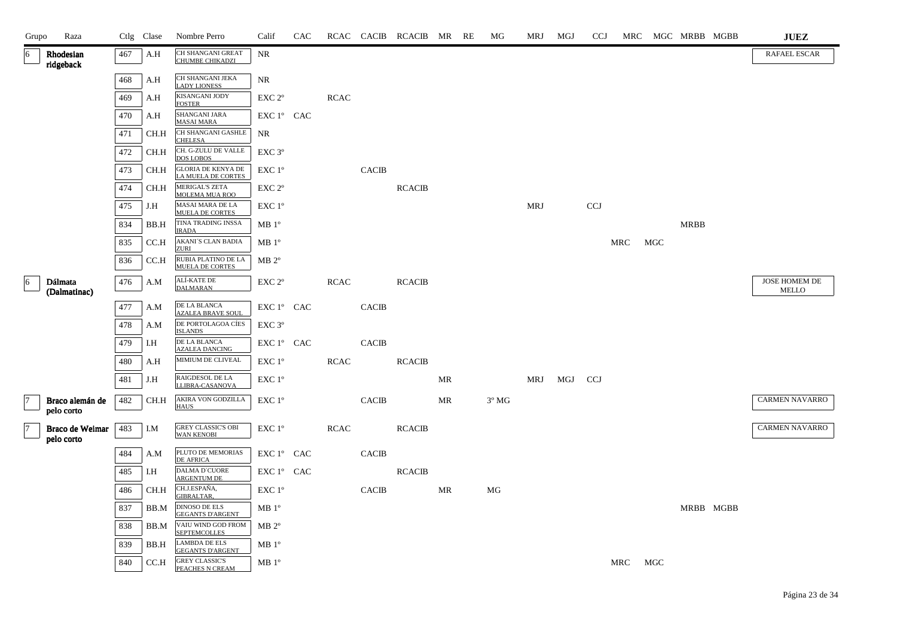| Grupo | Raza | Ctlg | Clase | Nombre Perro | Calif | CAC | RCAC | CACIB | RCACIB | MR | RE | MG | MRJ | MGJ | CCJ | MRC | MGC | MRBB | MGBB | JUEZ |
|---|---|---|---|---|---|---|---|---|---|---|---|---|---|---|---|---|---|---|---|---|
| 6 | Rhodesian ridgeback | 467 | A.H | CH SHANGANI GREAT CHUMBE CHIKADZI | NR | | | | | | | | | | | | | | | RAFAEL ESCAR |
| | | 468 | A.H | CH SHANGANI JEKA LADY LIONESS | NR | | | | | | | | | | | | | | | |
| | | 469 | A.H | KISANGANI JODY FOSTER | EXC 2º | | RCAC | | | | | | | | | | | | | |
| | | 470 | A.H | SHANGANI JARA MASAI MARA | EXC 1º | CAC | | | | | | | | | | | | | | |
| | | 471 | CH.H | CH SHANGANI GASHLE CHELESA | NR | | | | | | | | | | | | | | | |
| | | 472 | CH.H | CH. G-ZULU DE VALLE DOS LOBOS | EXC 3º | | | | | | | | | | | | | | | |
| | | 473 | CH.H | GLORIA DE KENYA DE LA MUELA DE CORTES | EXC 1º | | | CACIB | | | | | | | | | | | | |
| | | 474 | CH.H | MERIGAL'S ZETA MOLEMA MUA ROO | EXC 2º | | | | RCACIB | | | | | | | | | | | |
| | | 475 | J.H | MASAI MARA DE LA MUELA DE CORTES | EXC 1º | | | | | | | | MRJ | | CCJ | | | | | |
| | | 834 | BB.H | TINA TRADING INSSA IRADA | MB 1º | | | | | | | | | | | | | MRBB | | |
| | | 835 | CC.H | AKANI´S CLAN BADIA ZURI | MB 1º | | | | | | | | | | | MRC | MGC | | | |
| | | 836 | CC.H | RUBIA PLATINO DE LA MUELA DE CORTES | MB 2º | | | | | | | | | | | | | | | |
| 6 | Dálmata (Dalmatinac) | 476 | A.M | ALÍ-KATE DE DALMARAN | EXC 2º | | RCAC | | RCACIB | | | | | | | | | | | JOSE HOMEM DE MELLO |
| | | 477 | A.M | DE LA BLANCA AZALEA BRAVE SOUL | EXC 1º | CAC | | CACIB | | | | | | | | | | | | |
| | | 478 | A.M | DE PORTOLAGOA CÍES ISLANDS | EXC 3º | | | | | | | | | | | | | | | |
| | | 479 | I.H | DE LA BLANCA AZALEA DANCING | EXC 1º | CAC | | CACIB | | | | | | | | | | | | |
| | | 480 | A.H | MIMIUM DE CLIVEAL | EXC 1º | | RCAC | | RCACIB | | | | | | | | | | | |
| | | 481 | J.H | RAIGDESOL DE LA LLIBRA-CASANOVA | EXC 1º | | | | | MR | | | MRJ | MGJ | CCJ | | | | | |
| 7 | Braco alemán de pelo corto | 482 | CH.H | AKIRA VON GODZILLA HAUS | EXC 1º | | | CACIB | | MR | | 3º MG | | | | | | | | CARMEN NAVARRO |
| 7 | Braco de Weimar pelo corto | 483 | I.M | GREY CLASSIC'S OBI WAN KENOBI | EXC 1º | | RCAC | | RCACIB | | | | | | | | | | | CARMEN NAVARRO |
| | | 484 | A.M | PLUTO DE MEMORIAS DE AFRICA | EXC 1º | CAC | | CACIB | | | | | | | | | | | | |
| | | 485 | I.H | DALMA D´CUORE ARGENTUM DE | EXC 1º | CAC | | | RCACIB | | | | | | | | | | | |
| | | 486 | CH.H | CH.J.ESPAÑA, GIBRALTAR, | EXC 1º | | | CACIB | | MR | | MG | | | | | | | | |
| | | 837 | BB.M | DINOSO DE ELS GEGANTS D'ARGENT | MB 1º | | | | | | | | | | | | | MRBB | MGBB | |
| | | 838 | BB.M | VAIU WIND GOD FROM SEPTEMCOLLES | MB 2º | | | | | | | | | | | | | | | |
| | | 839 | BB.H | LAMBDA DE ELS GEGANTS D'ARGENT | MB 1º | | | | | | | | | | | | | | | |
| | | 840 | CC.H | GREY CLASSIC'S PEACHES N CREAM | MB 1º | | | | | | | | | | | MRC | MGC | | | |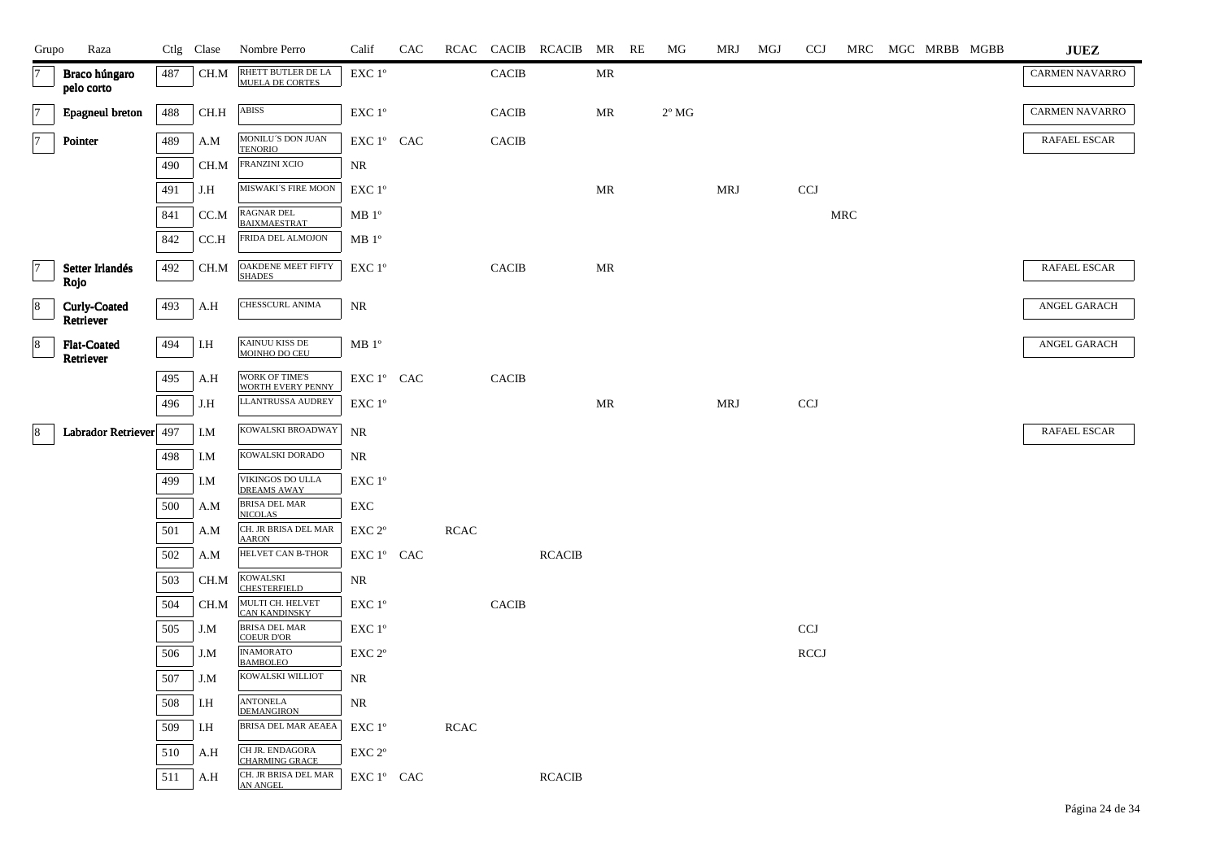| Grupo | Raza | Ctlg | Clase | Nombre Perro | Calif | CAC | RCAC | CACIB | RCACIB | MR | RE | MG | MRJ | MGJ | CCJ | MRC | MGC | MRBB | MGBB | JUEZ |
|---|---|---|---|---|---|---|---|---|---|---|---|---|---|---|---|---|---|---|---|---|
| 7 | **Braco húngaro pelo corto** | 487 | CH.M | RHETT BUTLER DE LA MUELA DE CORTES | EXC 1º | | | CACIB | | MR | | | | | | | | | | CARMEN NAVARRO |
| 7 | **Epagneul breton** | 488 | CH.H | ABISS | EXC 1º | | | CACIB | | MR | | 2º MG | | | | | | | | CARMEN NAVARRO |
| 7 | **Pointer** | 489 | A.M | MONILU´S DON JUAN TENORIO | EXC 1º | CAC | | CACIB | | | | | | | | | | | | RAFAEL ESCAR |
| | | 490 | CH.M | FRANZINI XCIO | NR | | | | | | | | | | | | | | | |
| | | 491 | J.H | MISWAKI´S FIRE MOON | EXC 1º | | | | | MR | | | MRJ | | CCJ | | | | | |
| | | 841 | CC.M | RAGNAR DEL BAIXMAESTRAT | MB 1º | | | | | | | | | | | MRC | | | | |
| | | 842 | CC.H | FRIDA DEL ALMOJON | MB 1º | | | | | | | | | | | | | | | |
| 7 | **Setter Irlandés Rojo** | 492 | CH.M | OAKDENE MEET FIFTY SHADES | EXC 1º | | | CACIB | | MR | | | | | | | | | | RAFAEL ESCAR |
| 8 | **Curly-Coated Retriever** | 493 | A.H | CHESSCURL ANIMA | NR | | | | | | | | | | | | | | | ANGEL GARACH |
| 8 | **Flat-Coated Retriever** | 494 | I.H | KAINUU KISS DE MOINHO DO CEU | MB 1º | | | | | | | | | | | | | | | ANGEL GARACH |
| | | 495 | A.H | WORK OF TIME'S WORTH EVERY PENNY | EXC 1º | CAC | | CACIB | | | | | | | | | | | | |
| | | 496 | J.H | LLANTRUSSA AUDREY | EXC 1º | | | | | MR | | | MRJ | | CCJ | | | | | |
| 8 | **Labrador Retriever** | 497 | I.M | KOWALSKI BROADWAY | NR | | | | | | | | | | | | | | | RAFAEL ESCAR |
| | | 498 | I.M | KOWALSKI DORADO | NR | | | | | | | | | | | | | | | |
| | | 499 | I.M | VIKINGOS DO ULLA DREAMS AWAY | EXC 1º | | | | | | | | | | | | | | | |
| | | 500 | A.M | BRISA DEL MAR NICOLAS | EXC | | | | | | | | | | | | | | | |
| | | 501 | A.M | CH. JR BRISA DEL MAR AARON | EXC 2º | | RCAC | | | | | | | | | | | | | |
| | | 502 | A.M | HELVET CAN B-THOR | EXC 1º | CAC | | | RCACIB | | | | | | | | | | | |
| | | 503 | CH.M | KOWALSKI CHESTERFIELD | NR | | | | | | | | | | | | | | | |
| | | 504 | CH.M | MULTI CH. HELVET CAN KANDINSKY | EXC 1º | | | CACIB | | | | | | | | | | | | |
| | | 505 | J.M | BRISA DEL MAR COEUR D'OR | EXC 1º | | | | | | | | | | CCJ | | | | | |
| | | 506 | J.M | INAMORATO BAMBOLEO | EXC 2º | | | | | | | | | | RCCJ | | | | | |
| | | 507 | J.M | KOWALSKI WILLIOT | NR | | | | | | | | | | | | | | | |
| | | 508 | I.H | ANTONELA DEMANGIRON | NR | | | | | | | | | | | | | | | |
| | | 509 | I.H | BRISA DEL MAR AEAEA | EXC 1º | | RCAC | | | | | | | | | | | | | |
| | | 510 | A.H | CH JR. ENDAGORA CHARMING GRACE | EXC 2º | | | | | | | | | | | | | | | |
| | | 511 | A.H | CH. JR BRISA DEL MAR AN ANGEL | EXC 1º | CAC | | | RCACIB | | | | | | | | | | | |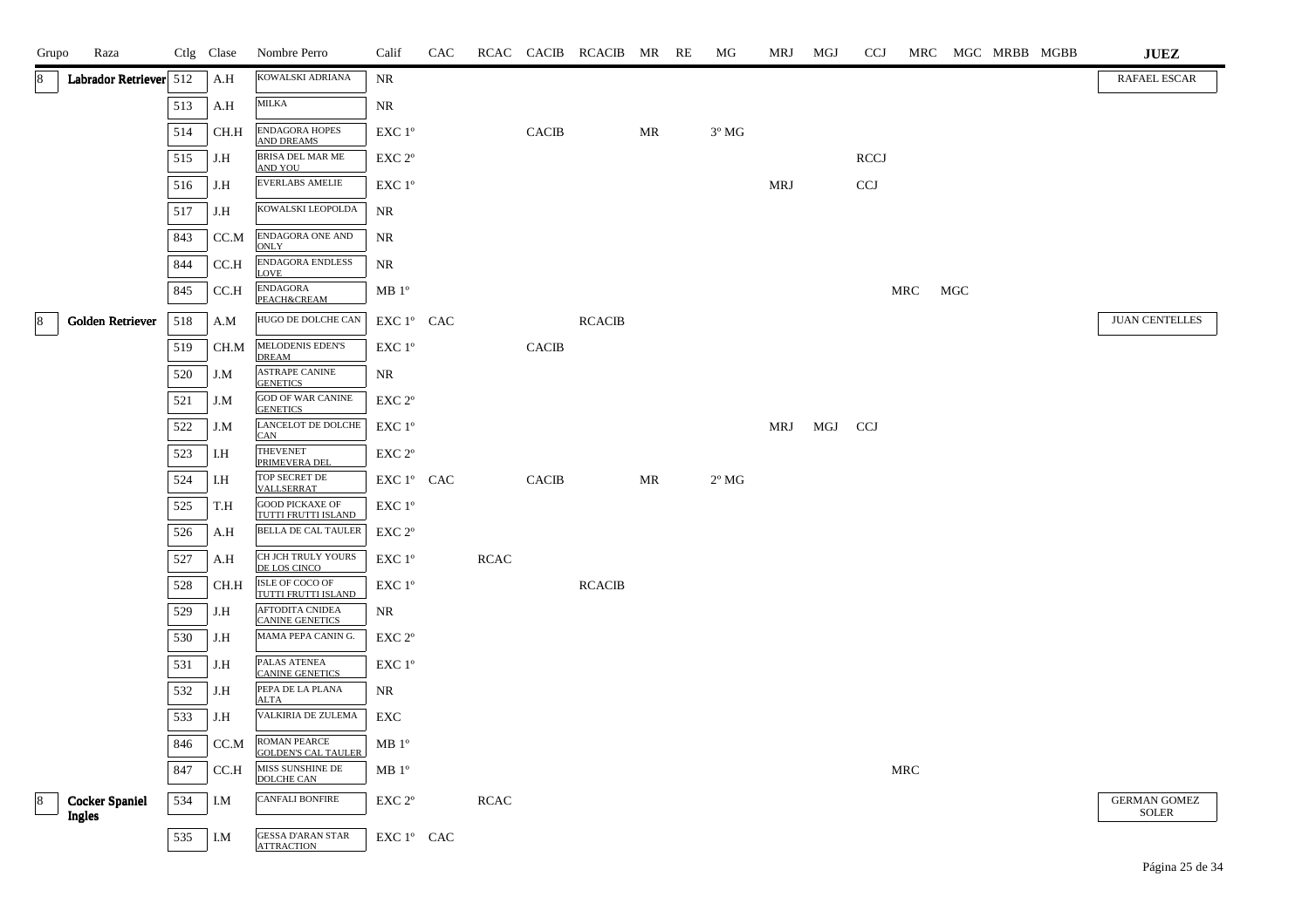| Grupo | Raza | Ctlg | Clase | Nombre Perro | Calif | CAC | RCAC | CACIB | RCACIB | MR | RE | MG | MRJ | MGJ | CCJ | MRC | MGC | MRBB | MGBB | JUEZ |
|---|---|---|---|---|---|---|---|---|---|---|---|---|---|---|---|---|---|---|---|---|
| 8 | **Labrador Retriever** | 512 | A.H | KOWALSKI ADRIANA | NR | | | | | | | | | | | | | | | RAFAEL ESCAR |
| | | 513 | A.H | MILKA | NR | | | | | | | | | | | | | | | |
| | | 514 | CH.H | ENDAGORA HOPES AND DREAMS | EXC 1º | | | CACIB | | MR | | 3º MG | | | | | | | | |
| | | 515 | J.H | BRISA DEL MAR ME AND YOU | EXC 2º | | | | | | | | | | RCCJ | | | | | |
| | | 516 | J.H | EVERLABS AMELIE | EXC 1º | | | | | | | | MRJ | | CCJ | | | | | |
| | | 517 | J.H | KOWALSKI LEOPOLDA | NR | | | | | | | | | | | | | | | |
| | | 843 | CC.M | ENDAGORA ONE AND ONLY | NR | | | | | | | | | | | | | | | |
| | | 844 | CC.H | ENDAGORA ENDLESS LOVE | NR | | | | | | | | | | | | | | | |
| | | 845 | CC.H | ENDAGORA PEACH&CREAM | MB 1º | | | | | | | | | | | MRC | MGC | | | |
| 8 | **Golden Retriever** | 518 | A.M | HUGO DE DOLCHE CAN | EXC 1º | CAC | | | RCACIB | | | | | | | | | | | JUAN CENTELLES |
| | | 519 | CH.M | MELODENIS EDEN'S DREAM | EXC 1º | | | CACIB | | | | | | | | | | | | |
| | | 520 | J.M | ASTRAPE CANINE GENETICS | NR | | | | | | | | | | | | | | | |
| | | 521 | J.M | GOD OF WAR CANINE GENETICS | EXC 2º | | | | | | | | | | | | | | | |
| | | 522 | J.M | LANCELOT DE DOLCHE CAN | EXC 1º | | | | | | | | MRJ | MGJ | CCJ | | | | | |
| | | 523 | I.H | THEVENET PRIMEVERA DEL | EXC 2º | | | | | | | | | | | | | | | |
| | | 524 | I.H | TOP SECRET DE VALLSERRAT | EXC 1º | CAC | | CACIB | | MR | | 2º MG | | | | | | | | |
| | | 525 | T.H | GOOD PICKAXE OF TUTTI FRUTTI ISLAND | EXC 1º | | | | | | | | | | | | | | | |
| | | 526 | A.H | BELLA DE CAL TAULER | EXC 2º | | | | | | | | | | | | | | | |
| | | 527 | A.H | CH JCH TRULY YOURS DE LOS CINCO | EXC 1º | | RCAC | | | | | | | | | | | | | |
| | | 528 | CH.H | ISLE OF COCO OF TUTTI FRUTTI ISLAND | EXC 1º | | | | RCACIB | | | | | | | | | | | |
| | | 529 | J.H | AFTODITA CNIDEA CANINE GENETICS | NR | | | | | | | | | | | | | | | |
| | | 530 | J.H | MAMA PEPA CANIN G. | EXC 2º | | | | | | | | | | | | | | | |
| | | 531 | J.H | PALAS ATENEA CANINE GENETICS | EXC 1º | | | | | | | | | | | | | | | |
| | | 532 | J.H | PEPA DE LA PLANA ALTA | NR | | | | | | | | | | | | | | | |
| | | 533 | J.H | VALKIRIA DE ZULEMA | EXC | | | | | | | | | | | | | | | |
| | | 846 | CC.M | ROMAN PEARCE GOLDEN'S CAL TAULER | MB 1º | | | | | | | | | | | | | | | |
| | | 847 | CC.H | MISS SUNSHINE DE DOLCHE CAN | MB 1º | | | | | | | | | | | MRC | | | | |
| 8 | **Cocker Spaniel Ingles** | 534 | I.M | CANFALI BONFIRE | EXC 2º | | RCAC | | | | | | | | | | | | | GERMAN GOMEZ SOLER |
| | | 535 | I.M | GESSA D'ARAN STAR ATTRACTION | EXC 1º | CAC | | | | | | | | | | | | | | |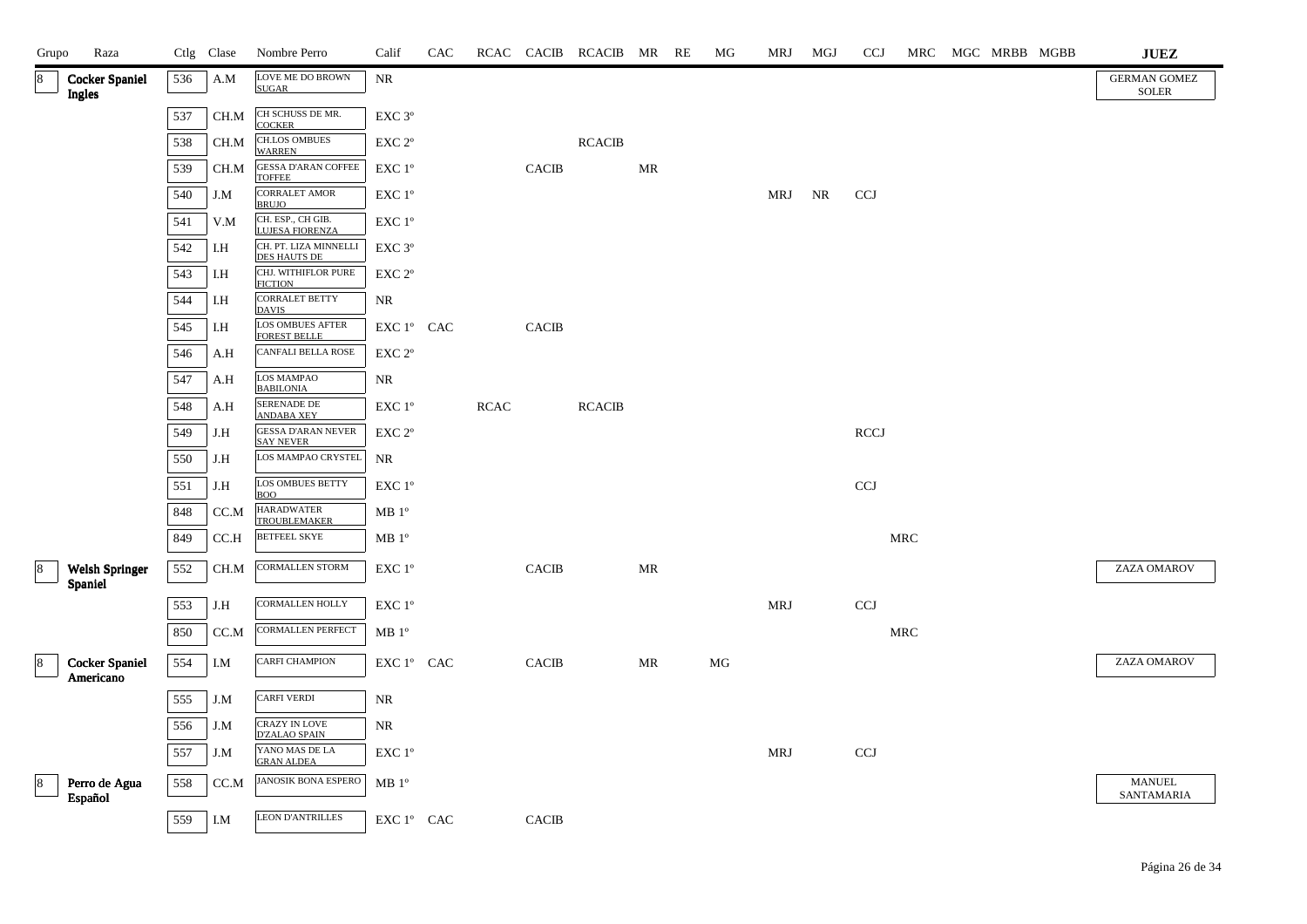| Grupo | Raza | Ctlg | Clase | Nombre Perro | Calif | CAC | RCAC | CACIB | RCACIB | MR | RE | MG | MRJ | MGJ | CCJ | MRC | MGC | MRBB | MGBB | JUEZ |
|---|---|---|---|---|---|---|---|---|---|---|---|---|---|---|---|---|---|---|---|---|
| 8 | **Cocker Spaniel Ingles** | 536 | A.M | LOVE ME DO BROWN SUGAR | NR | | | | | | | | | | | | | | | GERMAN GOMEZ SOLER |
| | | 537 | CH.M | CH SCHUSS DE MR. COCKER | EXC 3º | | | | | | | | | | | | | | | |
| | | 538 | CH.M | CH.LOS OMBUES WARREN | EXC 2º | | | | RCACIB | | | | | | | | | | | |
| | | 539 | CH.M | GESSA D'ARAN COFFEE TOFFEE | EXC 1º | | | CACIB | | MR | | | | | | | | | | |
| | | 540 | J.M | CORRALET AMOR BRUJO | EXC 1º | | | | | | | | MRJ | NR | CCJ | | | | | |
| | | 541 | V.M | CH. ESP., CH GIB. LUJESA FIORENZA | EXC 1º | | | | | | | | | | | | | | | |
| | | 542 | I.H | CH. PT. LIZA MINNELLI DES HAUTS DE | EXC 3º | | | | | | | | | | | | | | | |
| | | 543 | I.H | CHJ. WITHIFLOR PURE FICTION | EXC 2º | | | | | | | | | | | | | | | |
| | | 544 | I.H | CORRALET BETTY DAVIS | NR | | | | | | | | | | | | | | | |
| | | 545 | I.H | LOS OMBUES AFTER FOREST BELLE | EXC 1º | CAC | | CACIB | | | | | | | | | | | | |
| | | 546 | A.H | CANFALI BELLA ROSE | EXC 2º | | | | | | | | | | | | | | | |
| | | 547 | A.H | LOS MAMPAO BABILONIA | NR | | | | | | | | | | | | | | | |
| | | 548 | A.H | SERENADE DE ANDABA XEY | EXC 1º | | RCAC | | RCACIB | | | | | | | | | | | |
| | | 549 | J.H | GESSA D'ARAN NEVER SAY NEVER | EXC 2º | | | | | | | | | | RCCJ | | | | | |
| | | 550 | J.H | LOS MAMPAO CRYSTEL | NR | | | | | | | | | | | | | | | |
| | | 551 | J.H | LOS OMBUES BETTY BOO | EXC 1º | | | | | | | | | | CCJ | | | | | |
| | | 848 | CC.M | HARADWATER TROUBLEMAKER | MB 1º | | | | | | | | | | | | | | | |
| | | 849 | CC.H | BETFEEL SKYE | MB 1º | | | | | | | | | | | MRC | | | | |
| 8 | **Welsh Springer Spaniel** | 552 | CH.M | CORMALLEN STORM | EXC 1º | | | CACIB | | MR | | | | | | | | | | ZAZA OMAROV |
| | | 553 | J.H | CORMALLEN HOLLY | EXC 1º | | | | | | | | MRJ | | CCJ | | | | | |
| | | 850 | CC.M | CORMALLEN PERFECT | MB 1º | | | | | | | | | | | MRC | | | | |
| 8 | **Cocker Spaniel Americano** | 554 | I.M | CARFI CHAMPION | EXC 1º | CAC | | CACIB | | MR | | MG | | | | | | | | ZAZA OMAROV |
| | | 555 | J.M | CARFI VERDI | NR | | | | | | | | | | | | | | | |
| | | 556 | J.M | CRAZY IN LOVE D'ZALAO SPAIN | NR | | | | | | | | | | | | | | | |
| | | 557 | J.M | YANO MAS DE LA GRAN ALDEA | EXC 1º | | | | | | | | MRJ | | CCJ | | | | | |
| 8 | **Perro de Agua Español** | 558 | CC.M | JANOSIK BONA ESPERO | MB 1º | | | | | | | | | | | | | | | MANUEL SANTAMARIA |
| | | 559 | I.M | LEON D'ANTRILLES | EXC 1º | CAC | | CACIB | | | | | | | | | | | | |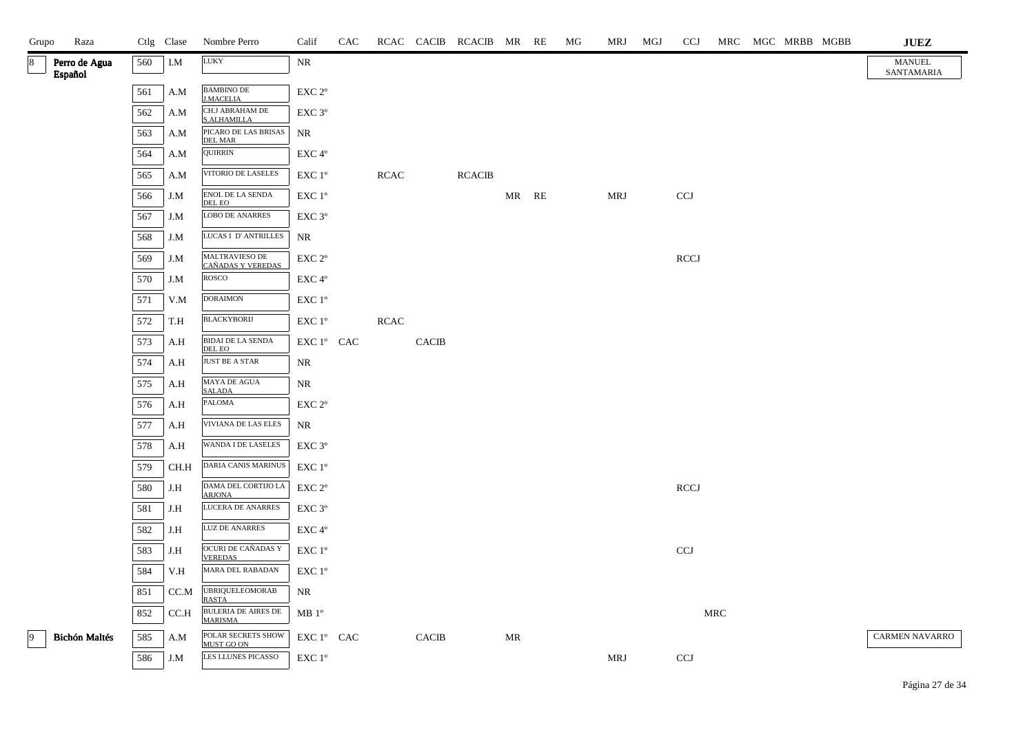| Grupo | Raza | Ctlg | Clase | Nombre Perro | Calif | CAC | RCAC | CACIB | RCACIB | MR | RE | MG | MRJ | MGJ | CCJ | MRC | MGC | MRBB | MGBB | JUEZ |
|---|---|---|---|---|---|---|---|---|---|---|---|---|---|---|---|---|---|---|---|---|
| 8 | Perro de Agua Español | 560 | I.M | LUKY | NR | | | | | | | | | | | | | | | MANUEL SANTAMARIA |
| | | 561 | A.M | BAMBINO DE J.MACELIA | EXC 2º | | | | | | | | | | | | | | | |
| | | 562 | A.M | CH.J ABRAHAM DE S.ALHAMILLA | EXC 3º | | | | | | | | | | | | | | | |
| | | 563 | A.M | PICARO DE LAS BRISAS DEL MAR | NR | | | | | | | | | | | | | | | |
| | | 564 | A.M | QUIRRIN | EXC 4º | | | | | | | | | | | | | | | |
| | | 565 | A.M | VITORIO DE LASELES | EXC 1º | | RCAC | | RCACIB | | | | | | | | | | | |
| | | 566 | J.M | ENOL DE LA SENDA DEL EO | EXC 1º | | | | | MR | RE | | MRJ | | CCJ | | | | | |
| | | 567 | J.M | LOBO DE ANARRES | EXC 3º | | | | | | | | | | | | | | | |
| | | 568 | J.M | LUCAS I D' ANTRILLES | NR | | | | | | | | | | | | | | | |
| | | 569 | J.M | MALTRAVIESO DE CAÑADAS Y VEREDAS | EXC 2º | | | | | | | | | | RCCJ | | | | | |
| | | 570 | J.M | ROSCO | EXC 4º | | | | | | | | | | | | | | | |
| | | 571 | V.M | DORAIMON | EXC 1º | | | | | | | | | | | | | | | |
| | | 572 | T.H | BLACKYBORIJ | EXC 1º | | RCAC | | | | | | | | | | | | | |
| | | 573 | A.H | BIDAI DE LA SENDA DEL EO | EXC 1º | CAC | | CACIB | | | | | | | | | | | | |
| | | 574 | A.H | JUST BE A STAR | NR | | | | | | | | | | | | | | | |
| | | 575 | A.H | MAYA DE AGUA SALADA | NR | | | | | | | | | | | | | | | |
| | | 576 | A.H | PALOMA | EXC 2º | | | | | | | | | | | | | | | |
| | | 577 | A.H | VIVIANA DE LAS ELES | NR | | | | | | | | | | | | | | | |
| | | 578 | A.H | WANDA I DE LASELES | EXC 3º | | | | | | | | | | | | | | | |
| | | 579 | CH.H | DARIA CANIS MARINUS | EXC 1º | | | | | | | | | | | | | | | |
| | | 580 | J.H | DAMA DEL CORTIJO LA ARJONA | EXC 2º | | | | | | | | | | RCCJ | | | | | |
| | | 581 | J.H | LUCERA DE ANARRES | EXC 3º | | | | | | | | | | | | | | | |
| | | 582 | J.H | LUZ DE ANARRES | EXC 4º | | | | | | | | | | | | | | | |
| | | 583 | J.H | OCURI DE CAÑADAS Y VEREDAS | EXC 1º | | | | | | | | | | CCJ | | | | | |
| | | 584 | V.H | MARA DEL RABADAN | EXC 1º | | | | | | | | | | | | | | | |
| | | 851 | CC.M | UBRIQUELEOMORAB RASTA | NR | | | | | | | | | | | | | | | |
| | | 852 | CC.H | BULERIA DE AIRES DE MARISMA | MB 1º | | | | | | | | | | | MRC | | | | |
| 9 | Bichón Maltés | 585 | A.M | POLAR SECRETS SHOW MUST GO ON | EXC 1º | CAC | | CACIB | | MR | | | | | | | | | | CARMEN NAVARRO |
| | | 586 | J.M | LES LLUNES PICASSO | EXC 1º | | | | | | | | MRJ | | CCJ | | | | | |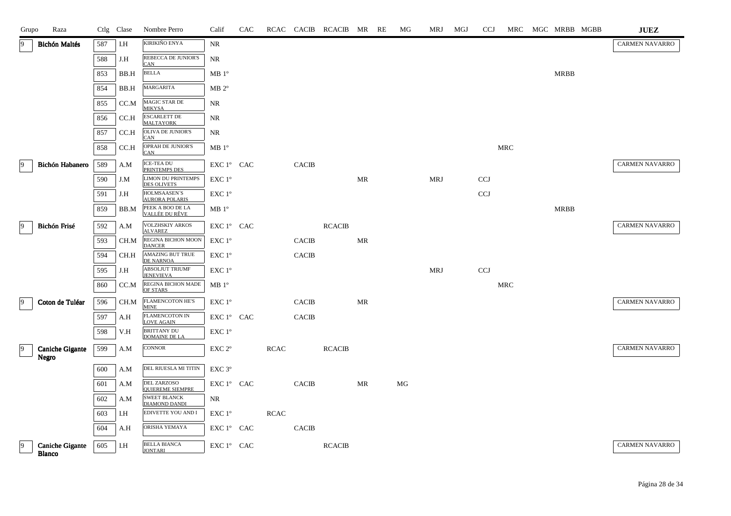| Grupo | Raza | Ctlg | Clase | Nombre Perro | Calif | CAC | RCAC | CACIB | RCACIB | MR | RE | MG | MRJ | MGJ | CCJ | MRC | MGC | MRBB | MGBB | JUEZ |
|---|---|---|---|---|---|---|---|---|---|---|---|---|---|---|---|---|---|---|---|---|
| 9 | **Bichón Maltés** | 587 | I.H | KIRIKIÑO ENYA | NR | | | | | | | | | | | | | | | CARMEN NAVARRO |
| | | 588 | J.H | REBECCA DE JUNIOR'S CAN | NR | | | | | | | | | | | | | | | |
| | | 853 | BB.H | BELLA | MB 1º | | | | | | | | | | | | | MRBB | | |
| | | 854 | BB.H | MARGARITA | MB 2º | | | | | | | | | | | | | | | |
| | | 855 | CC.M | MAGIC STAR DE MIKYSA | NR | | | | | | | | | | | | | | | |
| | | 856 | CC.H | ESCARLETT DE MALTAYORK | NR | | | | | | | | | | | | | | | |
| | | 857 | CC.H | OLIVA DE JUNIOR'S CAN | NR | | | | | | | | | | | | | | | |
| | | 858 | CC.H | OPRAH DE JUNIOR'S CAN | MB 1º | | | | | | | | | | | MRC | | | | |
| 9 | **Bichón Habanero** | 589 | A.M | ICE-TEA DU PRINTEMPS DES | EXC 1º | CAC | | CACIB | | | | | | | | | | | | CARMEN NAVARRO |
| | | 590 | J.M | LIMON DU PRINTEMPS DES OLIVETS | EXC 1º | | | | | MR | | | MRJ | | CCJ | | | | | |
| | | 591 | J.H | HOLMSAASEN'S AURORA POLARIS | EXC 1º | | | | | | | | | | CCJ | | | | | |
| | | 859 | BB.M | PEEK A BOO DE LA VALLÉE DU RÊVE | MB 1º | | | | | | | | | | | | | MRBB | | |
| 9 | **Bichón Frisé** | 592 | A.M | VOLZHSKIY ARKOS ALVAREZ | EXC 1º | CAC | | | RCACIB | | | | | | | | | | | CARMEN NAVARRO |
| | | 593 | CH.M | REGINA BICHON MOON DANCER | EXC 1º | | | CACIB | | MR | | | | | | | | | | |
| | | 594 | CH.H | AMAZING BUT TRUE DE NARNOA | EXC 1º | | | CACIB | | | | | | | | | | | | |
| | | 595 | J.H | ABSOLJUT TRIUMF JENEVIEVA | EXC 1º | | | | | | | | MRJ | | CCJ | | | | | |
| | | 860 | CC.M | REGINA BICHON MADE OF STARS | MB 1º | | | | | | | | | | | MRC | | | | |
| 9 | **Coton de Tuléar** | 596 | CH.M | FLAMENCOTON HE'S MINE | EXC 1º | | | CACIB | | MR | | | | | | | | | | CARMEN NAVARRO |
| | | 597 | A.H | FLAMENCOTON IN LOVE AGAIN | EXC 1º | CAC | | CACIB | | | | | | | | | | | | |
| | | 598 | V.H | BRITTANY DU DOMAINE DE LA | EXC 1º | | | | | | | | | | | | | | | |
| 9 | **Caniche Gigante Negro** | 599 | A.M | CONNOR | EXC 2º | | RCAC | | RCACIB | | | | | | | | | | | CARMEN NAVARRO |
| | | 600 | A.M | DEL RIUESLA MI TITIN | EXC 3º | | | | | | | | | | | | | | | |
| | | 601 | A.M | DEL ZARZOSO QUIEREME SIEMPRE | EXC 1º | CAC | | CACIB | | MR | | MG | | | | | | | | |
| | | 602 | A.M | SWEET BLANCK DIAMOND DANDI | NR | | | | | | | | | | | | | | | |
| | | 603 | I.H | EDIVETTE YOU AND I | EXC 1º | | RCAC | | | | | | | | | | | | | |
| | | 604 | A.H | ORISHA YEMAYA | EXC 1º | CAC | | CACIB | | | | | | | | | | | | |
| 9 | **Caniche Gigante Blanco** | 605 | I.H | BELLA BIANCA JONTARI | EXC 1º | CAC | | | RCACIB | | | | | | | | | | | CARMEN NAVARRO |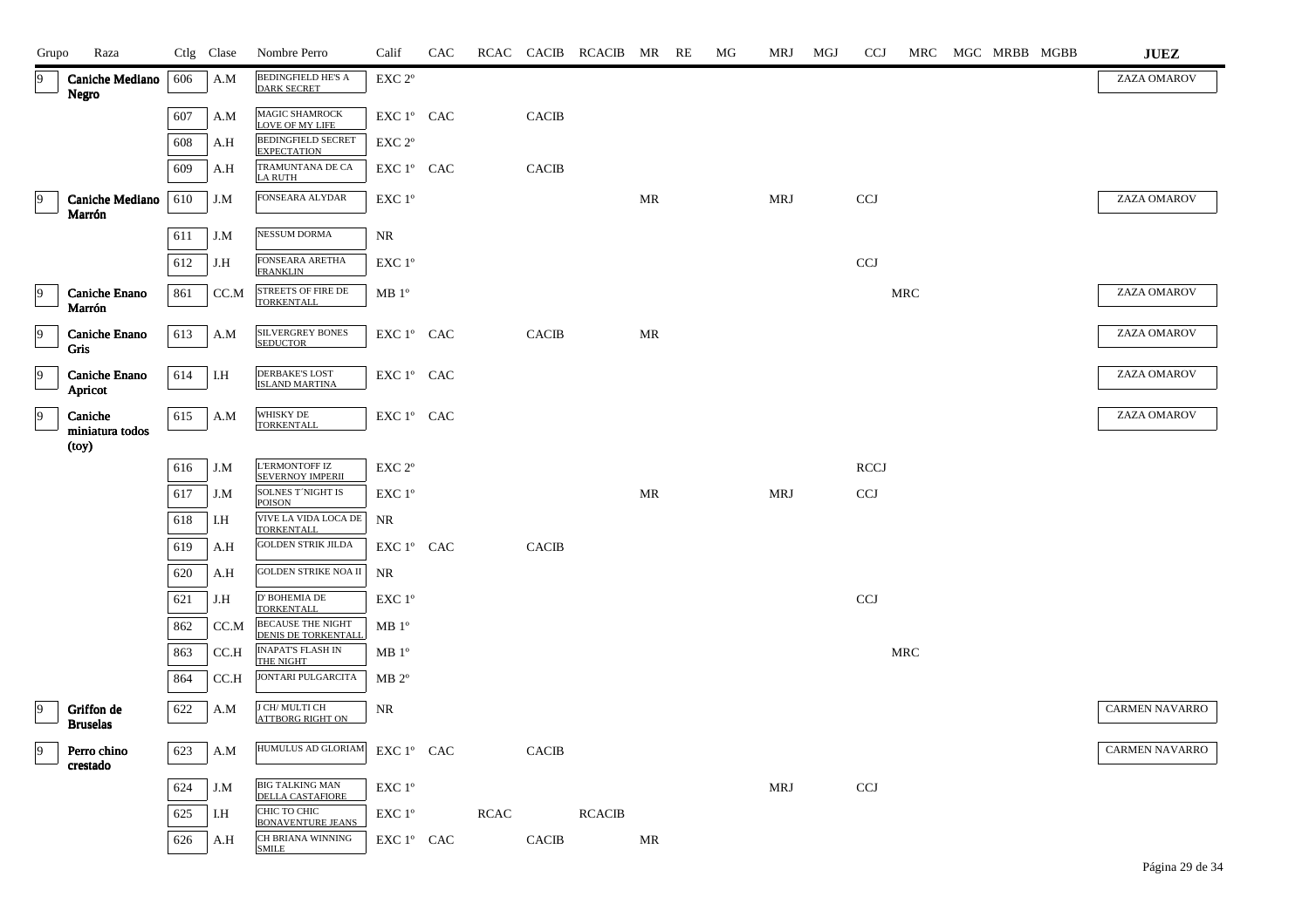| Grupo | Raza | Ctlg | Clase | Nombre Perro | Calif | CAC | RCAC | CACIB | RCACIB | MR | RE | MG | MRJ | MGJ | CCJ | MRC | MGC | MRBB | MGBB | JUEZ |
|---|---|---|---|---|---|---|---|---|---|---|---|---|---|---|---|---|---|---|---|---|
| 9 | Caniche Mediano Negro | 606 | A.M | BEDINGFIELD HE'S A DARK SECRET | EXC 2º | | | | | | | | | | | | | | | ZAZA OMAROV |
| | | 607 | A.M | MAGIC SHAMROCK LOVE OF MY LIFE | EXC 1º | CAC | | CACIB | | | | | | | | | | | | |
| | | 608 | A.H | BEDINGFIELD SECRET EXPECTATION | EXC 2º | | | | | | | | | | | | | | | |
| | | 609 | A.H | TRAMUNTANA DE CA LA RUTH | EXC 1º | CAC | | CACIB | | | | | | | | | | | | |
| 9 | Caniche Mediano Marrón | 610 | J.M | FONSEARA ALYDAR | EXC 1º | | | | | MR | | | MRJ | | CCJ | | | | | ZAZA OMAROV |
| | | 611 | J.M | NESSUM DORMA | NR | | | | | | | | | | | | | | | |
| | | 612 | J.H | FONSEARA ARETHA FRANKLIN | EXC 1º | | | | | | | | | | CCJ | | | | | |
| 9 | Caniche Enano Marrón | 861 | CC.M | STREETS OF FIRE DE TORKENTALL | MB 1º | | | | | | | | | | | MRC | | | | ZAZA OMAROV |
| 9 | Caniche Enano Gris | 613 | A.M | SILVERGREY BONES SEDUCTOR | EXC 1º | CAC | | CACIB | | MR | | | | | | | | | | ZAZA OMAROV |
| 9 | Caniche Enano Apricot | 614 | I.H | DERBAKE'S LOST ISLAND MARTINA | EXC 1º | CAC | | | | | | | | | | | | | | ZAZA OMAROV |
| 9 | Caniche miniatura todos (toy) | 615 | A.M | WHISKY DE TORKENTALL | EXC 1º | CAC | | | | | | | | | | | | | | ZAZA OMAROV |
| | | 616 | J.M | L'ERMONTOFF IZ SEVERNOY IMPERII | EXC 2º | | | | | | | | | | RCCJ | | | | | |
| | | 617 | J.M | SOLNES T´NIGHT IS POISON | EXC 1º | | | | | MR | | | MRJ | | CCJ | | | | | |
| | | 618 | I.H | VIVE LA VIDA LOCA DE TORKENTALL | NR | | | | | | | | | | | | | | | |
| | | 619 | A.H | GOLDEN STRIK JILDA | EXC 1º | CAC | | CACIB | | | | | | | | | | | | |
| | | 620 | A.H | GOLDEN STRIKE NOA II | NR | | | | | | | | | | | | | | | |
| | | 621 | J.H | D' BOHEMIA DE TORKENTALL | EXC 1º | | | | | | | | | | CCJ | | | | | |
| | | 862 | CC.M | BECAUSE THE NIGHT DENIS DE TORKENTALL | MB 1º | | | | | | | | | | | | | | | |
| | | 863 | CC.H | INAPAT'S FLASH IN THE NIGHT | MB 1º | | | | | | | | | | | MRC | | | | |
| | | 864 | CC.H | JONTARI PULGARCITA | MB 2º | | | | | | | | | | | | | | | |
| 9 | Griffon de Bruselas | 622 | A.M | J CH/ MULTI CH ATTBORG RIGHT ON | NR | | | | | | | | | | | | | | | CARMEN NAVARRO |
| 9 | Perro chino crestado | 623 | A.M | HUMULUS AD GLORIAM | EXC 1º | CAC | | CACIB | | | | | | | | | | | | CARMEN NAVARRO |
| | | 624 | J.M | BIG TALKING MAN DELLA CASTAFIORE | EXC 1º | | | | | | | | MRJ | | CCJ | | | | | |
| | | 625 | I.H | CHIC TO CHIC BONAVENTURE JEANS | EXC 1º | | RCAC | | RCACIB | | | | | | | | | | | |
| | | 626 | A.H | CH BRIANA WINNING SMILE | EXC 1º | CAC | | CACIB | | MR | | | | | | | | | | |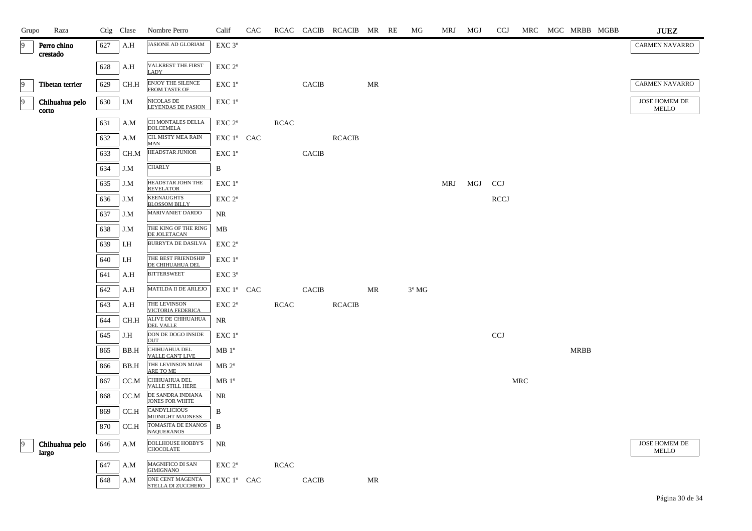| Grupo | Raza | Ctlg | Clase | Nombre Perro | Calif | CAC | RCAC | CACIB | RCACIB | MR | RE | MG | MRJ | MGJ | CCJ | MRC | MGC | MRBB | MGBB | JUEZ |
|---|---|---|---|---|---|---|---|---|---|---|---|---|---|---|---|---|---|---|---|---|
| 9 | Perro chino crestado | 627 | A.H | JASIONE AD GLORIAM | EXC 3º | | | | | | | | | | | | | | | CARMEN NAVARRO |
| | | 628 | A.H | VALKREST THE FIRST LADY | EXC 2º | | | | | | | | | | | | | | | |
| 9 | Tibetan terrier | 629 | CH.H | ENJOY THE SILENCE FROM TASTE OF | EXC 1º | | | CACIB | | MR | | | | | | | | | | CARMEN NAVARRO |
| 9 | Chihuahua pelo corto | 630 | I.M | NICOLAS DE LEYENDAS DE PASION | EXC 1º | | | | | | | | | | | | | | | JOSE HOMEM DE MELLO |
| | | 631 | A.M | CH MONTALES DELLA DOLCEMELA | EXC 2º | | RCAC | | | | | | | | | | | | | |
| | | 632 | A.M | CH. MISTY MEA RAIN MAN | EXC 1º | CAC | | | RCACIB | | | | | | | | | | | |
| | | 633 | CH.M | HEADSTAR JUNIOR | EXC 1º | | | CACIB | | | | | | | | | | | | |
| | | 634 | J.M | CHARLY | B | | | | | | | | | | | | | | | |
| | | 635 | J.M | HEADSTAR JOHN THE REVELATOR | EXC 1º | | | | | | | | MRJ | MGJ | CCJ | | | | | |
| | | 636 | J.M | KEENAUGHTS BLOSSOM BILLY | EXC 2º | | | | | | | | | | RCCJ | | | | | |
| | | 637 | J.M | MARIVANIET DARDO | NR | | | | | | | | | | | | | | | |
| | | 638 | J.M | THE KING OF THE RING DE JOLETACAN | MB | | | | | | | | | | | | | | | |
| | | 639 | I.H | BURRYTA DE DASILVA | EXC 2º | | | | | | | | | | | | | | | |
| | | 640 | I.H | THE BEST FRIENDSHIP DE CHIHUAHUA DEL | EXC 1º | | | | | | | | | | | | | | | |
| | | 641 | A.H | BITTERSWEET | EXC 3º | | | | | | | | | | | | | | | |
| | | 642 | A.H | MATILDA II DE ARLEJO | EXC 1º | CAC | | CACIB | | MR | | 3º MG | | | | | | | | |
| | | 643 | A.H | THE LEVINSON VICTORIA FEDERICA | EXC 2º | | RCAC | | RCACIB | | | | | | | | | | | |
| | | 644 | CH.H | ALIVE DE CHIHUAHUA DEL VALLE | NR | | | | | | | | | | | | | | | |
| | | 645 | J.H | DON DE DOGO INSIDE OUT | EXC 1º | | | | | | | | | | CCJ | | | | | |
| | | 865 | BB.H | CHIHUAHUA DEL VALLE CAN'T LIVE | MB 1º | | | | | | | | | | | | | MRBB | | |
| | | 866 | BB.H | THE LEVINSON MIAH ARE TO ME | MB 2º | | | | | | | | | | | | | | | |
| | | 867 | CC.M | CHIHUAHUA DEL VALLE STILL HERE | MB 1º | | | | | | | | | | | MRC | | | | |
| | | 868 | CC.M | DE SANDRA INDIANA JONES FOR WHITE | NR | | | | | | | | | | | | | | | |
| | | 869 | CC.H | CANDYLICIOUS MIDNIGHT MADNESS | B | | | | | | | | | | | | | | | |
| | | 870 | CC.H | TOMASITA DE ENANOS NAQUERANOS | B | | | | | | | | | | | | | | | |
| 9 | Chihuahua pelo largo | 646 | A.M | DOLLHOUSE HOBBY'S CHOCOLATE | NR | | | | | | | | | | | | | | | JOSE HOMEM DE MELLO |
| | | 647 | A.M | MAGNIFICO DI SAN GIMIGNANO | EXC 2º | | RCAC | | | | | | | | | | | | | |
| | | 648 | A.M | ONE CENT MAGENTA STELLA DI ZUCCHERO | EXC 1º | CAC | | CACIB | | MR | | | | | | | | | | |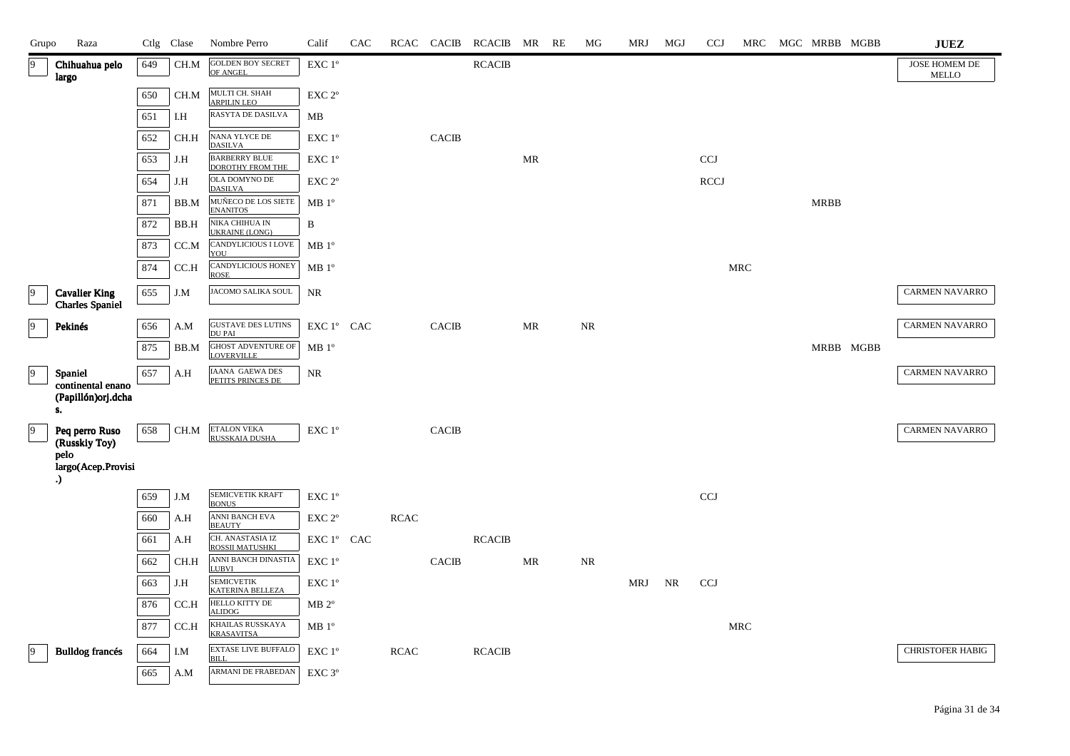| Grupo | Raza | Ctlg | Clase | Nombre Perro | Calif | CAC | RCAC | CACIB | RCACIB | MR | RE | MG | MRJ | MGJ | CCJ | MRC | MGC | MRBB | MGBB | JUEZ |
|---|---|---|---|---|---|---|---|---|---|---|---|---|---|---|---|---|---|---|---|---|
| 9 | **Chihuahua pelo largo** | 649 | CH.M | GOLDEN BOY SECRET OF ANGEL | EXC 1º | | | | RCACIB | | | | | | | | | | | JOSE HOMEM DE MELLO |
| | | 650 | CH.M | MULTI CH. SHAH ARPILIN LEO | EXC 2º | | | | | | | | | | | | | | | |
| | | 651 | I.H | RASYTA DE DASILVA | MB | | | | | | | | | | | | | | | |
| | | 652 | CH.H | NANA YLYCE DE DASILVA | EXC 1º | | | CACIB | | | | | | | | | | | | |
| | | 653 | J.H | BARBERRY BLUE DOROTHY FROM THE | EXC 1º | | | | | MR | | | | | CCJ | | | | | |
| | | 654 | J.H | OLA DOMYNO DE DASILVA | EXC 2º | | | | | | | | | | RCCJ | | | | | |
| | | 871 | BB.M | MUÑECO DE LOS SIETE ENANITOS | MB 1º | | | | | | | | | | | | | MRBB | | |
| | | 872 | BB.H | NIKA CHIHUA IN UKRAINE (LONG) | B | | | | | | | | | | | | | | | |
| | | 873 | CC.M | CANDYLICIOUS I LOVE YOU | MB 1º | | | | | | | | | | | | | | | |
| | | 874 | CC.H | CANDYLICIOUS HONEY ROSE | MB 1º | | | | | | | | | | | MRC | | | | |
| 9 | **Cavalier King Charles Spaniel** | 655 | J.M | JACOMO SALIKA SOUL | NR | | | | | | | | | | | | | | | CARMEN NAVARRO |
| 9 | **Pekinés** | 656 | A.M | GUSTAVE DES LUTINS DU PAI | EXC 1º | CAC | | CACIB | | MR | | NR | | | | | | | | CARMEN NAVARRO |
| | | 875 | BB.M | GHOST ADVENTURE OF LOVERVILLE | MB 1º | | | | | | | | | | | | | MRBB | MGBB | |
| 9 | **Spaniel continental enano (Papillón)orj.dchas.** | 657 | A.H | IAANA GAEWA DES PETITS PRINCES DE | NR | | | | | | | | | | | | | | | CARMEN NAVARRO |
| 9 | **Peq perro Ruso (Russkiy Toy) pelo largo(Acep.Provisi.)** | 658 | CH.M | ETALON VEKA RUSSKAIA DUSHA | EXC 1º | | | CACIB | | | | | | | | | | | | CARMEN NAVARRO |
| | | 659 | J.M | SEMICVETIK KRAFT BONUS | EXC 1º | | | | | | | | | | CCJ | | | | | |
| | | 660 | A.H | ANNI BANCH EVA BEAUTY | EXC 2º | | RCAC | | | | | | | | | | | | | |
| | | 661 | A.H | CH. ANASTASIA IZ ROSSII MATUSHKI | EXC 1º | CAC | | | RCACIB | | | | | | | | | | | |
| | | 662 | CH.H | ANNI BANCH DINASTIA LUBVI | EXC 1º | | | CACIB | | MR | | NR | | | | | | | | |
| | | 663 | J.H | SEMICVETIK KATERINA BELLEZA | EXC 1º | | | | | | | | MRJ | NR | CCJ | | | | | |
| | | 876 | CC.H | HELLO KITTY DE ALIDOG | MB 2º | | | | | | | | | | | | | | | |
| | | 877 | CC.H | KHAILAS RUSSKAYA KRASAVITSA | MB 1º | | | | | | | | | | | MRC | | | | |
| 9 | **Bulldog francés** | 664 | I.M | EXTASE LIVE BUFFALO BILL | EXC 1º | | RCAC | | RCACIB | | | | | | | | | | | CHRISTOFER HABIG |
| | | 665 | A.M | ARMANI DE FRABEDAN | EXC 3º | | | | | | | | | | | | | | | |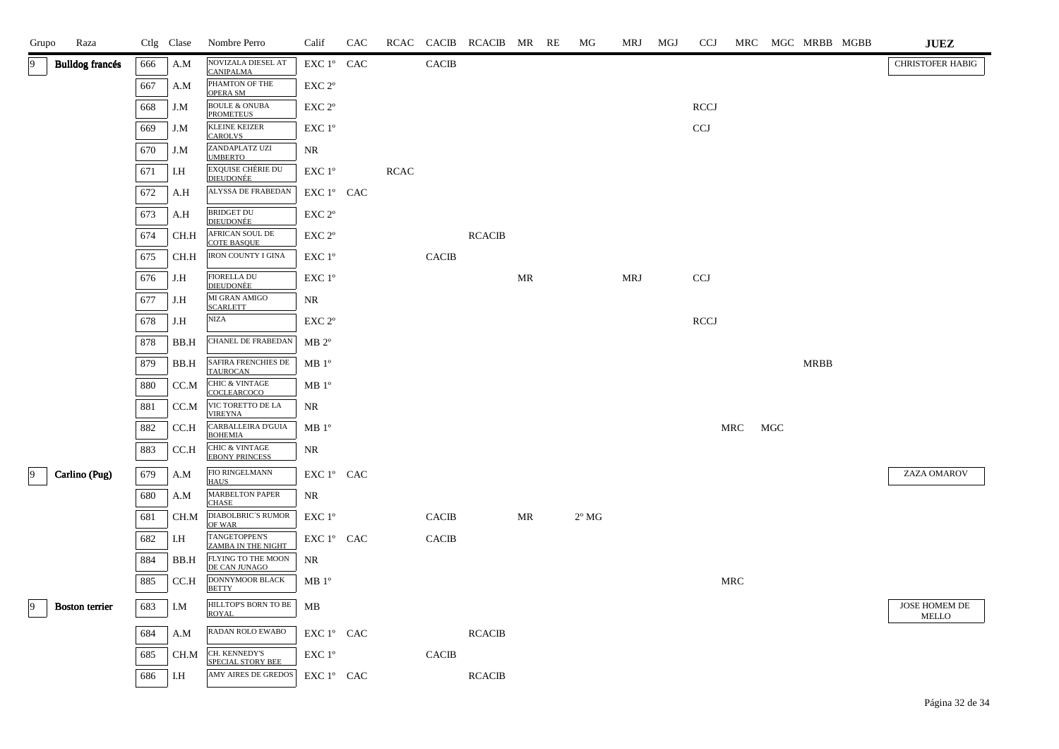| Grupo | Raza | Ctlg | Clase | Nombre Perro | Calif | CAC | RCAC | CACIB | RCACIB | MR | RE | MG | MRJ | MGJ | CCJ | MRC | MGC | MRBB | MGBB | JUEZ |
|---|---|---|---|---|---|---|---|---|---|---|---|---|---|---|---|---|---|---|---|---|
| 9 | Bulldog francés | 666 | A.M | NOVIZALA DIESEL AT CANIPALMA | EXC 1º | CAC | | CACIB | | | | | | | | | | | | CHRISTOFER HABIG |
| | | 667 | A.M | PHAMTON OF THE OPERA SM | EXC 2º | | | | | | | | | | | | | | | |
| | | 668 | J.M | BOULE & ONUBA PROMETEUS | EXC 2º | | | | | | | | | | RCCJ | | | | | |
| | | 669 | J.M | KLEINE KEIZER CAROLVS | EXC 1º | | | | | | | | | | CCJ | | | | | |
| | | 670 | J.M | ZANDAPLATZ UZI UMBERTO | NR | | | | | | | | | | | | | | | |
| | | 671 | I.H | EXQUISE CHÉRIE DU DIEUDONÈE | EXC 1º | | RCAC | | | | | | | | | | | | | |
| | | 672 | A.H | ALYSSA DE FRABEDAN | EXC 1º | CAC | | | | | | | | | | | | | | |
| | | 673 | A.H | BRIDGET DU DIEUDONÈE | EXC 2º | | | | | | | | | | | | | | | |
| | | 674 | CH.H | AFRICAN SOUL DE COTE BASQUE | EXC 2º | | | | RCACIB | | | | | | | | | | | |
| | | 675 | CH.H | IRON COUNTY I GINA | EXC 1º | | | CACIB | | | | | | | | | | | | |
| | | 676 | J.H | FIORELLA DU DIEUDONÈE | EXC 1º | | | | | MR | | | MRJ | | CCJ | | | | | |
| | | 677 | J.H | MI GRAN AMIGO SCARLETT | NR | | | | | | | | | | | | | | | |
| | | 678 | J.H | NIZA | EXC 2º | | | | | | | | | | RCCJ | | | | | |
| | | 878 | BB.H | CHANEL DE FRABEDAN | MB 2º | | | | | | | | | | | | | | | |
| | | 879 | BB.H | SAFIRA FRENCHIES DE TAUROCAN | MB 1º | | | | | | | | | | | | | MRBB | | |
| | | 880 | CC.M | CHIC & VINTAGE COCLEARCOCO | MB 1º | | | | | | | | | | | | | | | |
| | | 881 | CC.M | VIC TORETTO DE LA VIREYNA | NR | | | | | | | | | | | | | | | |
| | | 882 | CC.H | CARBALLEIRA D'GUIA BOHEMIA | MB 1º | | | | | | | | | | | MRC | MGC | | | |
| | | 883 | CC.H | CHIC & VINTAGE EBONY PRINCESS | NR | | | | | | | | | | | | | | | |
| 9 | Carlino (Pug) | 679 | A.M | FIO RINGELMANN HAUS | EXC 1º | CAC | | | | | | | | | | | | | | ZAZA OMAROV |
| | | 680 | A.M | MARBELTON PAPER CHASE | NR | | | | | | | | | | | | | | | |
| | | 681 | CH.M | DIABOLBRIC´S RUMOR OF WAR | EXC 1º | | | CACIB | | MR | | 2º MG | | | | | | | | |
| | | 682 | I.H | TANGETOPPEN'S ZAMBA IN THE NIGHT | EXC 1º | CAC | | CACIB | | | | | | | | | | | | |
| | | 884 | BB.H | FLYING TO THE MOON DE CAN JUNAGO | NR | | | | | | | | | | | | | | | |
| | | 885 | CC.H | DONNYMOOR BLACK BETTY | MB 1º | | | | | | | | | | | MRC | | | | |
| 9 | Boston terrier | 683 | I.M | HILLTOP'S BORN TO BE ROYAL | MB | | | | | | | | | | | | | | | JOSE HOMEM DE MELLO |
| | | 684 | A.M | RADAN ROLO EWABO | EXC 1º | CAC | | | RCACIB | | | | | | | | | | | |
| | | 685 | CH.M | CH. KENNEDY'S SPECIAL STORY BEE | EXC 1º | | | CACIB | | | | | | | | | | | | |
| | | 686 | I.H | AMY AIRES DE GREDOS | EXC 1º | CAC | | | RCACIB | | | | | | | | | | | |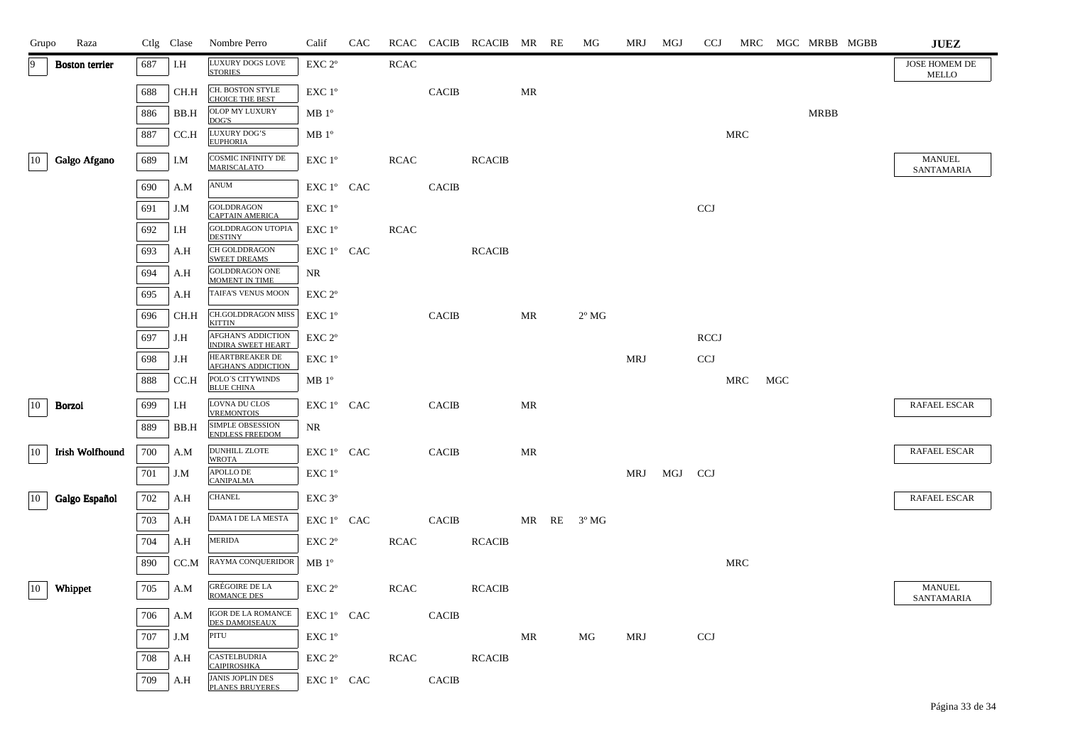| Grupo | Raza | Ctlg | Clase | Nombre Perro | Calif | CAC | RCAC | CACIB | RCACIB | MR | RE | MG | MRJ | MGJ | CCJ | MRC | MGC | MRBB | MGBB | JUEZ |
|---|---|---|---|---|---|---|---|---|---|---|---|---|---|---|---|---|---|---|---|---|
| 9 | Boston terrier | 687 | I.H | LUXURY DOGS LOVE STORIES | EXC 2º | | RCAC | | | | | | | | | | | | | JOSE HOMEM DE MELLO |
| | | 688 | CH.H | CH. BOSTON STYLE CHOICE THE BEST | EXC 1º | | | CACIB | | MR | | | | | | | | | | |
| | | 886 | BB.H | OLOP MY LUXURY DOG'S | MB 1º | | | | | | | | | | | | | MRBB | | |
| | | 887 | CC.H | LUXURY DOG'S EUPHORIA | MB 1º | | | | | | | | | | | MRC | | | | |
| 10 | Galgo Afgano | 689 | I.M | COSMIC INFINITY DE MARISCALATO | EXC 1º | | RCAC | | RCACIB | | | | | | | | | | | MANUEL SANTAMARIA |
| | | 690 | A.M | ANUM | EXC 1º | CAC | | CACIB | | | | | | | | | | | | |
| | | 691 | J.M | GOLDDRAGON CAPTAIN AMERICA | EXC 1º | | | | | | | | | | CCJ | | | | | |
| | | 692 | I.H | GOLDDRAGON UTOPIA DESTINY | EXC 1º | | RCAC | | | | | | | | | | | | | |
| | | 693 | A.H | CH GOLDDRAGON SWEET DREAMS | EXC 1º | CAC | | | RCACIB | | | | | | | | | | | |
| | | 694 | A.H | GOLDDRAGON ONE MOMENT IN TIME | NR | | | | | | | | | | | | | | | |
| | | 695 | A.H | TAIFA'S VENUS MOON | EXC 2º | | | | | | | | | | | | | | | |
| | | 696 | CH.H | CH.GOLDDRAGON MISS KITTIN | EXC 1º | | | CACIB | | MR | | 2º MG | | | | | | | | |
| | | 697 | J.H | AFGHAN'S ADDICTION INDIRA SWEET HEART | EXC 2º | | | | | | | | | | RCCJ | | | | | |
| | | 698 | J.H | HEARTBREAKER DE AFGHAN'S ADDICTION | EXC 1º | | | | | | | | MRJ | | CCJ | | | | | |
| | | 888 | CC.H | POLO´S CITYWINDS BLUE CHINA | MB 1º | | | | | | | | | | | MRC | MGC | | | |
| 10 | Borzoi | 699 | I.H | LOVNA DU CLOS VREMONTOIS | EXC 1º | CAC | | CACIB | | MR | | | | | | | | | | RAFAEL ESCAR |
| | | 889 | BB.H | SIMPLE OBSESSION ENDLESS FREEDOM | NR | | | | | | | | | | | | | | | |
| 10 | Irish Wolfhound | 700 | A.M | DUNHILL ZLOTE WROTA | EXC 1º | CAC | | CACIB | | MR | | | | | | | | | | RAFAEL ESCAR |
| | | 701 | J.M | APOLLO DE CANIPALMA | EXC 1º | | | | | | | | MRJ | MGJ | CCJ | | | | | |
| 10 | Galgo Español | 702 | A.H | CHANEL | EXC 3º | | | | | | | | | | | | | | | RAFAEL ESCAR |
| | | 703 | A.H | DAMA I DE LA MESTA | EXC 1º | CAC | | CACIB | | MR | RE | 3º MG | | | | | | | | |
| | | 704 | A.H | MERIDA | EXC 2º | | RCAC | | RCACIB | | | | | | | | | | | |
| | | 890 | CC.M | RAYMA CONQUERIDOR | MB 1º | | | | | | | | | | | MRC | | | | |
| 10 | Whippet | 705 | A.M | GRÉGOIRE DE LA ROMANCE DES | EXC 2º | | RCAC | | RCACIB | | | | | | | | | | | MANUEL SANTAMARIA |
| | | 706 | A.M | IGOR DE LA ROMANCE DES DAMOISEAUX | EXC 1º | CAC | | CACIB | | | | | | | | | | | | |
| | | 707 | J.M | PITU | EXC 1º | | | | | MR | | MG | MRJ | | CCJ | | | | | |
| | | 708 | A.H | CASTELBUDRIA CAIPIROSHKA | EXC 2º | | RCAC | | RCACIB | | | | | | | | | | | |
| | | 709 | A.H | JANIS JOPLIN DES PLANES BRUYERES | EXC 1º | CAC | | CACIB | | | | | | | | | | | | |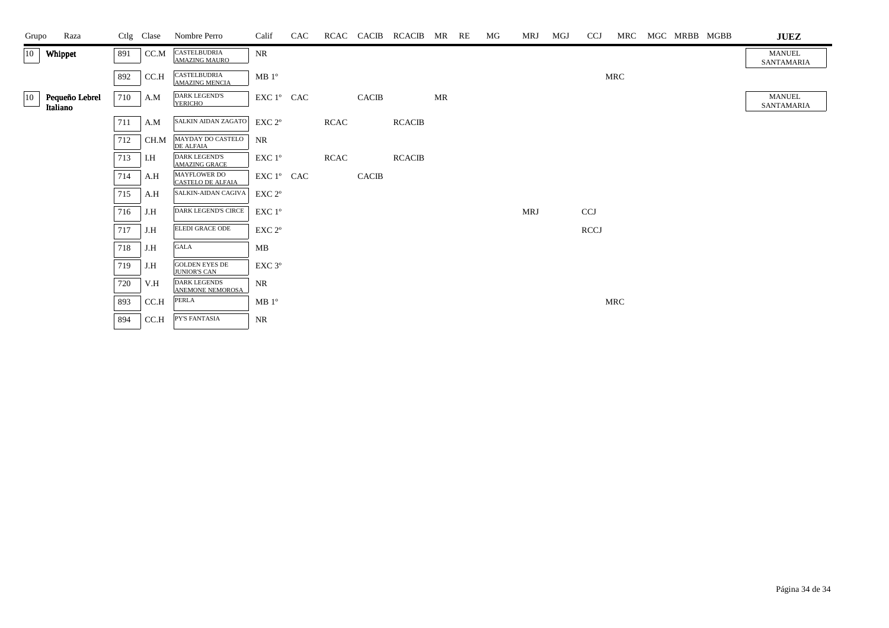| Grupo | Raza | Ctlg | Clase | Nombre Perro | Calif | CAC | RCAC | CACIB | RCACIB | MR | RE | MG | MRJ | MGJ | CCJ | MRC | MGC | MRBB | MGBB | JUEZ |
|---|---|---|---|---|---|---|---|---|---|---|---|---|---|---|---|---|---|---|---|---|
| 10 | **Whippet** | 891 | CC.M | CASTELBUDRIA AMAZING MAURO | NR | | | | | | | | | | | | | | | MANUEL SANTAMARIA |
| | | 892 | CC.H | CASTELBUDRIA AMAZING MENCIA | MB 1º | | | | | | | | | | | MRC | | | | |
| 10 | **Pequeño Lebrel Italiano** | 710 | A.M | DARK LEGEND'S YERICHO | EXC 1º | CAC | | CACIB | | MR | | | | | | | | | | MANUEL SANTAMARIA |
| | | 711 | A.M | SALKIN AIDAN ZAGATO | EXC 2º | | RCAC | | RCACIB | | | | | | | | | | | |
| | | 712 | CH.M | MAYDAY DO CASTELO DE ALFAIA | NR | | | | | | | | | | | | | | | |
| | | 713 | I.H | DARK LEGEND'S AMAZING GRACE | EXC 1º | | RCAC | | RCACIB | | | | | | | | | | | |
| | | 714 | A.H | MAYFLOWER DO CASTELO DE ALFAIA | EXC 1º | CAC | | CACIB | | | | | | | | | | | | |
| | | 715 | A.H | SALKIN-AIDAN CAGIVA | EXC 2º | | | | | | | | | | | | | | | |
| | | 716 | J.H | DARK LEGEND'S CIRCE | EXC 1º | | | | | | | | MRJ | | CCJ | | | | | |
| | | 717 | J.H | ELEDI GRACE ODE | EXC 2º | | | | | | | | | | RCCJ | | | | | |
| | | 718 | J.H | GALA | MB | | | | | | | | | | | | | | | |
| | | 719 | J.H | GOLDEN EYES DE JUNIOR'S CAN | EXC 3º | | | | | | | | | | | | | | | |
| | | 720 | V.H | DARK LEGENDS ANEMONE NEMOROSA | NR | | | | | | | | | | | | | | | |
| | | 893 | CC.H | PERLA | MB 1º | | | | | | | | | | | MRC | | | | |
| | | 894 | CC.H | PY'S FANTASIA | NR | | | | | | | | | | | | | | | |